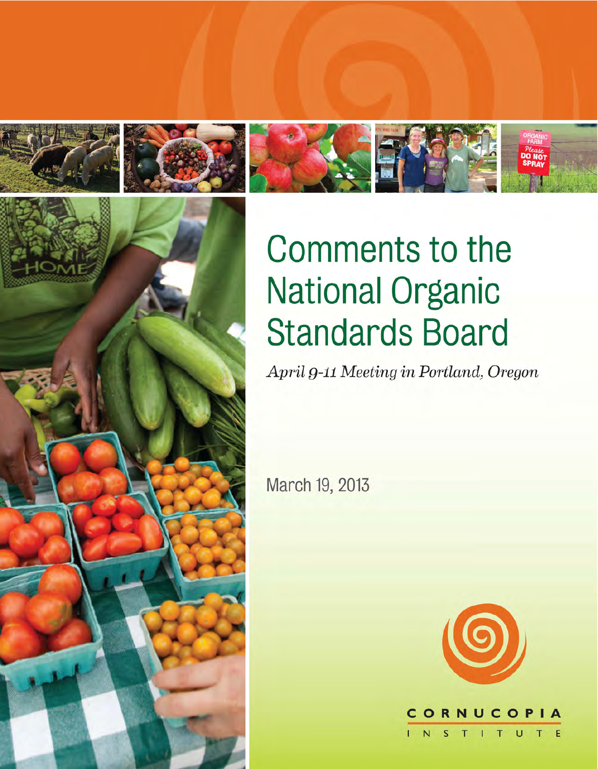# Comments to the National Organic Standards Board

*April 9-11 Meeting in Portland, Oregon*

March 19, 2013

CORNUCOPIA INSTITUTE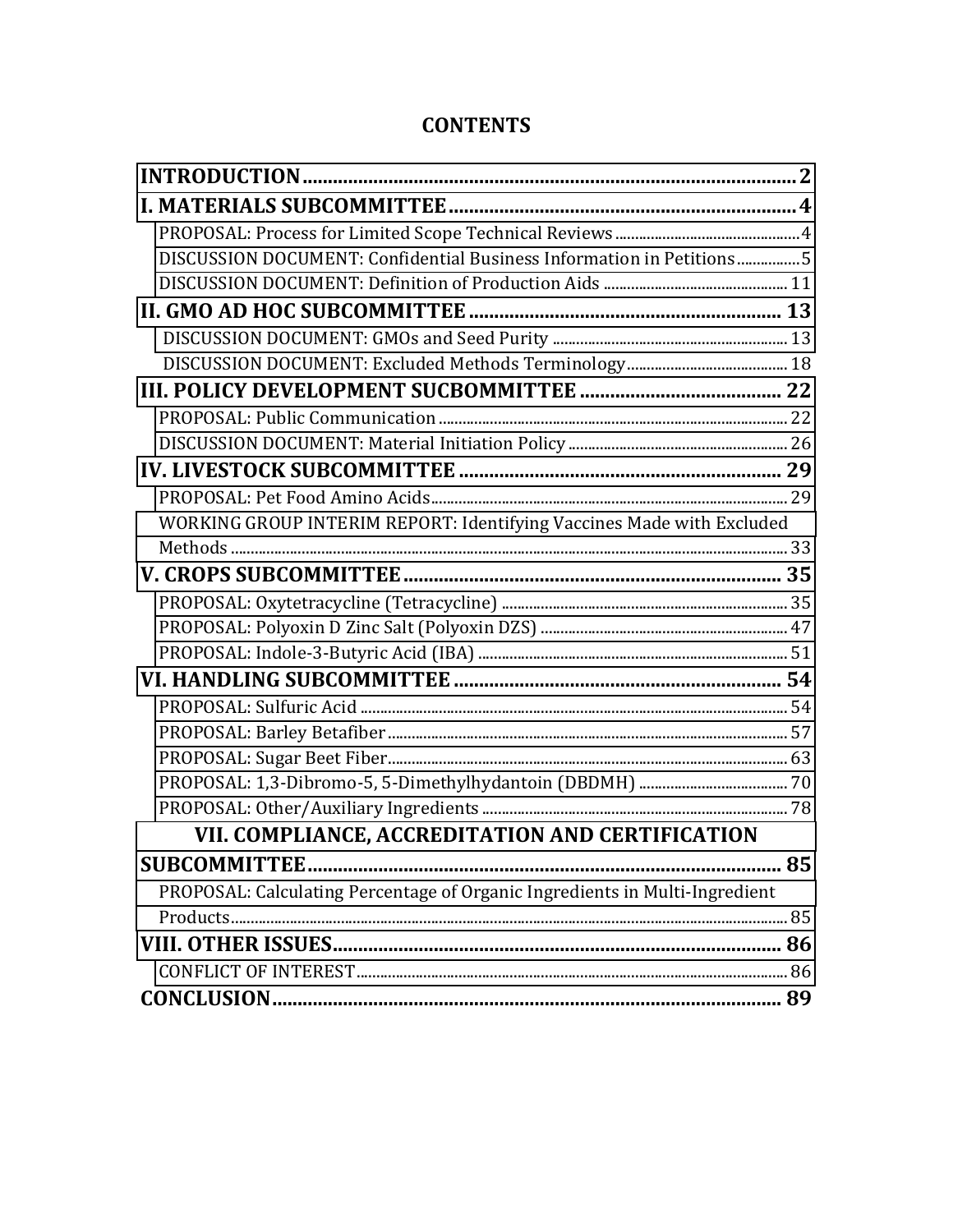# CONTENTS

| | |
|---|---|
| **INTRODUCTION** | **2** |
| **I. MATERIALS SUBCOMMITTEE** | **4** |
| PROPOSAL: Process for Limited Scope Technical Reviews | 4 |
| DISCUSSION DOCUMENT: Confidential Business Information in Petitions | 5 |
| DISCUSSION DOCUMENT: Definition of Production Aids | 11 |
| **II. GMO AD HOC SUBCOMMITTEE** | **13** |
| DISCUSSION DOCUMENT: GMOs and Seed Purity | 13 |
| DISCUSSION DOCUMENT: Excluded Methods Terminology | 18 |
| **III. POLICY DEVELOPMENT SUCBOMMITTEE** | **22** |
| PROPOSAL: Public Communication | 22 |
| DISCUSSION DOCUMENT: Material Initiation Policy | 26 |
| **IV. LIVESTOCK SUBCOMMITTEE** | **29** |
| PROPOSAL: Pet Food Amino Acids | 29 |
| WORKING GROUP INTERIM REPORT: Identifying Vaccines Made with Excluded Methods | 33 |
| **V. CROPS SUBCOMMITTEE** | **35** |
| PROPOSAL: Oxytetracycline (Tetracycline) | 35 |
| PROPOSAL: Polyoxin D Zinc Salt (Polyoxin DZS) | 47 |
| PROPOSAL: Indole-3-Butyric Acid (IBA) | 51 |
| **VI. HANDLING SUBCOMMITTEE** | **54** |
| PROPOSAL: Sulfuric Acid | 54 |
| PROPOSAL: Barley Betafiber | 57 |
| PROPOSAL: Sugar Beet Fiber | 63 |
| PROPOSAL: 1,3-Dibromo-5, 5-Dimethylhydantoin (DBDMH) | 70 |
| PROPOSAL: Other/Auxiliary Ingredients | 78 |
| **VII. COMPLIANCE, ACCREDITATION AND CERTIFICATION SUBCOMMITTEE** | **85** |
| PROPOSAL: Calculating Percentage of Organic Ingredients in Multi-Ingredient Products | 85 |
| **VIII. OTHER ISSUES** | **86** |
| CONFLICT OF INTEREST | 86 |
| **CONCLUSION** | **89** |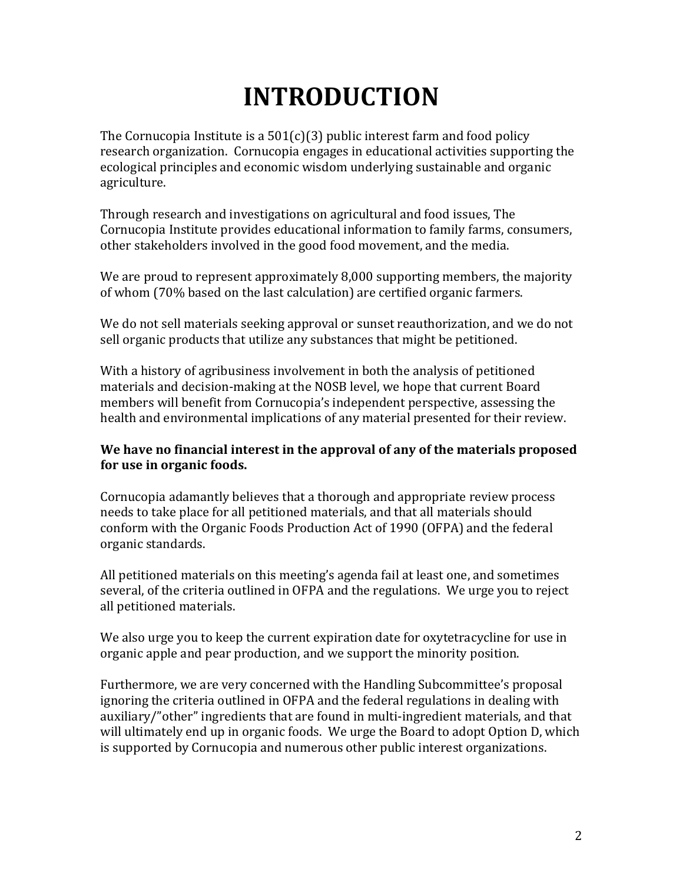# INTRODUCTION

The Cornucopia Institute is a 501(c)(3) public interest farm and food policy research organization. Cornucopia engages in educational activities supporting the ecological principles and economic wisdom underlying sustainable and organic agriculture.

Through research and investigations on agricultural and food issues, The Cornucopia Institute provides educational information to family farms, consumers, other stakeholders involved in the good food movement, and the media.

We are proud to represent approximately 8,000 supporting members, the majority of whom (70% based on the last calculation) are certified organic farmers.

We do not sell materials seeking approval or sunset reauthorization, and we do not sell organic products that utilize any substances that might be petitioned.

With a history of agribusiness involvement in both the analysis of petitioned materials and decision-making at the NOSB level, we hope that current Board members will benefit from Cornucopia's independent perspective, assessing the health and environmental implications of any material presented for their review.

**We have no financial interest in the approval of any of the materials proposed for use in organic foods.**

Cornucopia adamantly believes that a thorough and appropriate review process needs to take place for all petitioned materials, and that all materials should conform with the Organic Foods Production Act of 1990 (OFPA) and the federal organic standards.

All petitioned materials on this meeting's agenda fail at least one, and sometimes several, of the criteria outlined in OFPA and the regulations. We urge you to reject all petitioned materials.

We also urge you to keep the current expiration date for oxytetracycline for use in organic apple and pear production, and we support the minority position.

Furthermore, we are very concerned with the Handling Subcommittee's proposal ignoring the criteria outlined in OFPA and the federal regulations in dealing with auxiliary/"other" ingredients that are found in multi-ingredient materials, and that will ultimately end up in organic foods. We urge the Board to adopt Option D, which is supported by Cornucopia and numerous other public interest organizations.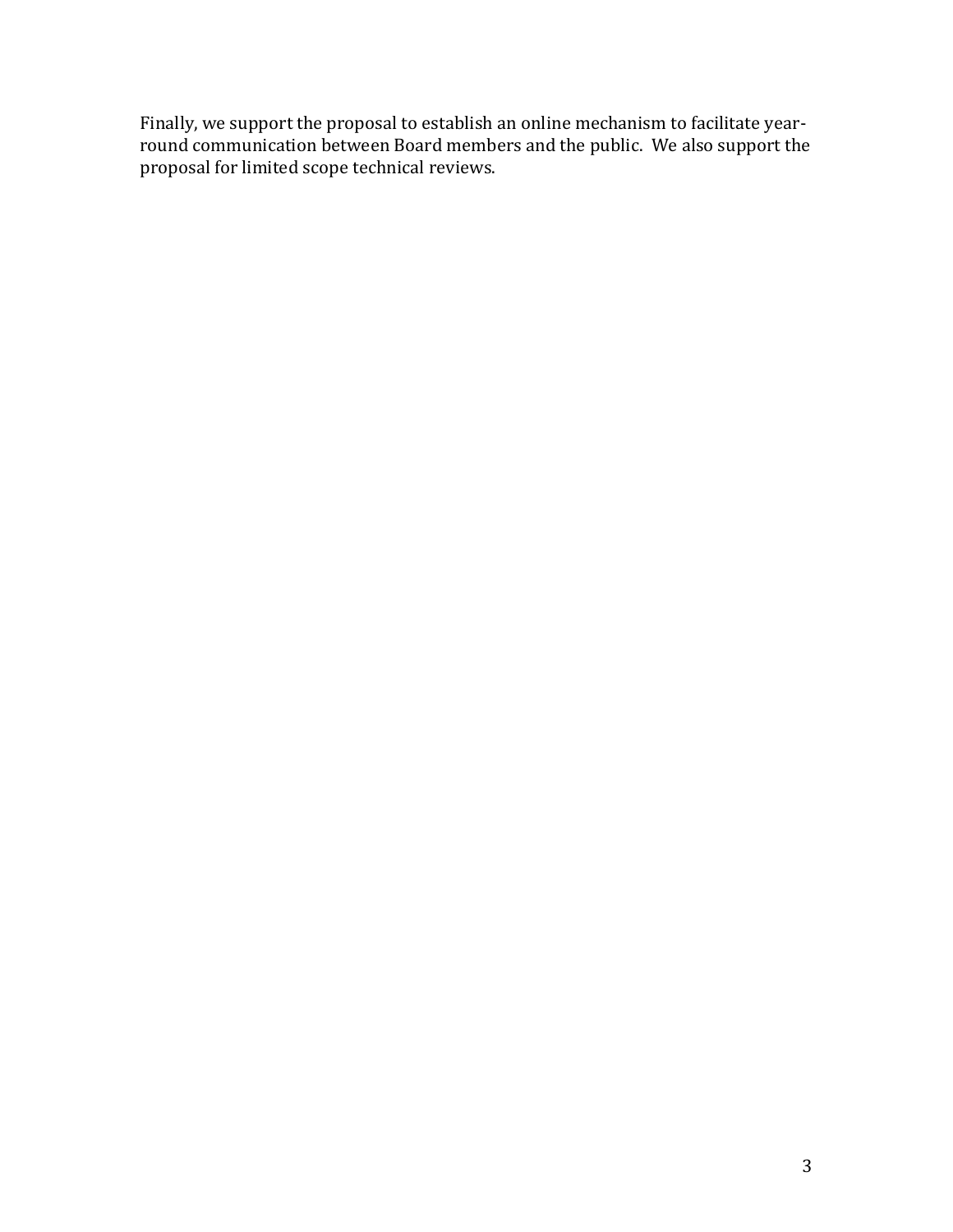Finally, we support the proposal to establish an online mechanism to facilitate year-round communication between Board members and the public. We also support the proposal for limited scope technical reviews.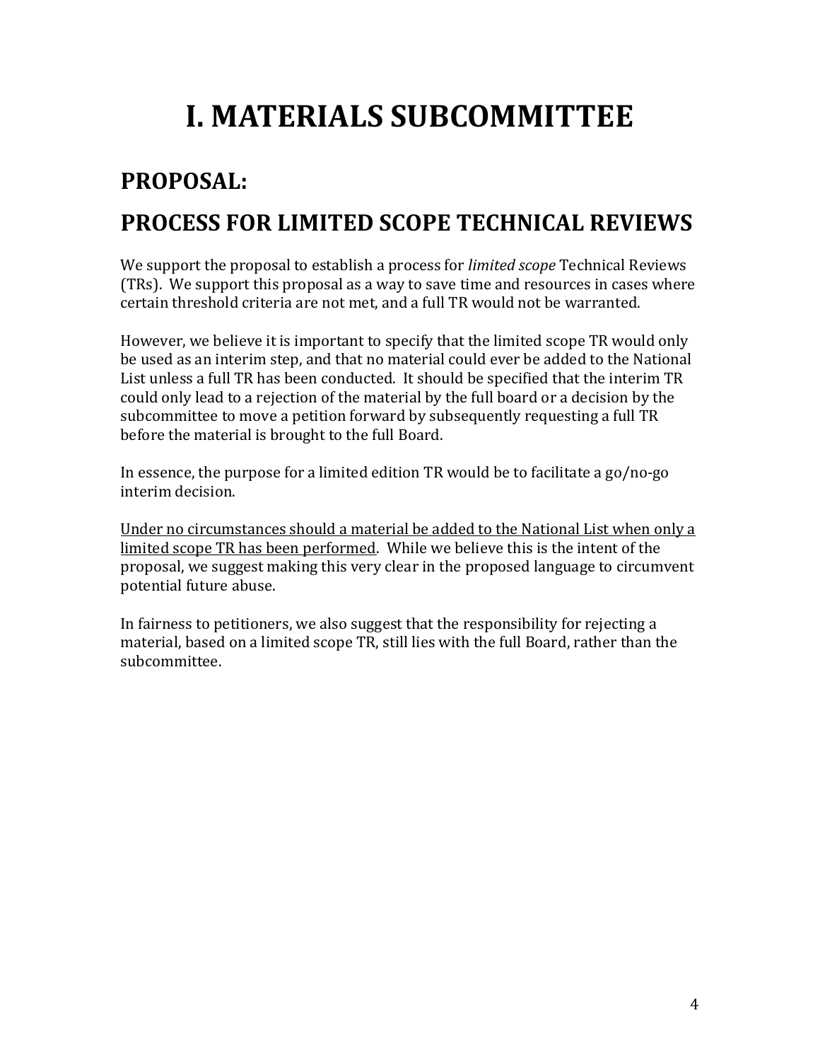# I. MATERIALS SUBCOMMITTEE

## PROPOSAL:

## PROCESS FOR LIMITED SCOPE TECHNICAL REVIEWS

We support the proposal to establish a process for *limited scope* Technical Reviews (TRs). We support this proposal as a way to save time and resources in cases where certain threshold criteria are not met, and a full TR would not be warranted.

However, we believe it is important to specify that the limited scope TR would only be used as an interim step, and that no material could ever be added to the National List unless a full TR has been conducted. It should be specified that the interim TR could only lead to a rejection of the material by the full board or a decision by the subcommittee to move a petition forward by subsequently requesting a full TR before the material is brought to the full Board.

In essence, the purpose for a limited edition TR would be to facilitate a go/no-go interim decision.

<u>Under no circumstances should a material be added to the National List when only a limited scope TR has been performed</u>. While we believe this is the intent of the proposal, we suggest making this very clear in the proposed language to circumvent potential future abuse.

In fairness to petitioners, we also suggest that the responsibility for rejecting a material, based on a limited scope TR, still lies with the full Board, rather than the subcommittee.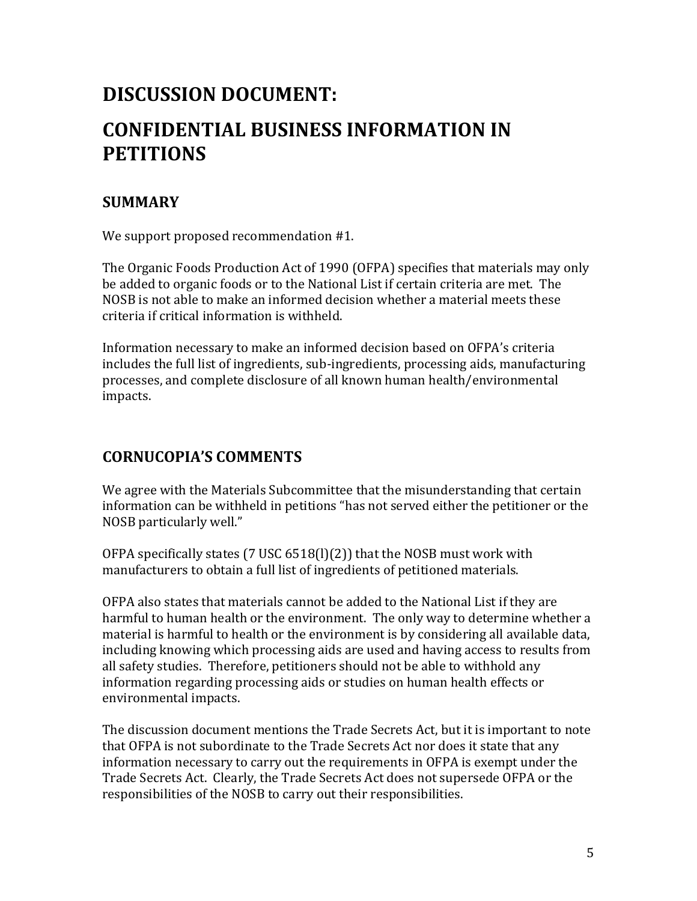# DISCUSSION DOCUMENT:

# CONFIDENTIAL BUSINESS INFORMATION IN PETITIONS

## SUMMARY

We support proposed recommendation #1.

The Organic Foods Production Act of 1990 (OFPA) specifies that materials may only be added to organic foods or to the National List if certain criteria are met. The NOSB is not able to make an informed decision whether a material meets these criteria if critical information is withheld.

Information necessary to make an informed decision based on OFPA's criteria includes the full list of ingredients, sub-ingredients, processing aids, manufacturing processes, and complete disclosure of all known human health/environmental impacts.

## CORNUCOPIA'S COMMENTS

We agree with the Materials Subcommittee that the misunderstanding that certain information can be withheld in petitions "has not served either the petitioner or the NOSB particularly well."

OFPA specifically states (7 USC 6518(l)(2)) that the NOSB must work with manufacturers to obtain a full list of ingredients of petitioned materials.

OFPA also states that materials cannot be added to the National List if they are harmful to human health or the environment. The only way to determine whether a material is harmful to health or the environment is by considering all available data, including knowing which processing aids are used and having access to results from all safety studies. Therefore, petitioners should not be able to withhold any information regarding processing aids or studies on human health effects or environmental impacts.

The discussion document mentions the Trade Secrets Act, but it is important to note that OFPA is not subordinate to the Trade Secrets Act nor does it state that any information necessary to carry out the requirements in OFPA is exempt under the Trade Secrets Act. Clearly, the Trade Secrets Act does not supersede OFPA or the responsibilities of the NOSB to carry out their responsibilities.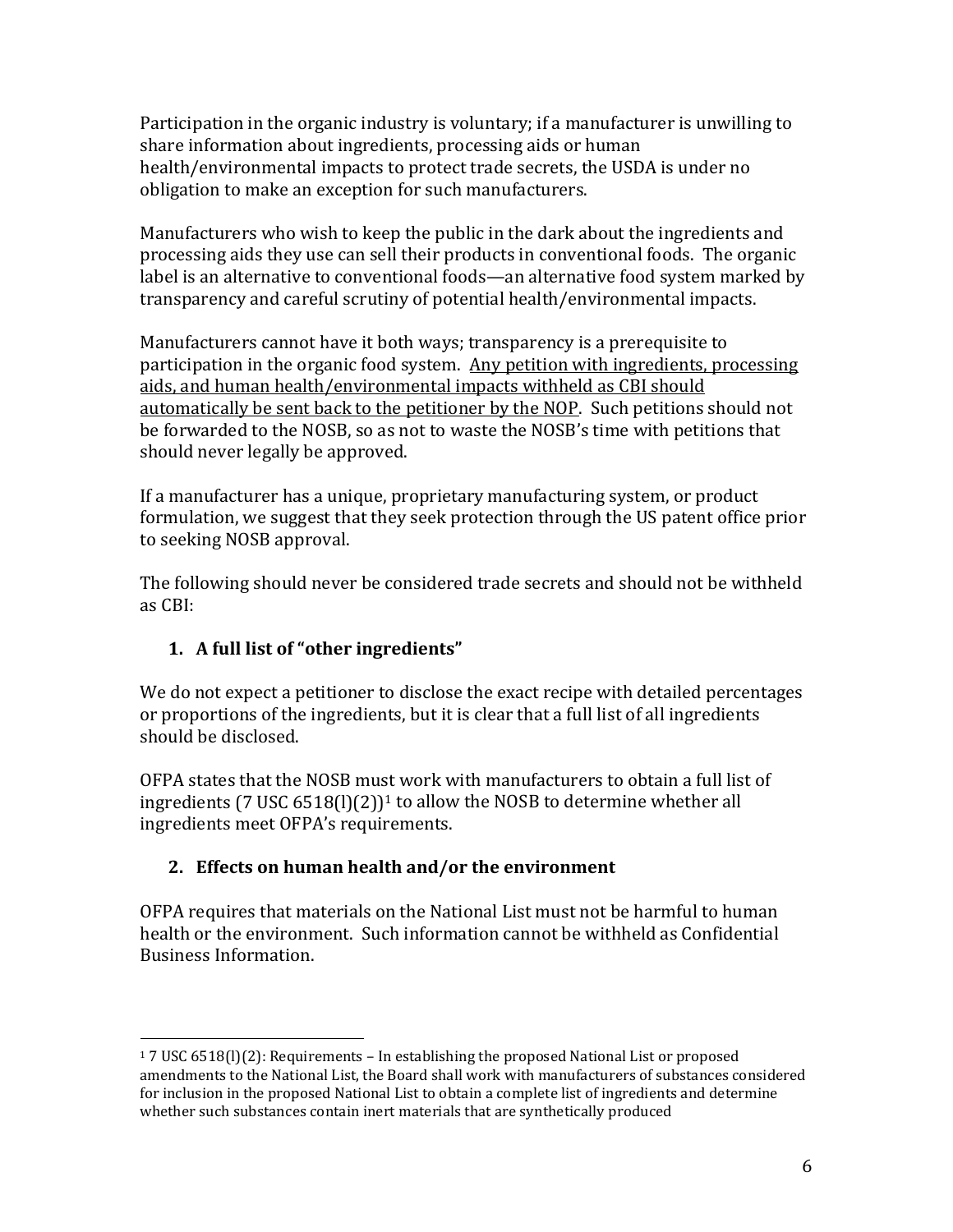Participation in the organic industry is voluntary; if a manufacturer is unwilling to share information about ingredients, processing aids or human health/environmental impacts to protect trade secrets, the USDA is under no obligation to make an exception for such manufacturers.

Manufacturers who wish to keep the public in the dark about the ingredients and processing aids they use can sell their products in conventional foods. The organic label is an alternative to conventional foods—an alternative food system marked by transparency and careful scrutiny of potential health/environmental impacts.

Manufacturers cannot have it both ways; transparency is a prerequisite to participation in the organic food system. <u>Any petition with ingredients, processing aids, and human health/environmental impacts withheld as CBI should automatically be sent back to the petitioner by the NOP</u>. Such petitions should not be forwarded to the NOSB, so as not to waste the NOSB's time with petitions that should never legally be approved.

If a manufacturer has a unique, proprietary manufacturing system, or product formulation, we suggest that they seek protection through the US patent office prior to seeking NOSB approval.

The following should never be considered trade secrets and should not be withheld as CBI:

1. **A full list of "other ingredients"**

We do not expect a petitioner to disclose the exact recipe with detailed percentages or proportions of the ingredients, but it is clear that a full list of all ingredients should be disclosed.

OFPA states that the NOSB must work with manufacturers to obtain a full list of ingredients (7 USC 6518(l)(2))[1] to allow the NOSB to determine whether all ingredients meet OFPA's requirements.

2. **Effects on human health and/or the environment**

OFPA requires that materials on the National List must not be harmful to human health or the environment. Such information cannot be withheld as Confidential Business Information.

---

[1] 7 USC 6518(l)(2): Requirements – In establishing the proposed National List or proposed amendments to the National List, the Board shall work with manufacturers of substances considered for inclusion in the proposed National List to obtain a complete list of ingredients and determine whether such substances contain inert materials that are synthetically produced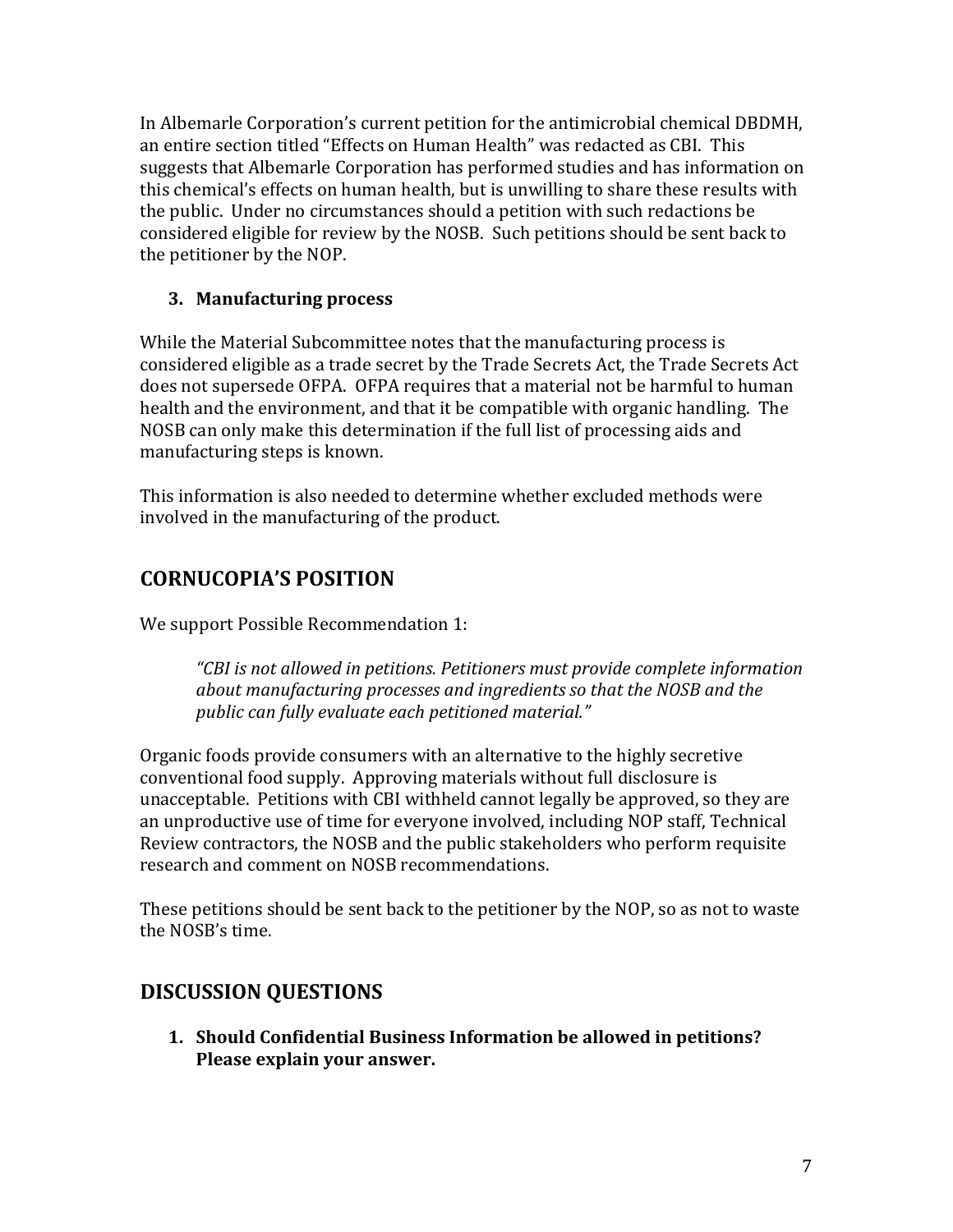In Albemarle Corporation's current petition for the antimicrobial chemical DBDMH, an entire section titled "Effects on Human Health" was redacted as CBI. This suggests that Albemarle Corporation has performed studies and has information on this chemical's effects on human health, but is unwilling to share these results with the public. Under no circumstances should a petition with such redactions be considered eligible for review by the NOSB. Such petitions should be sent back to the petitioner by the NOP.

3. **Manufacturing process**

While the Material Subcommittee notes that the manufacturing process is considered eligible as a trade secret by the Trade Secrets Act, the Trade Secrets Act does not supersede OFPA. OFPA requires that a material not be harmful to human health and the environment, and that it be compatible with organic handling. The NOSB can only make this determination if the full list of processing aids and manufacturing steps is known.

This information is also needed to determine whether excluded methods were involved in the manufacturing of the product.

## CORNUCOPIA'S POSITION

We support Possible Recommendation 1:

> *"CBI is not allowed in petitions. Petitioners must provide complete information about manufacturing processes and ingredients so that the NOSB and the public can fully evaluate each petitioned material."*

Organic foods provide consumers with an alternative to the highly secretive conventional food supply. Approving materials without full disclosure is unacceptable. Petitions with CBI withheld cannot legally be approved, so they are an unproductive use of time for everyone involved, including NOP staff, Technical Review contractors, the NOSB and the public stakeholders who perform requisite research and comment on NOSB recommendations.

These petitions should be sent back to the petitioner by the NOP, so as not to waste the NOSB's time.

## DISCUSSION QUESTIONS

1. **Should Confidential Business Information be allowed in petitions? Please explain your answer.**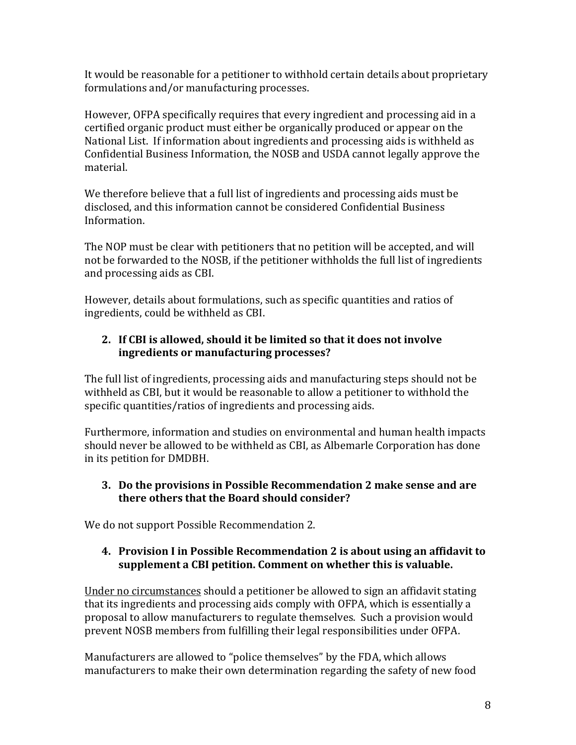It would be reasonable for a petitioner to withhold certain details about proprietary formulations and/or manufacturing processes.

However, OFPA specifically requires that every ingredient and processing aid in a certified organic product must either be organically produced or appear on the National List. If information about ingredients and processing aids is withheld as Confidential Business Information, the NOSB and USDA cannot legally approve the material.

We therefore believe that a full list of ingredients and processing aids must be disclosed, and this information cannot be considered Confidential Business Information.

The NOP must be clear with petitioners that no petition will be accepted, and will not be forwarded to the NOSB, if the petitioner withholds the full list of ingredients and processing aids as CBI.

However, details about formulations, such as specific quantities and ratios of ingredients, could be withheld as CBI.

2. **If CBI is allowed, should it be limited so that it does not involve ingredients or manufacturing processes?**

The full list of ingredients, processing aids and manufacturing steps should not be withheld as CBI, but it would be reasonable to allow a petitioner to withhold the specific quantities/ratios of ingredients and processing aids.

Furthermore, information and studies on environmental and human health impacts should never be allowed to be withheld as CBI, as Albemarle Corporation has done in its petition for DMDBH.

3. **Do the provisions in Possible Recommendation 2 make sense and are there others that the Board should consider?**

We do not support Possible Recommendation 2.

4. **Provision I in Possible Recommendation 2 is about using an affidavit to supplement a CBI petition. Comment on whether this is valuable.**

<u>Under no circumstances</u> should a petitioner be allowed to sign an affidavit stating that its ingredients and processing aids comply with OFPA, which is essentially a proposal to allow manufacturers to regulate themselves. Such a provision would prevent NOSB members from fulfilling their legal responsibilities under OFPA.

Manufacturers are allowed to "police themselves" by the FDA, which allows manufacturers to make their own determination regarding the safety of new food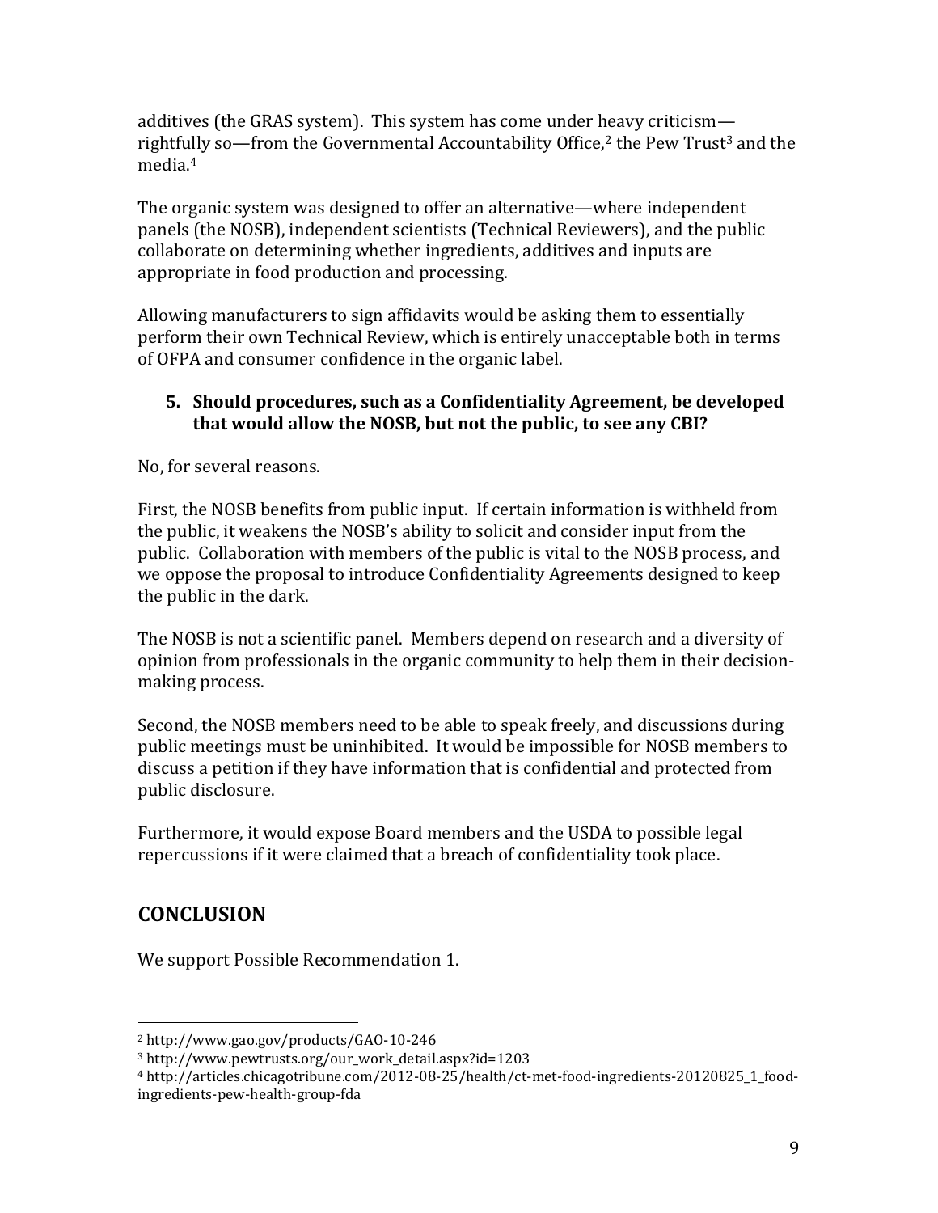additives (the GRAS system). This system has come under heavy criticism—rightfully so—from the Governmental Accountability Office,[2] the Pew Trust[3] and the media.[4]

The organic system was designed to offer an alternative—where independent panels (the NOSB), independent scientists (Technical Reviewers), and the public collaborate on determining whether ingredients, additives and inputs are appropriate in food production and processing.

Allowing manufacturers to sign affidavits would be asking them to essentially perform their own Technical Review, which is entirely unacceptable both in terms of OFPA and consumer confidence in the organic label.

5. **Should procedures, such as a Confidentiality Agreement, be developed that would allow the NOSB, but not the public, to see any CBI?**

No, for several reasons.

First, the NOSB benefits from public input. If certain information is withheld from the public, it weakens the NOSB's ability to solicit and consider input from the public. Collaboration with members of the public is vital to the NOSB process, and we oppose the proposal to introduce Confidentiality Agreements designed to keep the public in the dark.

The NOSB is not a scientific panel. Members depend on research and a diversity of opinion from professionals in the organic community to help them in their decision-making process.

Second, the NOSB members need to be able to speak freely, and discussions during public meetings must be uninhibited. It would be impossible for NOSB members to discuss a petition if they have information that is confidential and protected from public disclosure.

Furthermore, it would expose Board members and the USDA to possible legal repercussions if it were claimed that a breach of confidentiality took place.

## CONCLUSION

We support Possible Recommendation 1.

---

[2] http://www.gao.gov/products/GAO-10-246

[3] http://www.pewtrusts.org/our_work_detail.aspx?id=1203

[4] http://articles.chicagotribune.com/2012-08-25/health/ct-met-food-ingredients-20120825_1_food-ingredients-pew-health-group-fda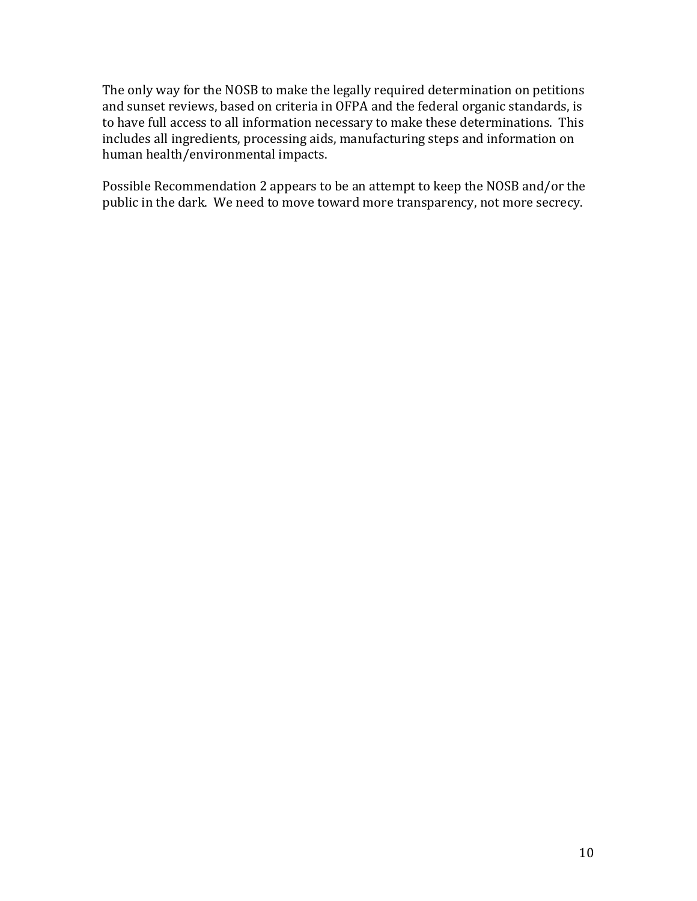The only way for the NOSB to make the legally required determination on petitions and sunset reviews, based on criteria in OFPA and the federal organic standards, is to have full access to all information necessary to make these determinations. This includes all ingredients, processing aids, manufacturing steps and information on human health/environmental impacts.

Possible Recommendation 2 appears to be an attempt to keep the NOSB and/or the public in the dark. We need to move toward more transparency, not more secrecy.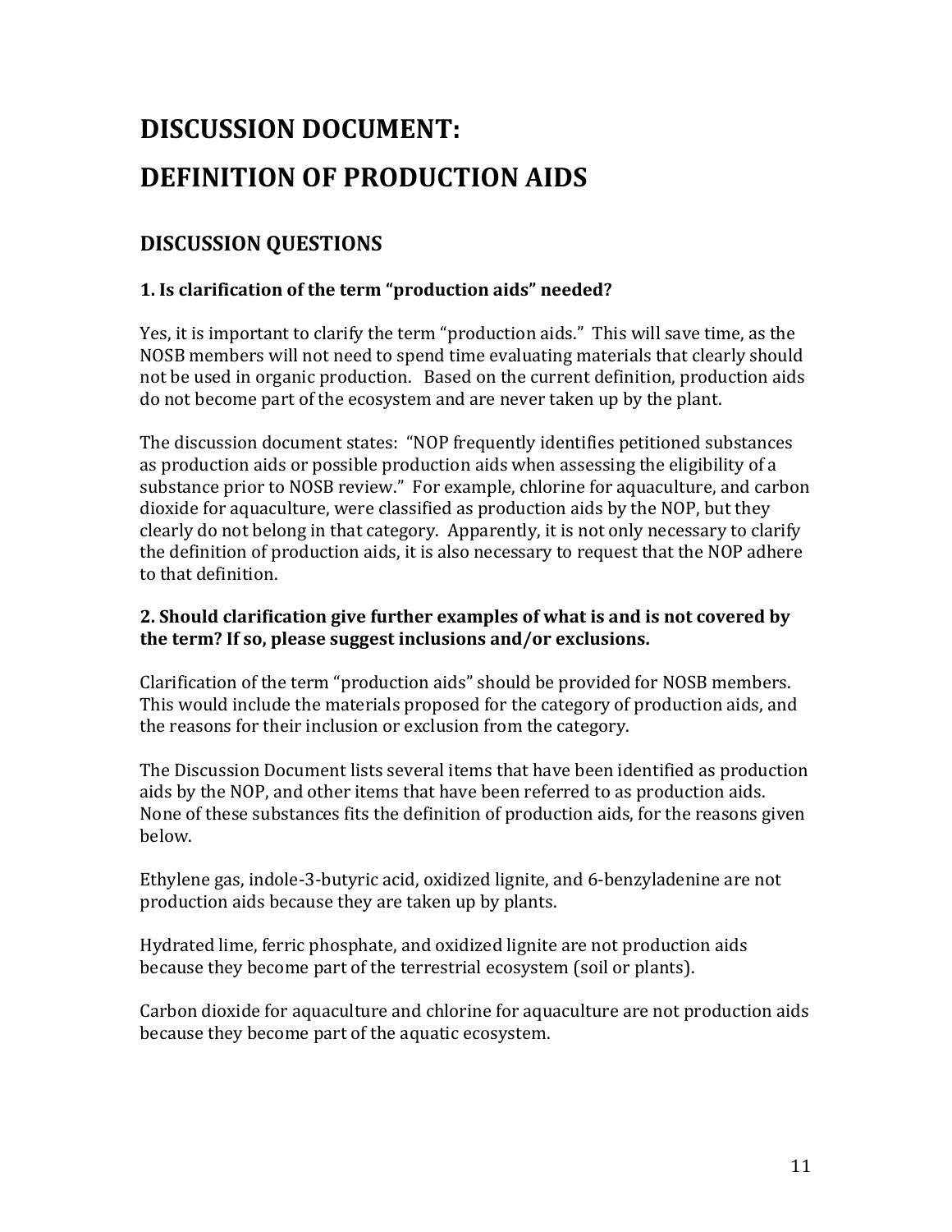# DISCUSSION DOCUMENT:

# DEFINITION OF PRODUCTION AIDS

## DISCUSSION QUESTIONS

### 1. Is clarification of the term "production aids" needed?

Yes, it is important to clarify the term "production aids." This will save time, as the NOSB members will not need to spend time evaluating materials that clearly should not be used in organic production. Based on the current definition, production aids do not become part of the ecosystem and are never taken up by the plant.

The discussion document states: "NOP frequently identifies petitioned substances as production aids or possible production aids when assessing the eligibility of a substance prior to NOSB review." For example, chlorine for aquaculture, and carbon dioxide for aquaculture, were classified as production aids by the NOP, but they clearly do not belong in that category. Apparently, it is not only necessary to clarify the definition of production aids, it is also necessary to request that the NOP adhere to that definition.

### 2. Should clarification give further examples of what is and is not covered by the term? If so, please suggest inclusions and/or exclusions.

Clarification of the term "production aids" should be provided for NOSB members. This would include the materials proposed for the category of production aids, and the reasons for their inclusion or exclusion from the category.

The Discussion Document lists several items that have been identified as production aids by the NOP, and other items that have been referred to as production aids. None of these substances fits the definition of production aids, for the reasons given below.

Ethylene gas, indole-3-butyric acid, oxidized lignite, and 6-benzyladenine are not production aids because they are taken up by plants.

Hydrated lime, ferric phosphate, and oxidized lignite are not production aids because they become part of the terrestrial ecosystem (soil or plants).

Carbon dioxide for aquaculture and chlorine for aquaculture are not production aids because they become part of the aquatic ecosystem.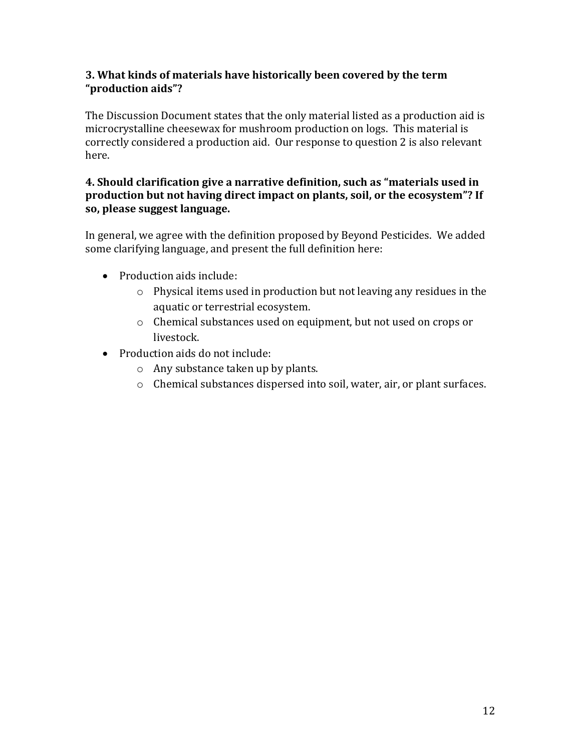**3. What kinds of materials have historically been covered by the term "production aids"?**

The Discussion Document states that the only material listed as a production aid is microcrystalline cheesewax for mushroom production on logs. This material is correctly considered a production aid. Our response to question 2 is also relevant here.

**4. Should clarification give a narrative definition, such as "materials used in production but not having direct impact on plants, soil, or the ecosystem"? If so, please suggest language.**

In general, we agree with the definition proposed by Beyond Pesticides. We added some clarifying language, and present the full definition here:

- Production aids include:
    - Physical items used in production but not leaving any residues in the aquatic or terrestrial ecosystem.
    - Chemical substances used on equipment, but not used on crops or livestock.
- Production aids do not include:
    - Any substance taken up by plants.
    - Chemical substances dispersed into soil, water, air, or plant surfaces.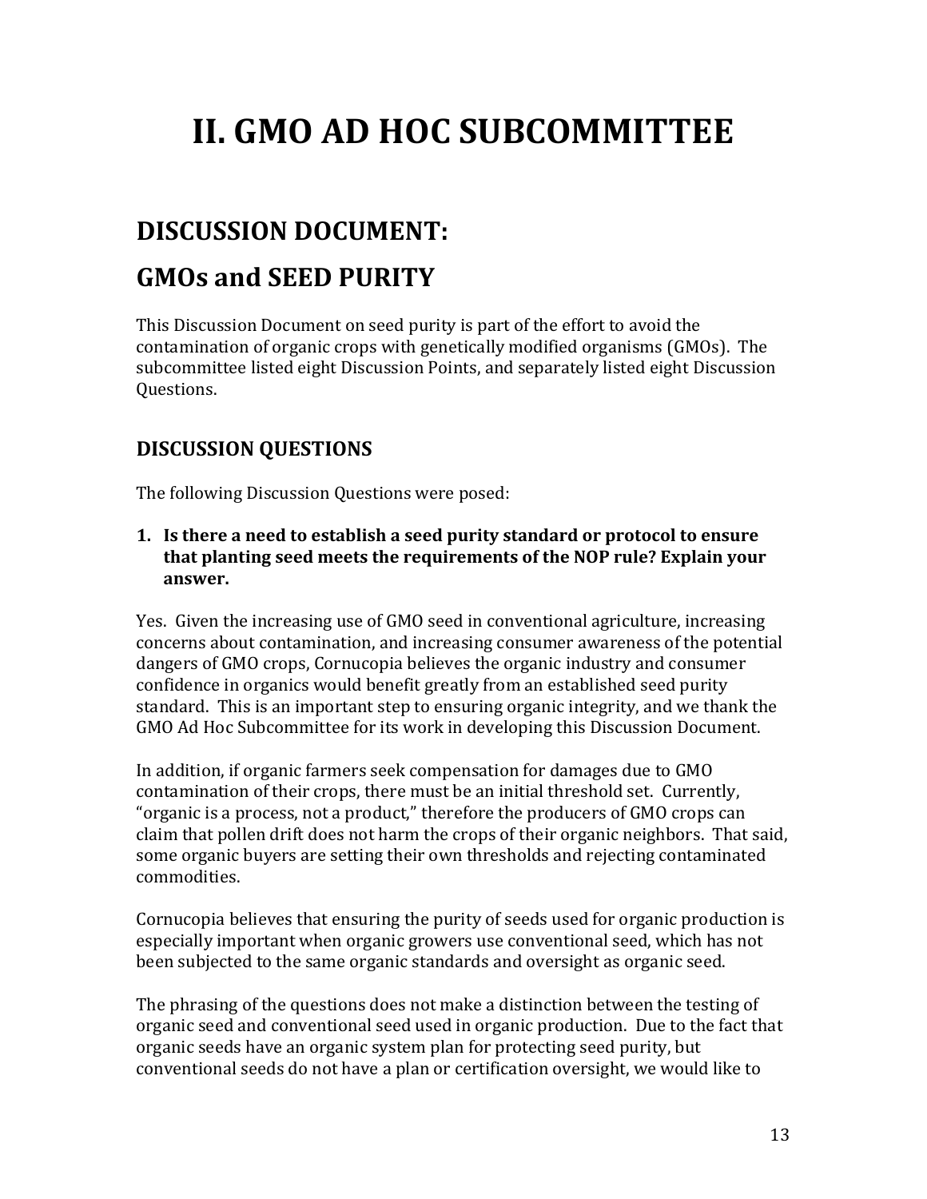# II. GMO AD HOC SUBCOMMITTEE

## DISCUSSION DOCUMENT:

## GMOs and SEED PURITY

This Discussion Document on seed purity is part of the effort to avoid the contamination of organic crops with genetically modified organisms (GMOs). The subcommittee listed eight Discussion Points, and separately listed eight Discussion Questions.

### DISCUSSION QUESTIONS

The following Discussion Questions were posed:

1. **Is there a need to establish a seed purity standard or protocol to ensure that planting seed meets the requirements of the NOP rule? Explain your answer.**

Yes. Given the increasing use of GMO seed in conventional agriculture, increasing concerns about contamination, and increasing consumer awareness of the potential dangers of GMO crops, Cornucopia believes the organic industry and consumer confidence in organics would benefit greatly from an established seed purity standard. This is an important step to ensuring organic integrity, and we thank the GMO Ad Hoc Subcommittee for its work in developing this Discussion Document.

In addition, if organic farmers seek compensation for damages due to GMO contamination of their crops, there must be an initial threshold set. Currently, "organic is a process, not a product," therefore the producers of GMO crops can claim that pollen drift does not harm the crops of their organic neighbors. That said, some organic buyers are setting their own thresholds and rejecting contaminated commodities.

Cornucopia believes that ensuring the purity of seeds used for organic production is especially important when organic growers use conventional seed, which has not been subjected to the same organic standards and oversight as organic seed.

The phrasing of the questions does not make a distinction between the testing of organic seed and conventional seed used in organic production. Due to the fact that organic seeds have an organic system plan for protecting seed purity, but conventional seeds do not have a plan or certification oversight, we would like to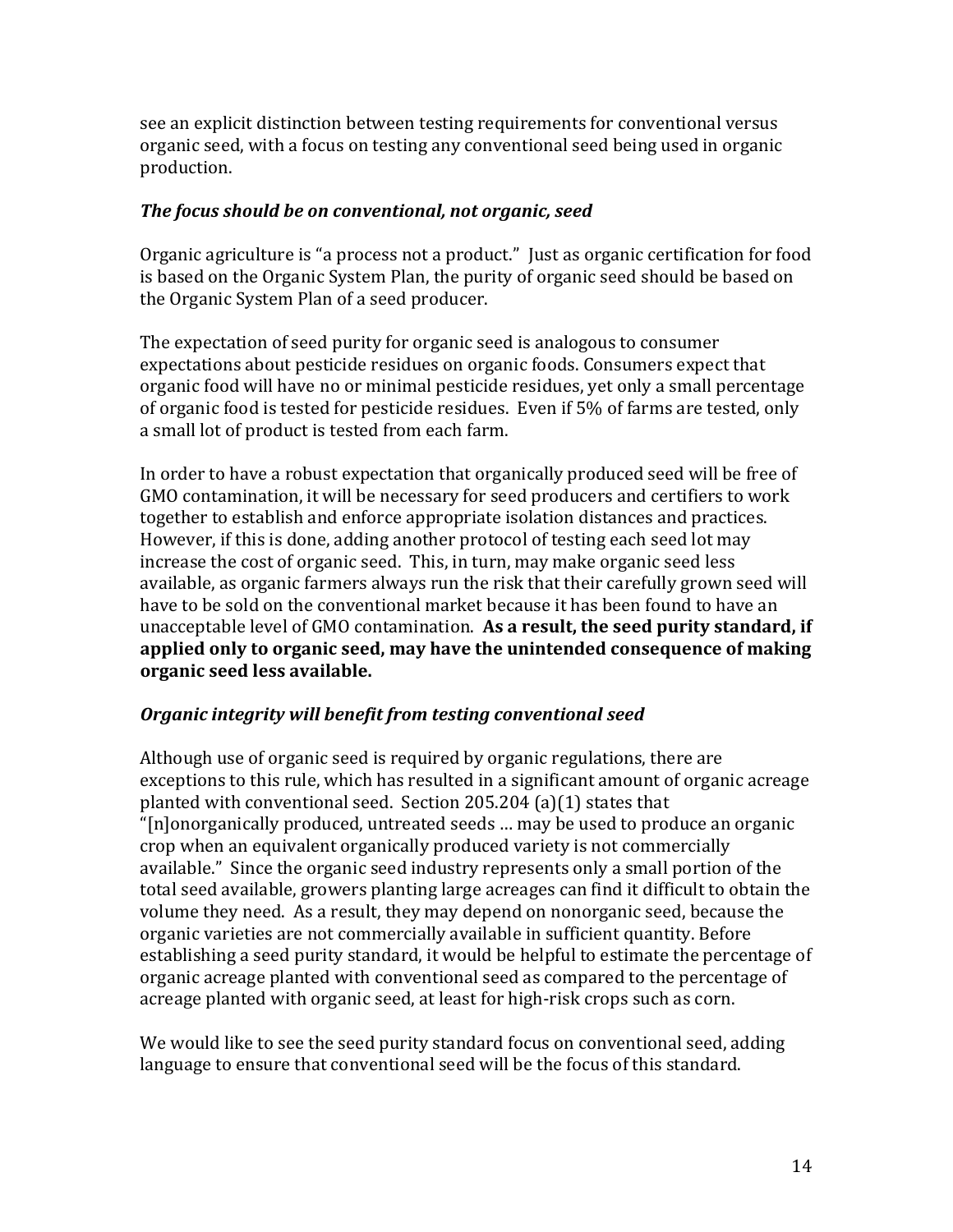see an explicit distinction between testing requirements for conventional versus organic seed, with a focus on testing any conventional seed being used in organic production.

### *The focus should be on conventional, not organic, seed*

Organic agriculture is "a process not a product." Just as organic certification for food is based on the Organic System Plan, the purity of organic seed should be based on the Organic System Plan of a seed producer.

The expectation of seed purity for organic seed is analogous to consumer expectations about pesticide residues on organic foods. Consumers expect that organic food will have no or minimal pesticide residues, yet only a small percentage of organic food is tested for pesticide residues. Even if 5% of farms are tested, only a small lot of product is tested from each farm.

In order to have a robust expectation that organically produced seed will be free of GMO contamination, it will be necessary for seed producers and certifiers to work together to establish and enforce appropriate isolation distances and practices. However, if this is done, adding another protocol of testing each seed lot may increase the cost of organic seed. This, in turn, may make organic seed less available, as organic farmers always run the risk that their carefully grown seed will have to be sold on the conventional market because it has been found to have an unacceptable level of GMO contamination. **As a result, the seed purity standard, if applied only to organic seed, may have the unintended consequence of making organic seed less available.**

### *Organic integrity will benefit from testing conventional seed*

Although use of organic seed is required by organic regulations, there are exceptions to this rule, which has resulted in a significant amount of organic acreage planted with conventional seed. Section 205.204 (a)(1) states that "[n]onorganically produced, untreated seeds … may be used to produce an organic crop when an equivalent organically produced variety is not commercially available." Since the organic seed industry represents only a small portion of the total seed available, growers planting large acreages can find it difficult to obtain the volume they need. As a result, they may depend on nonorganic seed, because the organic varieties are not commercially available in sufficient quantity. Before establishing a seed purity standard, it would be helpful to estimate the percentage of organic acreage planted with conventional seed as compared to the percentage of acreage planted with organic seed, at least for high-risk crops such as corn.

We would like to see the seed purity standard focus on conventional seed, adding language to ensure that conventional seed will be the focus of this standard.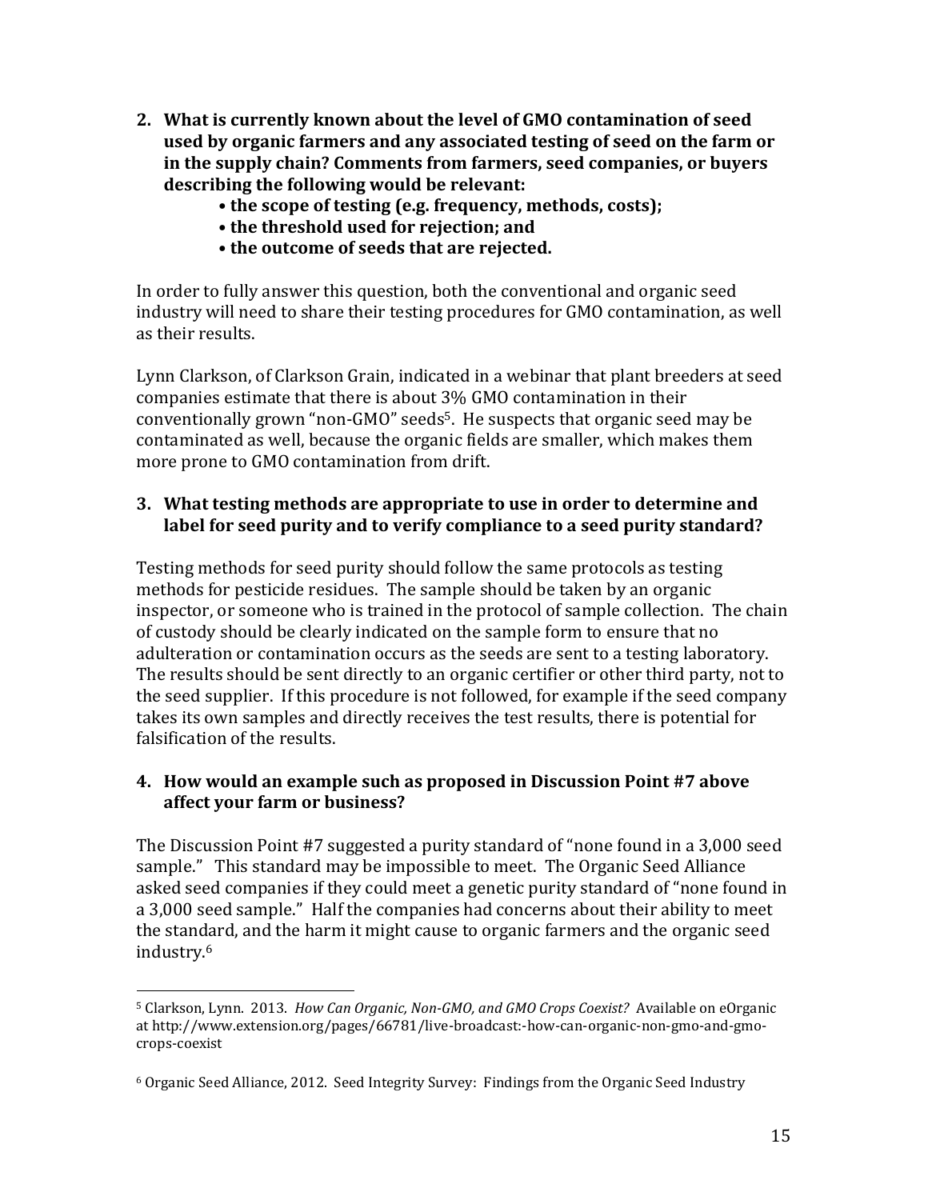**2. What is currently known about the level of GMO contamination of seed used by organic farmers and any associated testing of seed on the farm or in the supply chain? Comments from farmers, seed companies, or buyers describing the following would be relevant:**

- **the scope of testing (e.g. frequency, methods, costs);**
- **the threshold used for rejection; and**
- **the outcome of seeds that are rejected.**

In order to fully answer this question, both the conventional and organic seed industry will need to share their testing procedures for GMO contamination, as well as their results.

Lynn Clarkson, of Clarkson Grain, indicated in a webinar that plant breeders at seed companies estimate that there is about 3% GMO contamination in their conventionally grown "non-GMO" seeds[5]. He suspects that organic seed may be contaminated as well, because the organic fields are smaller, which makes them more prone to GMO contamination from drift.

**3. What testing methods are appropriate to use in order to determine and label for seed purity and to verify compliance to a seed purity standard?**

Testing methods for seed purity should follow the same protocols as testing methods for pesticide residues. The sample should be taken by an organic inspector, or someone who is trained in the protocol of sample collection. The chain of custody should be clearly indicated on the sample form to ensure that no adulteration or contamination occurs as the seeds are sent to a testing laboratory. The results should be sent directly to an organic certifier or other third party, not to the seed supplier. If this procedure is not followed, for example if the seed company takes its own samples and directly receives the test results, there is potential for falsification of the results.

**4. How would an example such as proposed in Discussion Point #7 above affect your farm or business?**

The Discussion Point #7 suggested a purity standard of "none found in a 3,000 seed sample." This standard may be impossible to meet. The Organic Seed Alliance asked seed companies if they could meet a genetic purity standard of "none found in a 3,000 seed sample." Half the companies had concerns about their ability to meet the standard, and the harm it might cause to organic farmers and the organic seed industry.[6]

---

[5] Clarkson, Lynn. 2013. *How Can Organic, Non-GMO, and GMO Crops Coexist?* Available on eOrganic at http://www.extension.org/pages/66781/live-broadcast:-how-can-organic-non-gmo-and-gmo-crops-coexist

[6] Organic Seed Alliance, 2012. Seed Integrity Survey: Findings from the Organic Seed Industry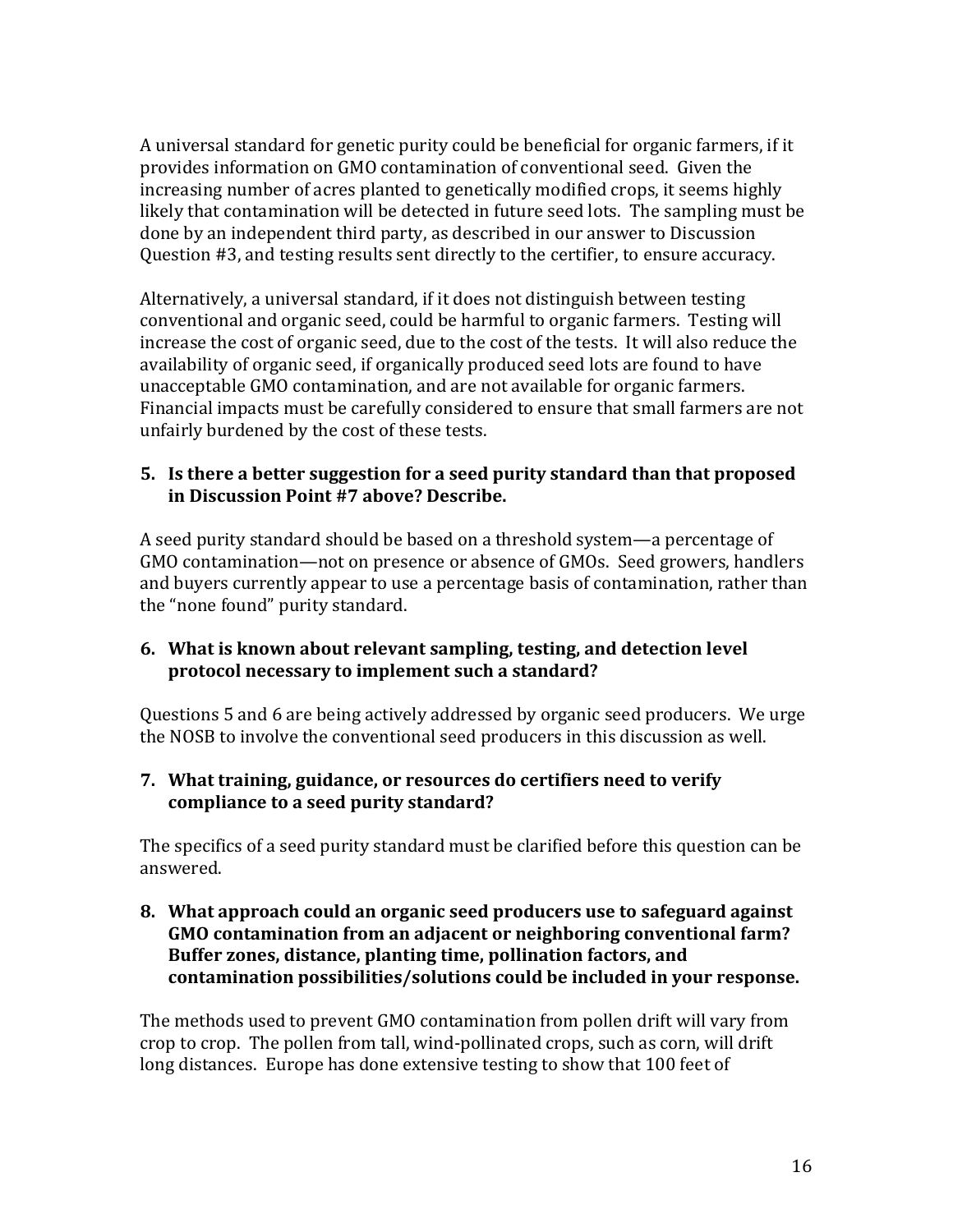A universal standard for genetic purity could be beneficial for organic farmers, if it provides information on GMO contamination of conventional seed. Given the increasing number of acres planted to genetically modified crops, it seems highly likely that contamination will be detected in future seed lots. The sampling must be done by an independent third party, as described in our answer to Discussion Question #3, and testing results sent directly to the certifier, to ensure accuracy.

Alternatively, a universal standard, if it does not distinguish between testing conventional and organic seed, could be harmful to organic farmers. Testing will increase the cost of organic seed, due to the cost of the tests. It will also reduce the availability of organic seed, if organically produced seed lots are found to have unacceptable GMO contamination, and are not available for organic farmers. Financial impacts must be carefully considered to ensure that small farmers are not unfairly burdened by the cost of these tests.

**5. Is there a better suggestion for a seed purity standard than that proposed in Discussion Point #7 above? Describe.**

A seed purity standard should be based on a threshold system—a percentage of GMO contamination—not on presence or absence of GMOs. Seed growers, handlers and buyers currently appear to use a percentage basis of contamination, rather than the "none found" purity standard.

**6. What is known about relevant sampling, testing, and detection level protocol necessary to implement such a standard?**

Questions 5 and 6 are being actively addressed by organic seed producers. We urge the NOSB to involve the conventional seed producers in this discussion as well.

**7. What training, guidance, or resources do certifiers need to verify compliance to a seed purity standard?**

The specifics of a seed purity standard must be clarified before this question can be answered.

**8. What approach could an organic seed producers use to safeguard against GMO contamination from an adjacent or neighboring conventional farm? Buffer zones, distance, planting time, pollination factors, and contamination possibilities/solutions could be included in your response.**

The methods used to prevent GMO contamination from pollen drift will vary from crop to crop. The pollen from tall, wind-pollinated crops, such as corn, will drift long distances. Europe has done extensive testing to show that 100 feet of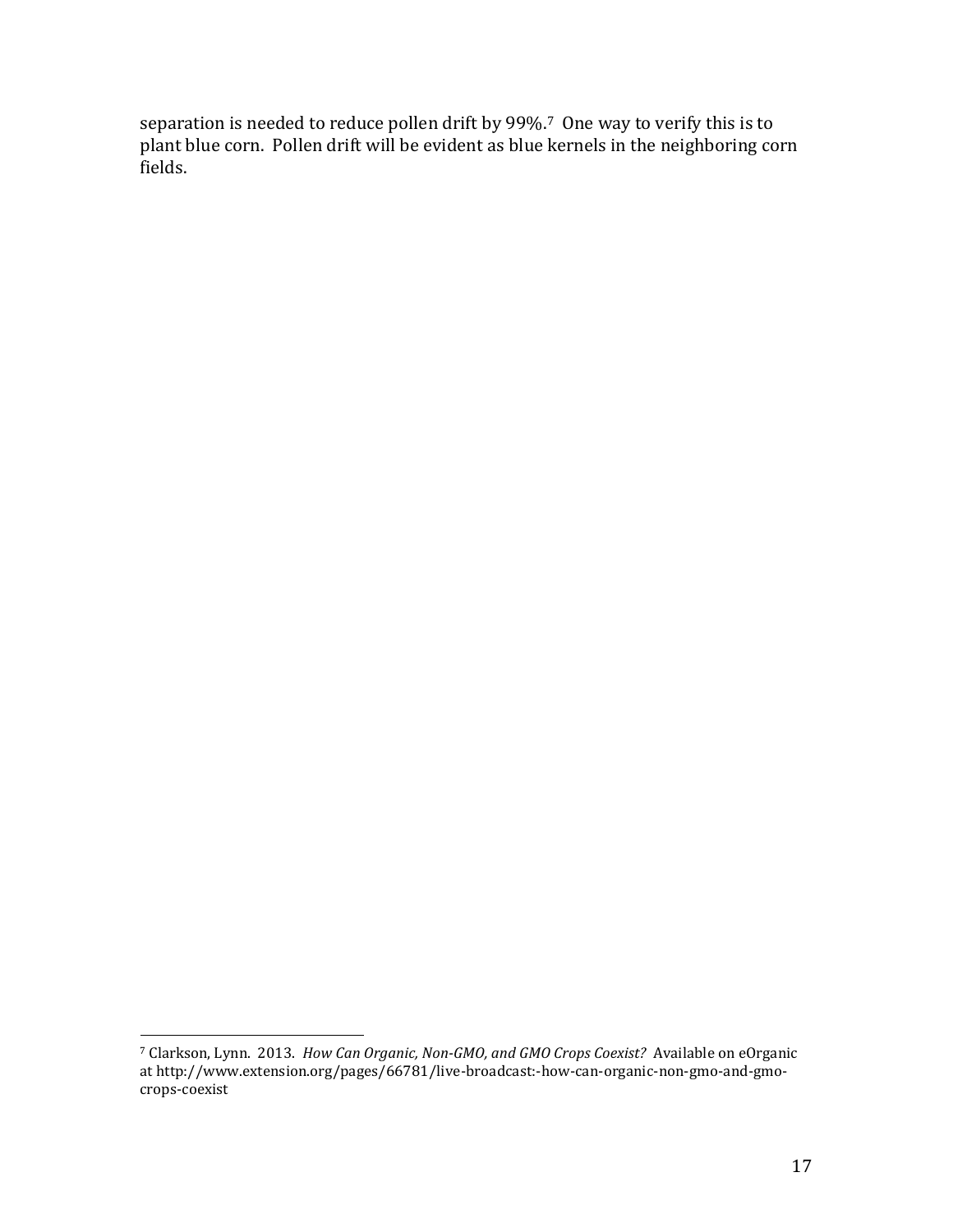separation is needed to reduce pollen drift by 99%.[7] One way to verify this is to plant blue corn. Pollen drift will be evident as blue kernels in the neighboring corn fields.

---

[7] Clarkson, Lynn. 2013. *How Can Organic, Non-GMO, and GMO Crops Coexist?* Available on eOrganic at http://www.extension.org/pages/66781/live-broadcast:-how-can-organic-non-gmo-and-gmo-crops-coexist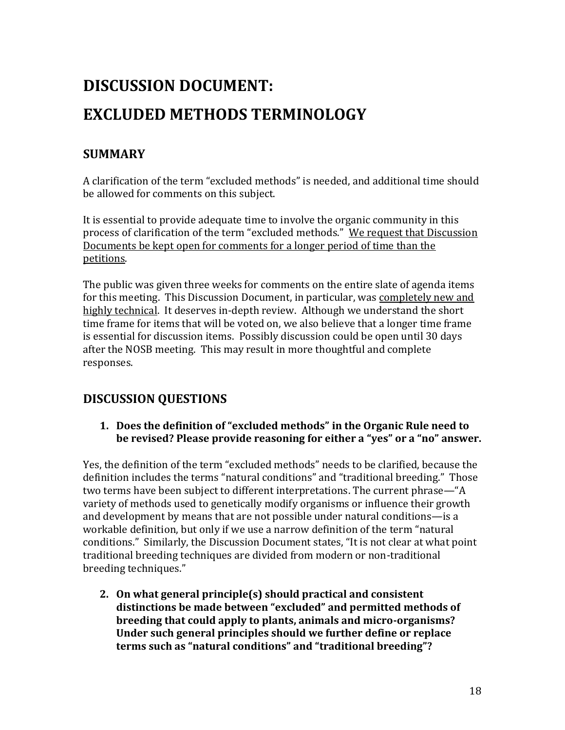# DISCUSSION DOCUMENT:

# EXCLUDED METHODS TERMINOLOGY

## SUMMARY

A clarification of the term "excluded methods" is needed, and additional time should be allowed for comments on this subject.

It is essential to provide adequate time to involve the organic community in this process of clarification of the term "excluded methods." <u>We request that Discussion Documents be kept open for comments for a longer period of time than the petitions</u>.

The public was given three weeks for comments on the entire slate of agenda items for this meeting. This Discussion Document, in particular, was <u>completely new and highly technical</u>. It deserves in-depth review. Although we understand the short time frame for items that will be voted on, we also believe that a longer time frame is essential for discussion items. Possibly discussion could be open until 30 days after the NOSB meeting. This may result in more thoughtful and complete responses.

## DISCUSSION QUESTIONS

1. **Does the definition of "excluded methods" in the Organic Rule need to be revised? Please provide reasoning for either a "yes" or a "no" answer.**

Yes, the definition of the term "excluded methods" needs to be clarified, because the definition includes the terms "natural conditions" and "traditional breeding." Those two terms have been subject to different interpretations. The current phrase—"A variety of methods used to genetically modify organisms or influence their growth and development by means that are not possible under natural conditions—is a workable definition, but only if we use a narrow definition of the term "natural conditions." Similarly, the Discussion Document states, "It is not clear at what point traditional breeding techniques are divided from modern or non-traditional breeding techniques."

2. **On what general principle(s) should practical and consistent distinctions be made between "excluded" and permitted methods of breeding that could apply to plants, animals and micro-organisms? Under such general principles should we further define or replace terms such as "natural conditions" and "traditional breeding"?**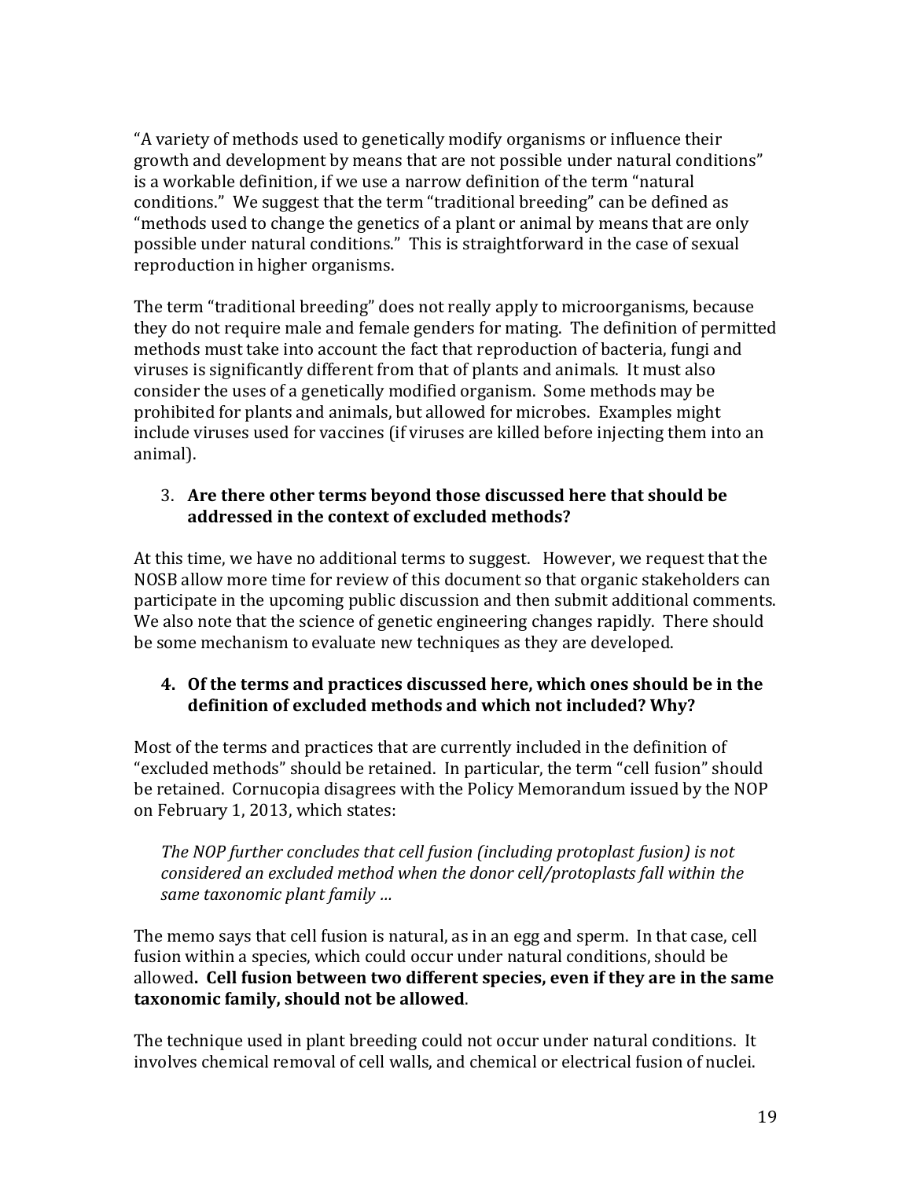"A variety of methods used to genetically modify organisms or influence their growth and development by means that are not possible under natural conditions" is a workable definition, if we use a narrow definition of the term "natural conditions." We suggest that the term "traditional breeding" can be defined as "methods used to change the genetics of a plant or animal by means that are only possible under natural conditions." This is straightforward in the case of sexual reproduction in higher organisms.

The term "traditional breeding" does not really apply to microorganisms, because they do not require male and female genders for mating. The definition of permitted methods must take into account the fact that reproduction of bacteria, fungi and viruses is significantly different from that of plants and animals. It must also consider the uses of a genetically modified organism. Some methods may be prohibited for plants and animals, but allowed for microbes. Examples might include viruses used for vaccines (if viruses are killed before injecting them into an animal).

3. **Are there other terms beyond those discussed here that should be addressed in the context of excluded methods?**

At this time, we have no additional terms to suggest. However, we request that the NOSB allow more time for review of this document so that organic stakeholders can participate in the upcoming public discussion and then submit additional comments. We also note that the science of genetic engineering changes rapidly. There should be some mechanism to evaluate new techniques as they are developed.

4. **Of the terms and practices discussed here, which ones should be in the definition of excluded methods and which not included? Why?**

Most of the terms and practices that are currently included in the definition of "excluded methods" should be retained. In particular, the term "cell fusion" should be retained. Cornucopia disagrees with the Policy Memorandum issued by the NOP on February 1, 2013, which states:

> *The NOP further concludes that cell fusion (including protoplast fusion) is not considered an excluded method when the donor cell/protoplasts fall within the same taxonomic plant family …*

The memo says that cell fusion is natural, as in an egg and sperm. In that case, cell fusion within a species, which could occur under natural conditions, should be allowed**. Cell fusion between two different species, even if they are in the same taxonomic family, should not be allowed**.

The technique used in plant breeding could not occur under natural conditions. It involves chemical removal of cell walls, and chemical or electrical fusion of nuclei.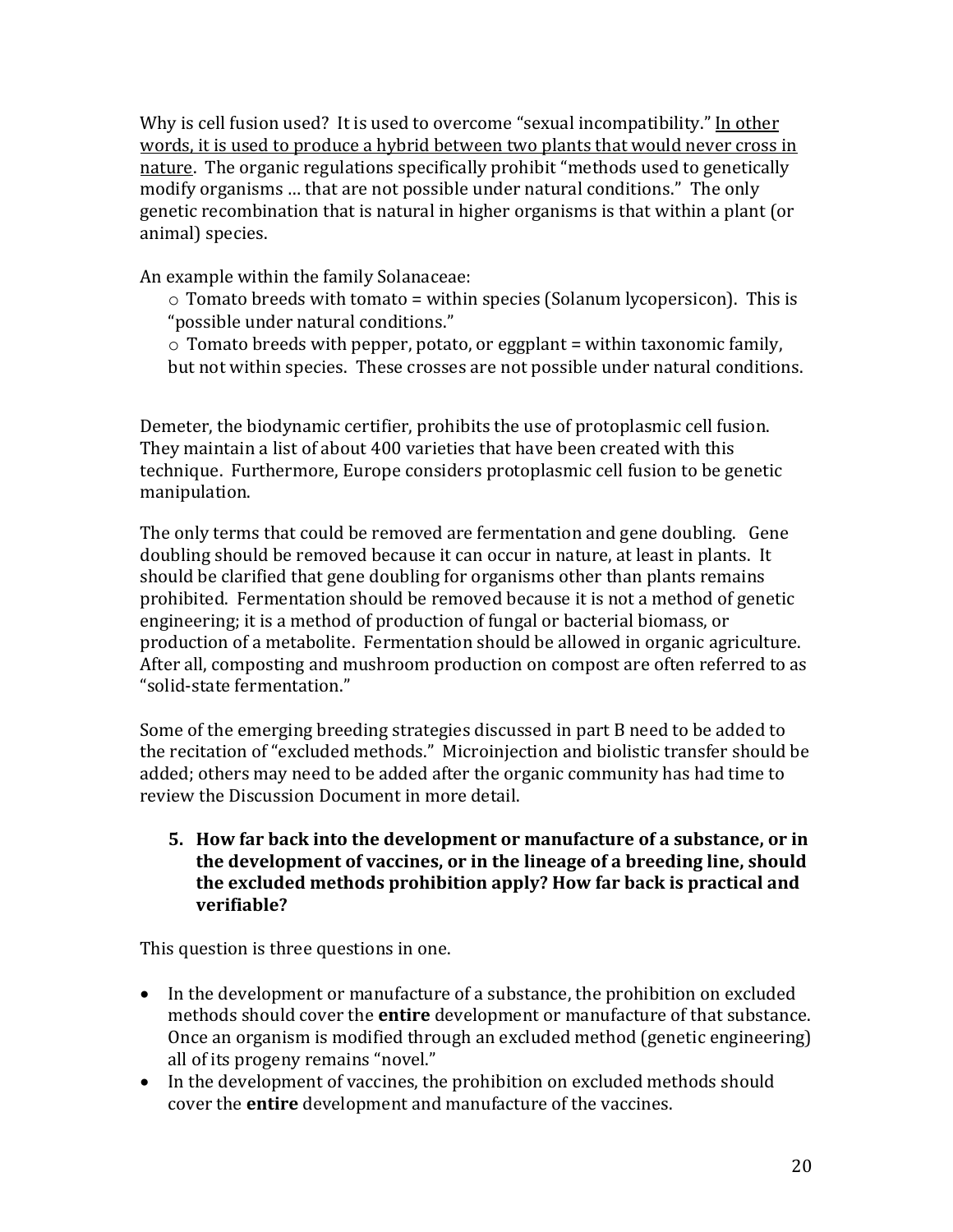Why is cell fusion used? It is used to overcome "sexual incompatibility." <u>In other words, it is used to produce a hybrid between two plants that would never cross in nature</u>. The organic regulations specifically prohibit "methods used to genetically modify organisms … that are not possible under natural conditions." The only genetic recombination that is natural in higher organisms is that within a plant (or animal) species.

An example within the family Solanaceae:

- o Tomato breeds with tomato = within species (Solanum lycopersicon). This is "possible under natural conditions."
- o Tomato breeds with pepper, potato, or eggplant = within taxonomic family, but not within species. These crosses are not possible under natural conditions.

Demeter, the biodynamic certifier, prohibits the use of protoplasmic cell fusion. They maintain a list of about 400 varieties that have been created with this technique. Furthermore, Europe considers protoplasmic cell fusion to be genetic manipulation.

The only terms that could be removed are fermentation and gene doubling. Gene doubling should be removed because it can occur in nature, at least in plants. It should be clarified that gene doubling for organisms other than plants remains prohibited. Fermentation should be removed because it is not a method of genetic engineering; it is a method of production of fungal or bacterial biomass, or production of a metabolite. Fermentation should be allowed in organic agriculture. After all, composting and mushroom production on compost are often referred to as "solid-state fermentation."

Some of the emerging breeding strategies discussed in part B need to be added to the recitation of "excluded methods." Microinjection and biolistic transfer should be added; others may need to be added after the organic community has had time to review the Discussion Document in more detail.

5. **How far back into the development or manufacture of a substance, or in the development of vaccines, or in the lineage of a breeding line, should the excluded methods prohibition apply? How far back is practical and verifiable?**

This question is three questions in one.

- In the development or manufacture of a substance, the prohibition on excluded methods should cover the **entire** development or manufacture of that substance. Once an organism is modified through an excluded method (genetic engineering) all of its progeny remains "novel."
- In the development of vaccines, the prohibition on excluded methods should cover the **entire** development and manufacture of the vaccines.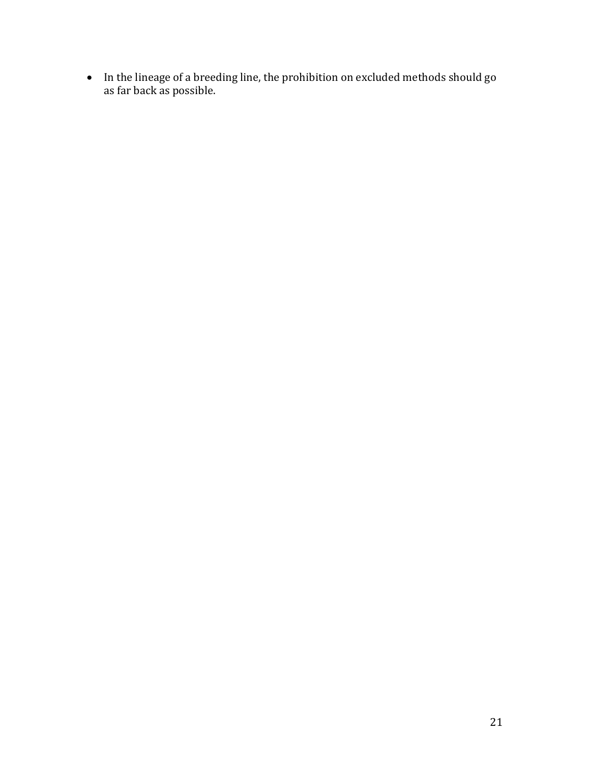- In the lineage of a breeding line, the prohibition on excluded methods should go as far back as possible.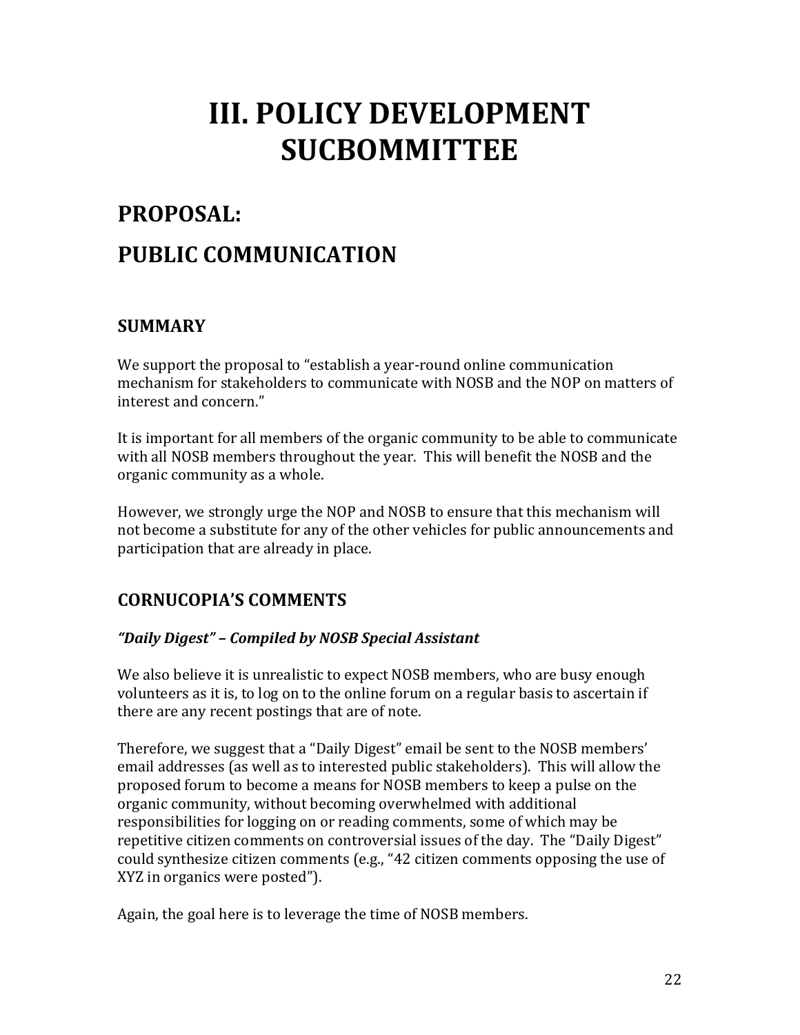# III. POLICY DEVELOPMENT SUCBOMMITTEE

## PROPOSAL:

## PUBLIC COMMUNICATION

### SUMMARY

We support the proposal to "establish a year-round online communication mechanism for stakeholders to communicate with NOSB and the NOP on matters of interest and concern."

It is important for all members of the organic community to be able to communicate with all NOSB members throughout the year. This will benefit the NOSB and the organic community as a whole.

However, we strongly urge the NOP and NOSB to ensure that this mechanism will not become a substitute for any of the other vehicles for public announcements and participation that are already in place.

### CORNUCOPIA'S COMMENTS

#### *"Daily Digest" – Compiled by NOSB Special Assistant*

We also believe it is unrealistic to expect NOSB members, who are busy enough volunteers as it is, to log on to the online forum on a regular basis to ascertain if there are any recent postings that are of note.

Therefore, we suggest that a "Daily Digest" email be sent to the NOSB members' email addresses (as well as to interested public stakeholders). This will allow the proposed forum to become a means for NOSB members to keep a pulse on the organic community, without becoming overwhelmed with additional responsibilities for logging on or reading comments, some of which may be repetitive citizen comments on controversial issues of the day. The "Daily Digest" could synthesize citizen comments (e.g., "42 citizen comments opposing the use of XYZ in organics were posted").

Again, the goal here is to leverage the time of NOSB members.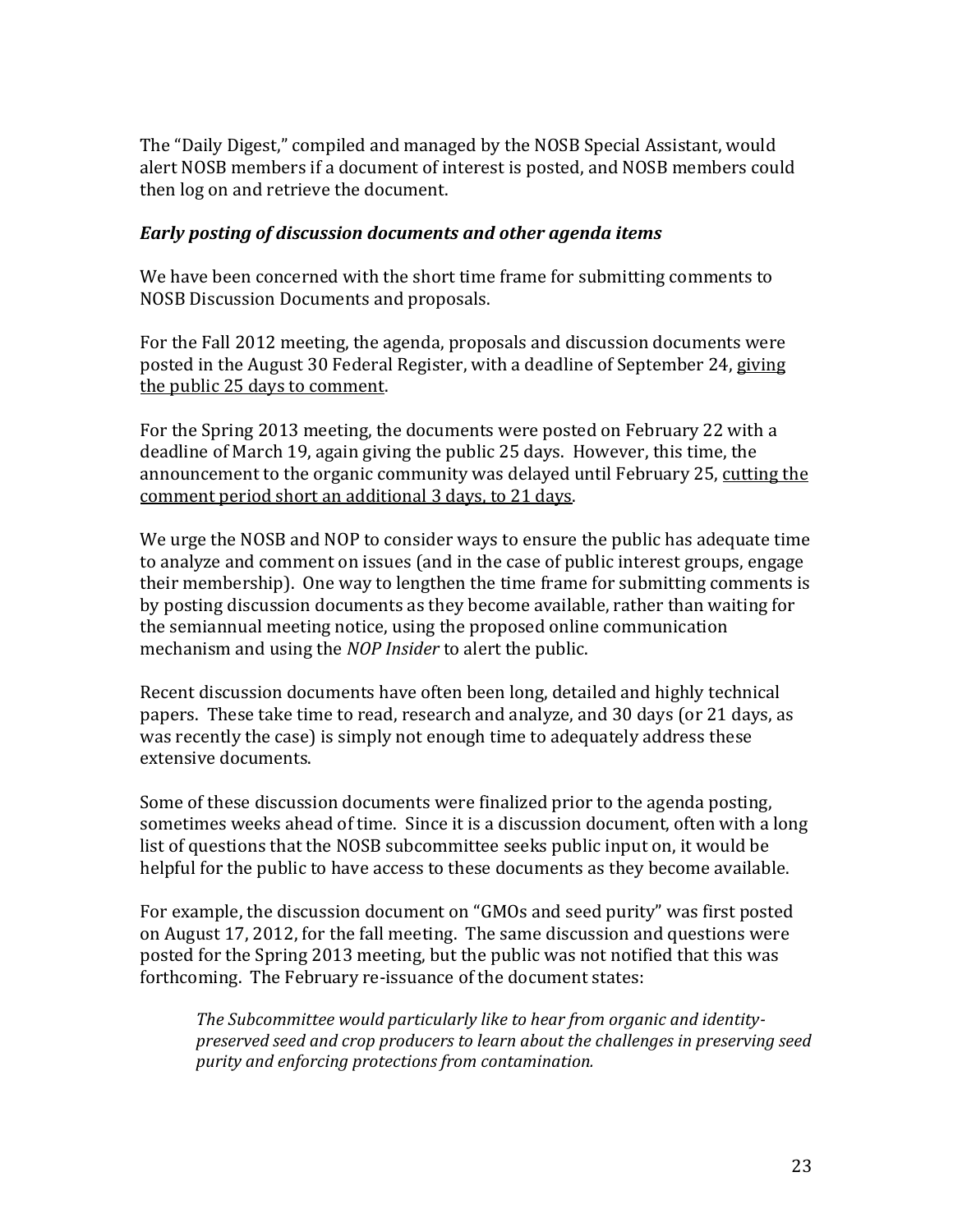The "Daily Digest," compiled and managed by the NOSB Special Assistant, would alert NOSB members if a document of interest is posted, and NOSB members could then log on and retrieve the document.

### *Early posting of discussion documents and other agenda items*

We have been concerned with the short time frame for submitting comments to NOSB Discussion Documents and proposals.

For the Fall 2012 meeting, the agenda, proposals and discussion documents were posted in the August 30 Federal Register, with a deadline of September 24, <u>giving the public 25 days to comment</u>.

For the Spring 2013 meeting, the documents were posted on February 22 with a deadline of March 19, again giving the public 25 days. However, this time, the announcement to the organic community was delayed until February 25, <u>cutting the comment period short an additional 3 days, to 21 days</u>.

We urge the NOSB and NOP to consider ways to ensure the public has adequate time to analyze and comment on issues (and in the case of public interest groups, engage their membership). One way to lengthen the time frame for submitting comments is by posting discussion documents as they become available, rather than waiting for the semiannual meeting notice, using the proposed online communication mechanism and using the *NOP Insider* to alert the public.

Recent discussion documents have often been long, detailed and highly technical papers. These take time to read, research and analyze, and 30 days (or 21 days, as was recently the case) is simply not enough time to adequately address these extensive documents.

Some of these discussion documents were finalized prior to the agenda posting, sometimes weeks ahead of time. Since it is a discussion document, often with a long list of questions that the NOSB subcommittee seeks public input on, it would be helpful for the public to have access to these documents as they become available.

For example, the discussion document on "GMOs and seed purity" was first posted on August 17, 2012, for the fall meeting. The same discussion and questions were posted for the Spring 2013 meeting, but the public was not notified that this was forthcoming. The February re-issuance of the document states:

> *The Subcommittee would particularly like to hear from organic and identity-preserved seed and crop producers to learn about the challenges in preserving seed purity and enforcing protections from contamination.*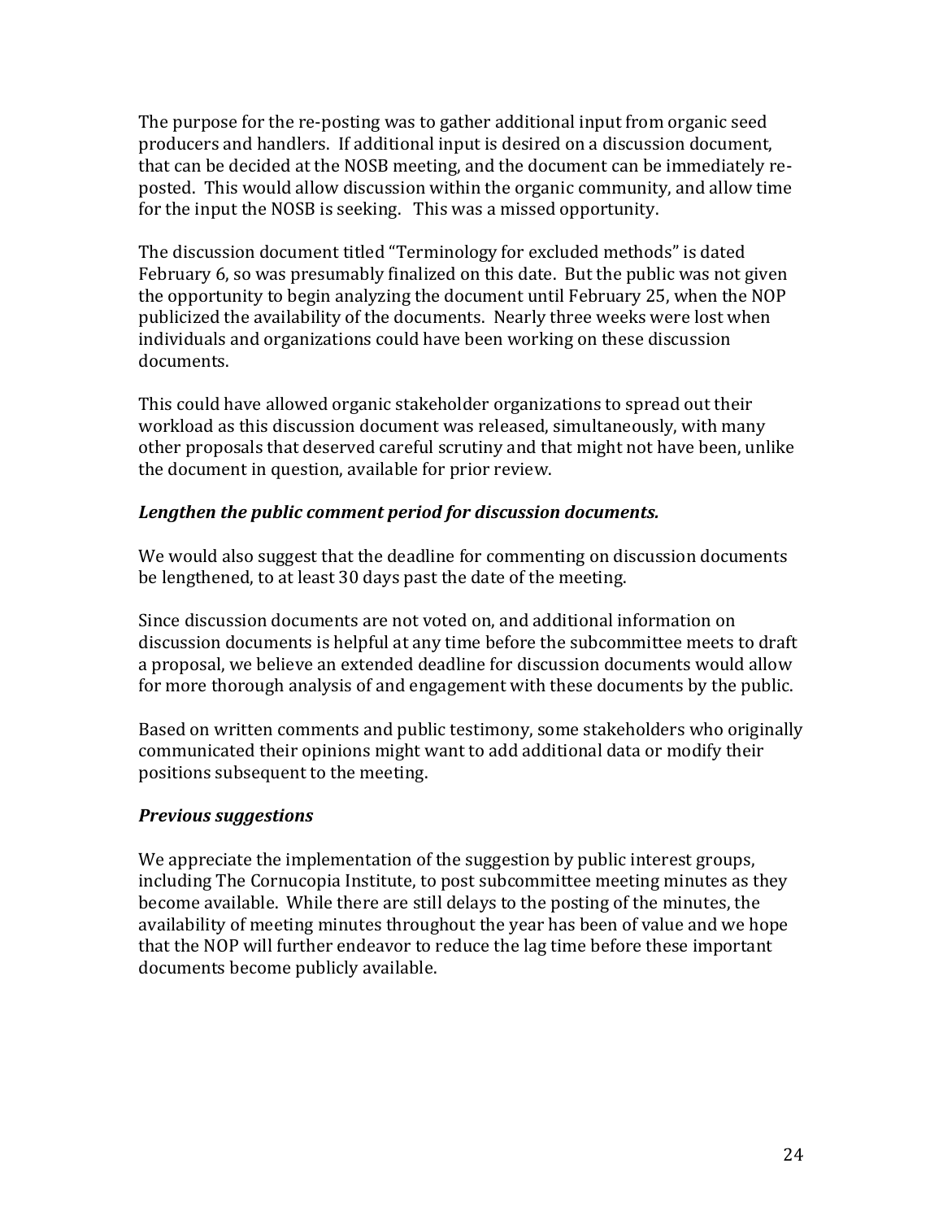The purpose for the re-posting was to gather additional input from organic seed producers and handlers. If additional input is desired on a discussion document, that can be decided at the NOSB meeting, and the document can be immediately re-posted. This would allow discussion within the organic community, and allow time for the input the NOSB is seeking. This was a missed opportunity.

The discussion document titled "Terminology for excluded methods" is dated February 6, so was presumably finalized on this date. But the public was not given the opportunity to begin analyzing the document until February 25, when the NOP publicized the availability of the documents. Nearly three weeks were lost when individuals and organizations could have been working on these discussion documents.

This could have allowed organic stakeholder organizations to spread out their workload as this discussion document was released, simultaneously, with many other proposals that deserved careful scrutiny and that might not have been, unlike the document in question, available for prior review.

### *Lengthen the public comment period for discussion documents.*

We would also suggest that the deadline for commenting on discussion documents be lengthened, to at least 30 days past the date of the meeting.

Since discussion documents are not voted on, and additional information on discussion documents is helpful at any time before the subcommittee meets to draft a proposal, we believe an extended deadline for discussion documents would allow for more thorough analysis of and engagement with these documents by the public.

Based on written comments and public testimony, some stakeholders who originally communicated their opinions might want to add additional data or modify their positions subsequent to the meeting.

### *Previous suggestions*

We appreciate the implementation of the suggestion by public interest groups, including The Cornucopia Institute, to post subcommittee meeting minutes as they become available. While there are still delays to the posting of the minutes, the availability of meeting minutes throughout the year has been of value and we hope that the NOP will further endeavor to reduce the lag time before these important documents become publicly available.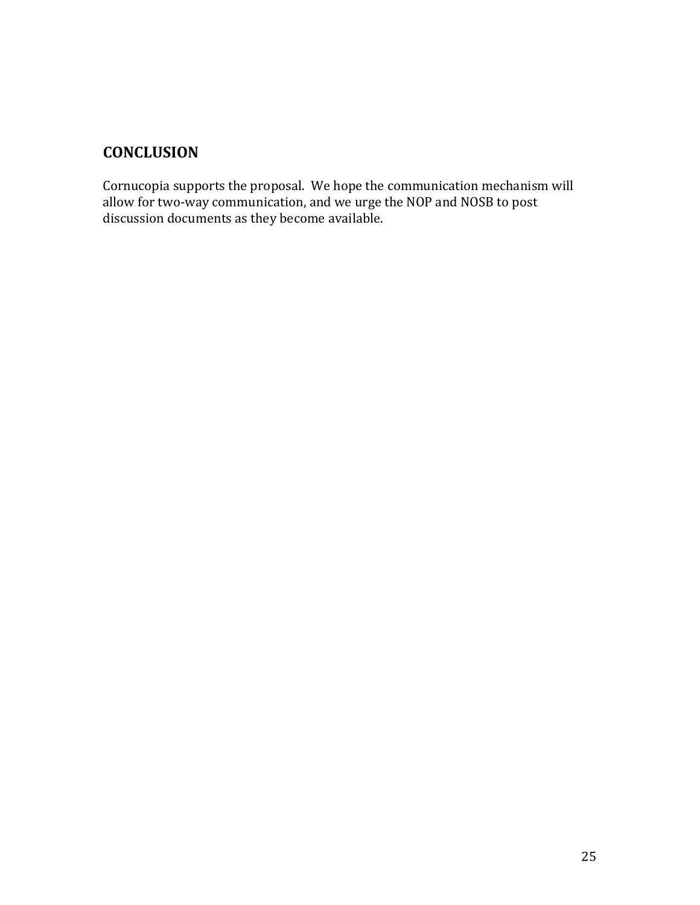## CONCLUSION

Cornucopia supports the proposal. We hope the communication mechanism will allow for two-way communication, and we urge the NOP and NOSB to post discussion documents as they become available.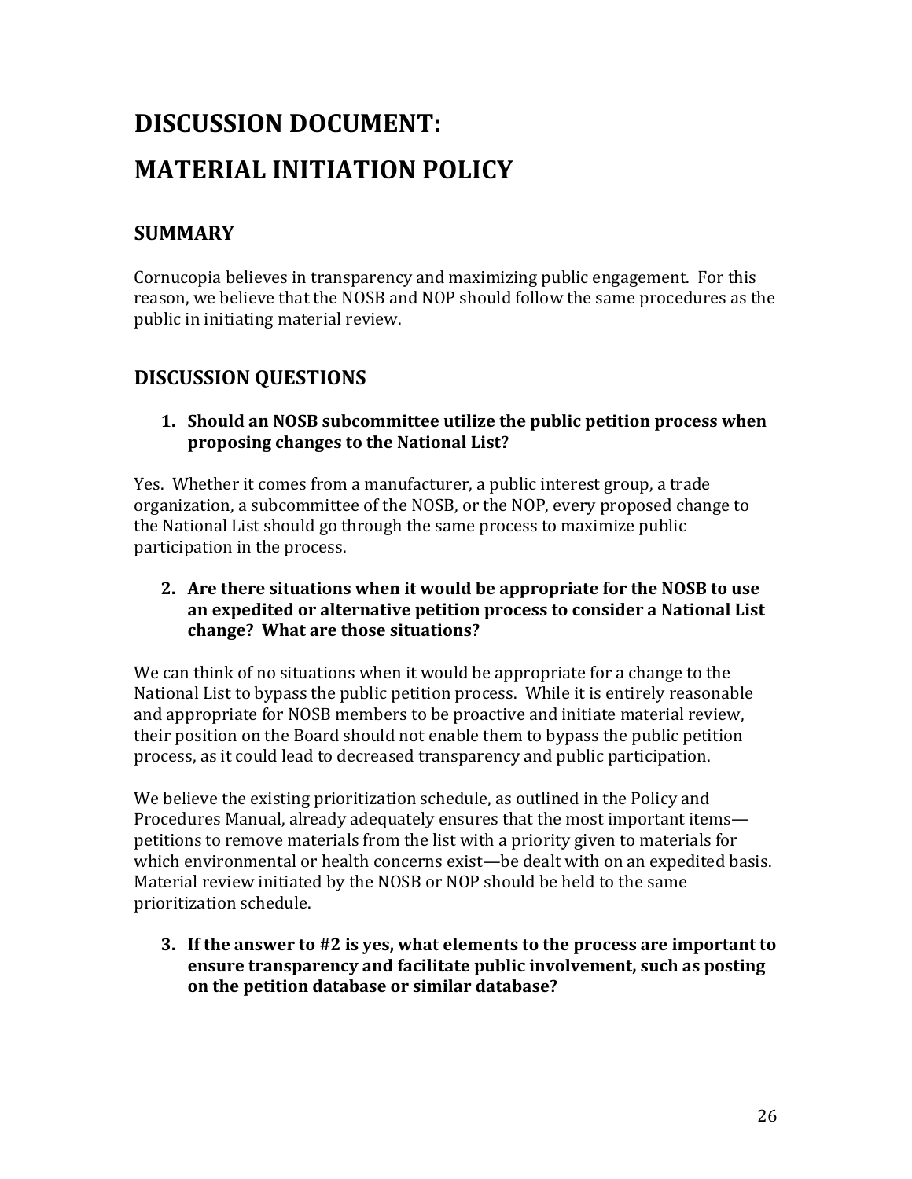# DISCUSSION DOCUMENT:

# MATERIAL INITIATION POLICY

## SUMMARY

Cornucopia believes in transparency and maximizing public engagement. For this reason, we believe that the NOSB and NOP should follow the same procedures as the public in initiating material review.

## DISCUSSION QUESTIONS

1. **Should an NOSB subcommittee utilize the public petition process when proposing changes to the National List?**

Yes. Whether it comes from a manufacturer, a public interest group, a trade organization, a subcommittee of the NOSB, or the NOP, every proposed change to the National List should go through the same process to maximize public participation in the process.

2. **Are there situations when it would be appropriate for the NOSB to use an expedited or alternative petition process to consider a National List change? What are those situations?**

We can think of no situations when it would be appropriate for a change to the National List to bypass the public petition process. While it is entirely reasonable and appropriate for NOSB members to be proactive and initiate material review, their position on the Board should not enable them to bypass the public petition process, as it could lead to decreased transparency and public participation.

We believe the existing prioritization schedule, as outlined in the Policy and Procedures Manual, already adequately ensures that the most important items—petitions to remove materials from the list with a priority given to materials for which environmental or health concerns exist—be dealt with on an expedited basis. Material review initiated by the NOSB or NOP should be held to the same prioritization schedule.

3. **If the answer to #2 is yes, what elements to the process are important to ensure transparency and facilitate public involvement, such as posting on the petition database or similar database?**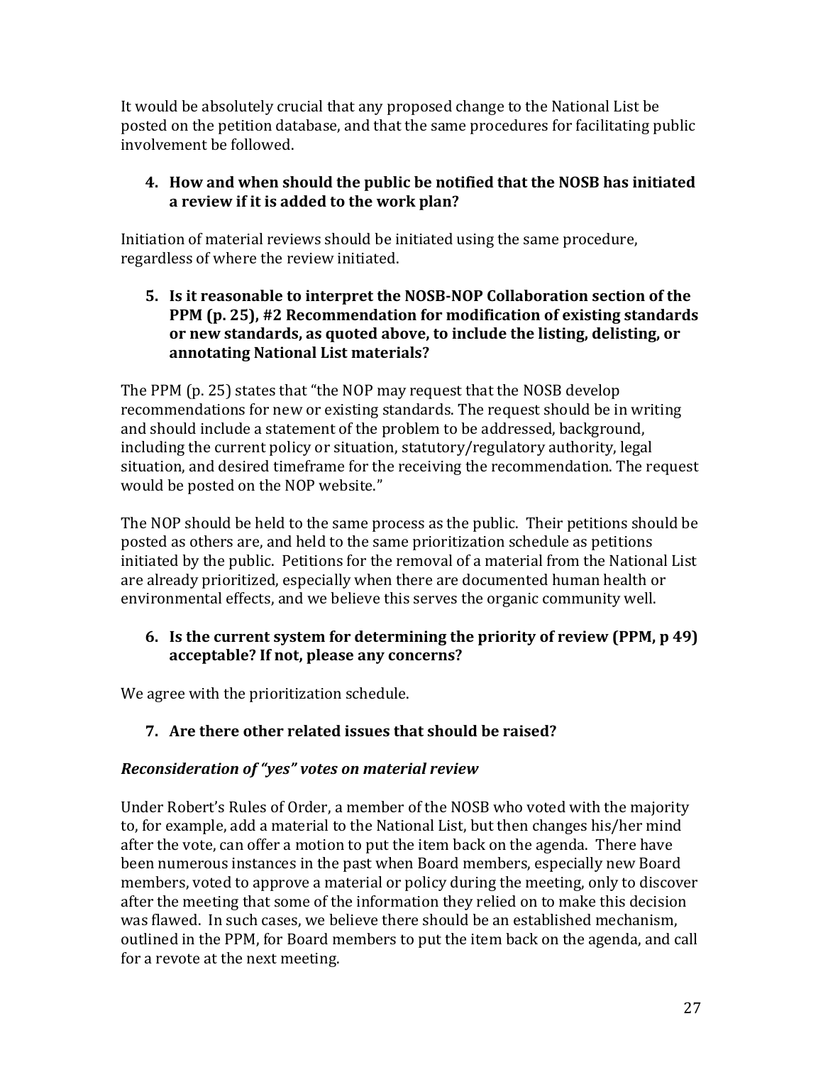It would be absolutely crucial that any proposed change to the National List be posted on the petition database, and that the same procedures for facilitating public involvement be followed.

4. **How and when should the public be notified that the NOSB has initiated a review if it is added to the work plan?**

Initiation of material reviews should be initiated using the same procedure, regardless of where the review initiated.

5. **Is it reasonable to interpret the NOSB-NOP Collaboration section of the PPM (p. 25), #2 Recommendation for modification of existing standards or new standards, as quoted above, to include the listing, delisting, or annotating National List materials?**

The PPM (p. 25) states that "the NOP may request that the NOSB develop recommendations for new or existing standards. The request should be in writing and should include a statement of the problem to be addressed, background, including the current policy or situation, statutory/regulatory authority, legal situation, and desired timeframe for the receiving the recommendation. The request would be posted on the NOP website."

The NOP should be held to the same process as the public. Their petitions should be posted as others are, and held to the same prioritization schedule as petitions initiated by the public. Petitions for the removal of a material from the National List are already prioritized, especially when there are documented human health or environmental effects, and we believe this serves the organic community well.

6. **Is the current system for determining the priority of review (PPM, p 49) acceptable? If not, please any concerns?**

We agree with the prioritization schedule.

7. **Are there other related issues that should be raised?**

***Reconsideration of "yes" votes on material review***

Under Robert's Rules of Order, a member of the NOSB who voted with the majority to, for example, add a material to the National List, but then changes his/her mind after the vote, can offer a motion to put the item back on the agenda. There have been numerous instances in the past when Board members, especially new Board members, voted to approve a material or policy during the meeting, only to discover after the meeting that some of the information they relied on to make this decision was flawed. In such cases, we believe there should be an established mechanism, outlined in the PPM, for Board members to put the item back on the agenda, and call for a revote at the next meeting.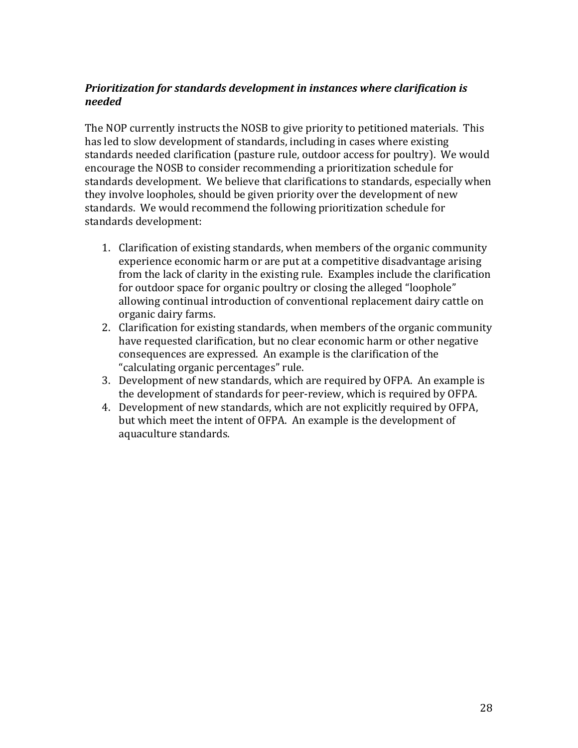***Prioritization for standards development in instances where clarification is needed***

The NOP currently instructs the NOSB to give priority to petitioned materials. This has led to slow development of standards, including in cases where existing standards needed clarification (pasture rule, outdoor access for poultry). We would encourage the NOSB to consider recommending a prioritization schedule for standards development. We believe that clarifications to standards, especially when they involve loopholes, should be given priority over the development of new standards. We would recommend the following prioritization schedule for standards development:

1. Clarification of existing standards, when members of the organic community experience economic harm or are put at a competitive disadvantage arising from the lack of clarity in the existing rule. Examples include the clarification for outdoor space for organic poultry or closing the alleged "loophole" allowing continual introduction of conventional replacement dairy cattle on organic dairy farms.
2. Clarification for existing standards, when members of the organic community have requested clarification, but no clear economic harm or other negative consequences are expressed. An example is the clarification of the "calculating organic percentages" rule.
3. Development of new standards, which are required by OFPA. An example is the development of standards for peer-review, which is required by OFPA.
4. Development of new standards, which are not explicitly required by OFPA, but which meet the intent of OFPA. An example is the development of aquaculture standards.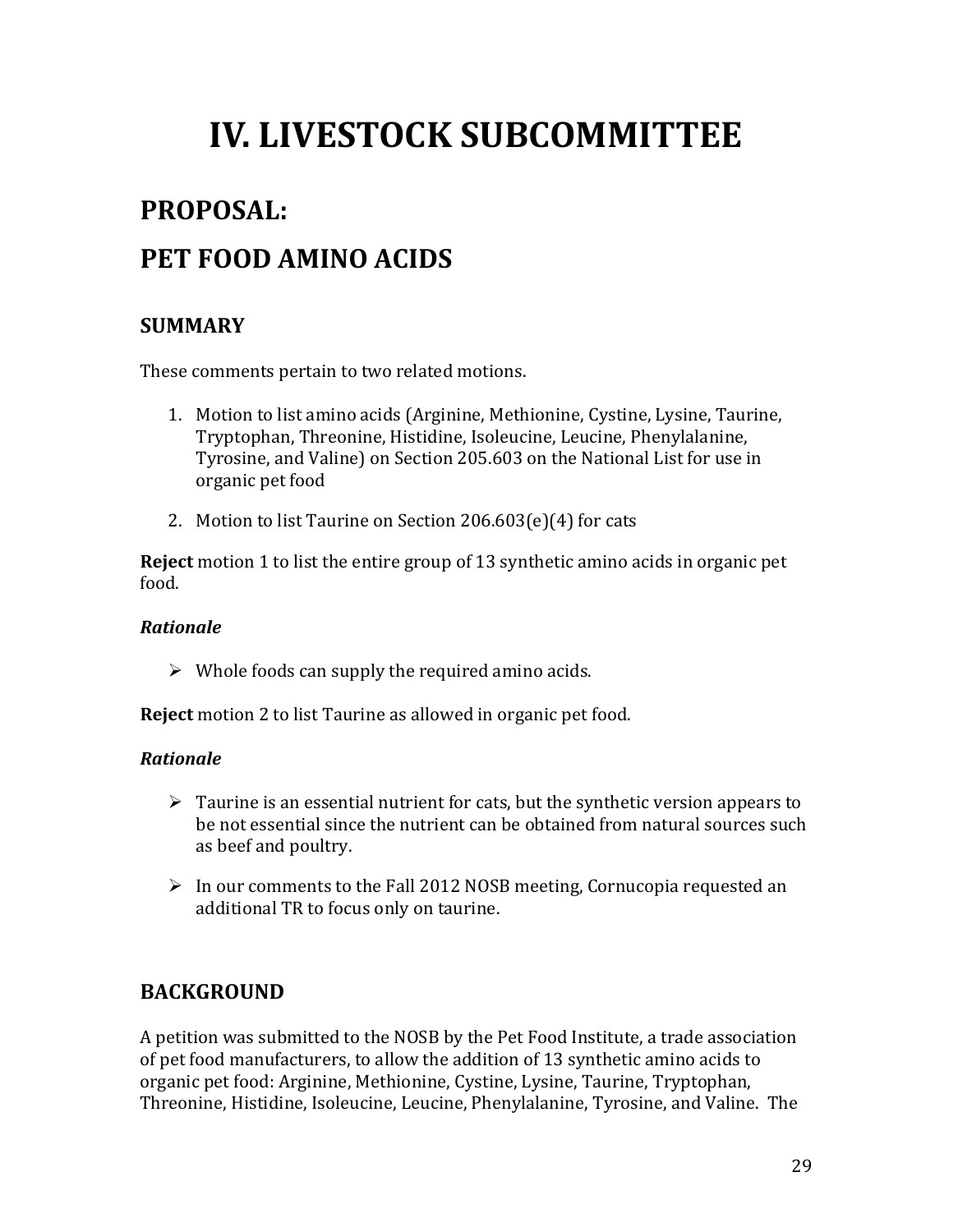# IV. LIVESTOCK SUBCOMMITTEE

## PROPOSAL:

## PET FOOD AMINO ACIDS

### SUMMARY

These comments pertain to two related motions.

1. Motion to list amino acids (Arginine, Methionine, Cystine, Lysine, Taurine, Tryptophan, Threonine, Histidine, Isoleucine, Leucine, Phenylalanine, Tyrosine, and Valine) on Section 205.603 on the National List for use in organic pet food

2. Motion to list Taurine on Section 206.603(e)(4) for cats

**Reject** motion 1 to list the entire group of 13 synthetic amino acids in organic pet food.

***Rationale***

- Whole foods can supply the required amino acids.

**Reject** motion 2 to list Taurine as allowed in organic pet food.

***Rationale***

- Taurine is an essential nutrient for cats, but the synthetic version appears to be not essential since the nutrient can be obtained from natural sources such as beef and poultry.

- In our comments to the Fall 2012 NOSB meeting, Cornucopia requested an additional TR to focus only on taurine.

### BACKGROUND

A petition was submitted to the NOSB by the Pet Food Institute, a trade association of pet food manufacturers, to allow the addition of 13 synthetic amino acids to organic pet food: Arginine, Methionine, Cystine, Lysine, Taurine, Tryptophan, Threonine, Histidine, Isoleucine, Leucine, Phenylalanine, Tyrosine, and Valine. The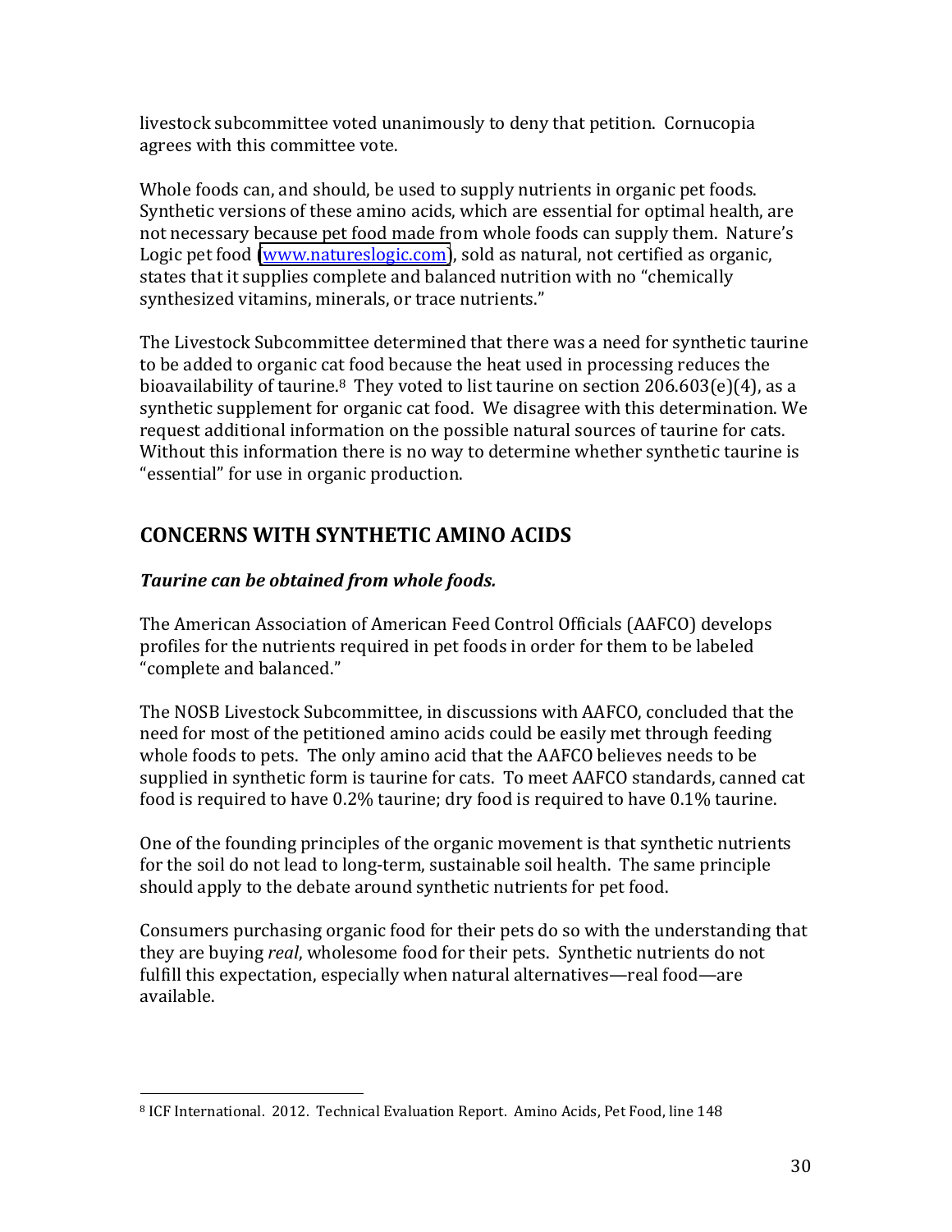livestock subcommittee voted unanimously to deny that petition. Cornucopia agrees with this committee vote.

Whole foods can, and should, be used to supply nutrients in organic pet foods. Synthetic versions of these amino acids, which are essential for optimal health, are not necessary because pet food made from whole foods can supply them. Nature's Logic pet food (www.natureslogic.com), sold as natural, not certified as organic, states that it supplies complete and balanced nutrition with no "chemically synthesized vitamins, minerals, or trace nutrients."

The Livestock Subcommittee determined that there was a need for synthetic taurine to be added to organic cat food because the heat used in processing reduces the bioavailability of taurine.[8] They voted to list taurine on section 206.603(e)(4), as a synthetic supplement for organic cat food. We disagree with this determination. We request additional information on the possible natural sources of taurine for cats. Without this information there is no way to determine whether synthetic taurine is "essential" for use in organic production.

## CONCERNS WITH SYNTHETIC AMINO ACIDS

***Taurine can be obtained from whole foods.***

The American Association of American Feed Control Officials (AAFCO) develops profiles for the nutrients required in pet foods in order for them to be labeled "complete and balanced."

The NOSB Livestock Subcommittee, in discussions with AAFCO, concluded that the need for most of the petitioned amino acids could be easily met through feeding whole foods to pets. The only amino acid that the AAFCO believes needs to be supplied in synthetic form is taurine for cats. To meet AAFCO standards, canned cat food is required to have 0.2% taurine; dry food is required to have 0.1% taurine.

One of the founding principles of the organic movement is that synthetic nutrients for the soil do not lead to long-term, sustainable soil health. The same principle should apply to the debate around synthetic nutrients for pet food.

Consumers purchasing organic food for their pets do so with the understanding that they are buying *real*, wholesome food for their pets. Synthetic nutrients do not fulfill this expectation, especially when natural alternatives—real food—are available.

---

[8] ICF International. 2012. Technical Evaluation Report. Amino Acids, Pet Food, line 148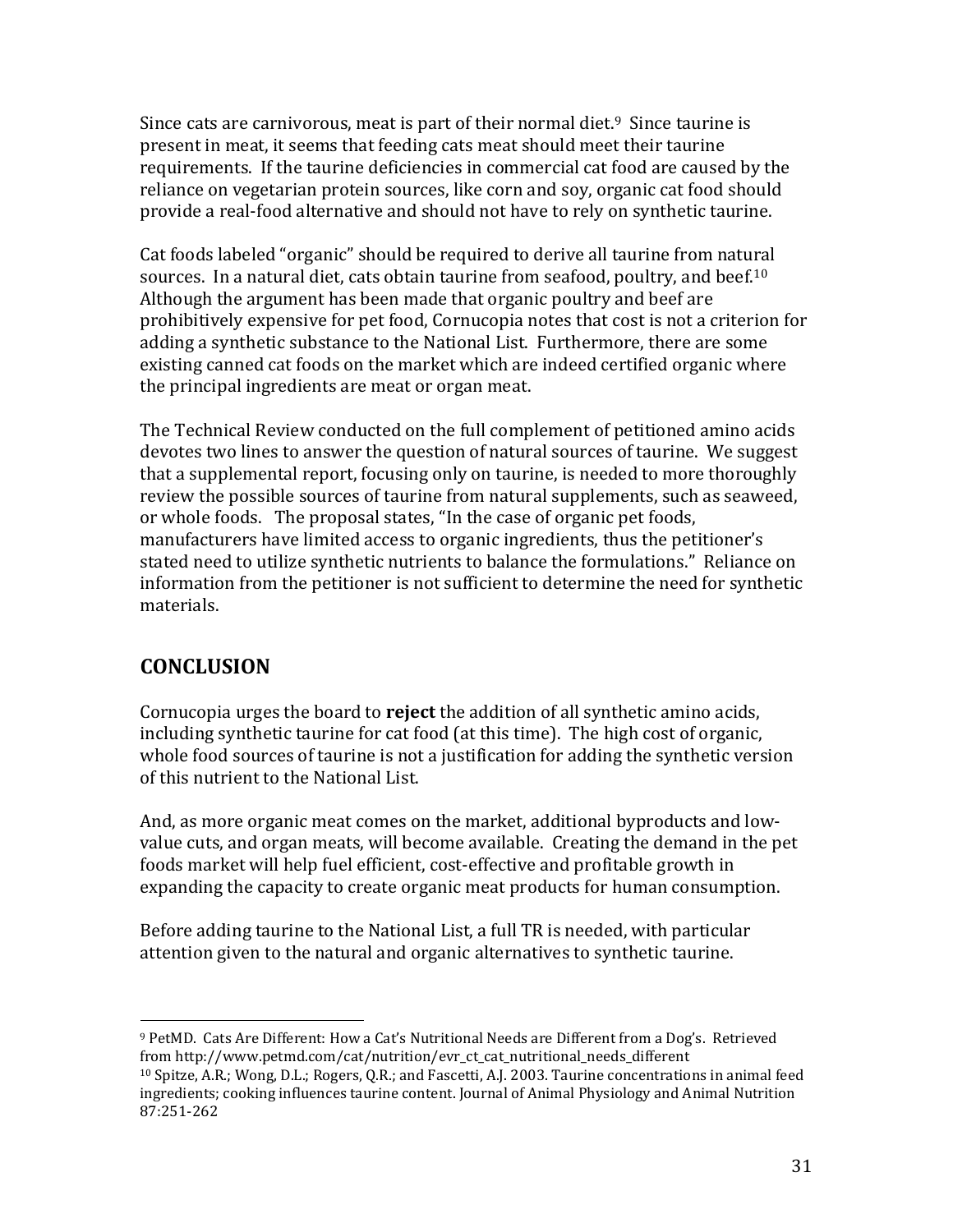Since cats are carnivorous, meat is part of their normal diet.[9] Since taurine is present in meat, it seems that feeding cats meat should meet their taurine requirements. If the taurine deficiencies in commercial cat food are caused by the reliance on vegetarian protein sources, like corn and soy, organic cat food should provide a real-food alternative and should not have to rely on synthetic taurine.

Cat foods labeled "organic" should be required to derive all taurine from natural sources. In a natural diet, cats obtain taurine from seafood, poultry, and beef.[10] Although the argument has been made that organic poultry and beef are prohibitively expensive for pet food, Cornucopia notes that cost is not a criterion for adding a synthetic substance to the National List. Furthermore, there are some existing canned cat foods on the market which are indeed certified organic where the principal ingredients are meat or organ meat.

The Technical Review conducted on the full complement of petitioned amino acids devotes two lines to answer the question of natural sources of taurine. We suggest that a supplemental report, focusing only on taurine, is needed to more thoroughly review the possible sources of taurine from natural supplements, such as seaweed, or whole foods. The proposal states, "In the case of organic pet foods, manufacturers have limited access to organic ingredients, thus the petitioner's stated need to utilize synthetic nutrients to balance the formulations." Reliance on information from the petitioner is not sufficient to determine the need for synthetic materials.

## CONCLUSION

Cornucopia urges the board to **reject** the addition of all synthetic amino acids, including synthetic taurine for cat food (at this time). The high cost of organic, whole food sources of taurine is not a justification for adding the synthetic version of this nutrient to the National List.

And, as more organic meat comes on the market, additional byproducts and low-value cuts, and organ meats, will become available. Creating the demand in the pet foods market will help fuel efficient, cost-effective and profitable growth in expanding the capacity to create organic meat products for human consumption.

Before adding taurine to the National List, a full TR is needed, with particular attention given to the natural and organic alternatives to synthetic taurine.

---

[9] PetMD. Cats Are Different: How a Cat's Nutritional Needs are Different from a Dog's. Retrieved from http://www.petmd.com/cat/nutrition/evr_ct_cat_nutritional_needs_different

[10] Spitze, A.R.; Wong, D.L.; Rogers, Q.R.; and Fascetti, A.J. 2003. Taurine concentrations in animal feed ingredients; cooking influences taurine content. Journal of Animal Physiology and Animal Nutrition 87:251-262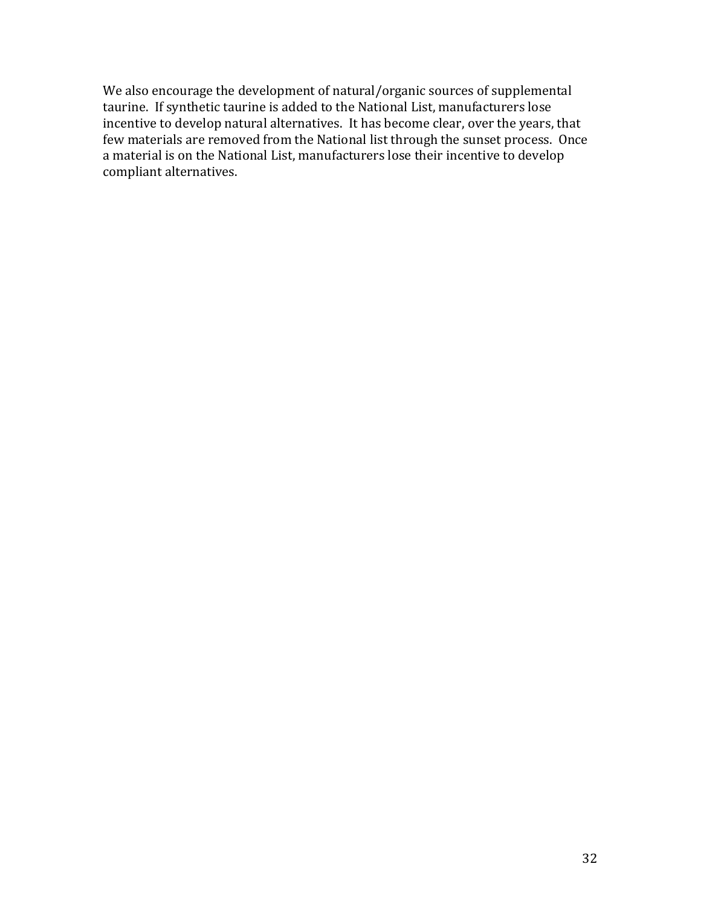We also encourage the development of natural/organic sources of supplemental taurine. If synthetic taurine is added to the National List, manufacturers lose incentive to develop natural alternatives. It has become clear, over the years, that few materials are removed from the National list through the sunset process. Once a material is on the National List, manufacturers lose their incentive to develop compliant alternatives.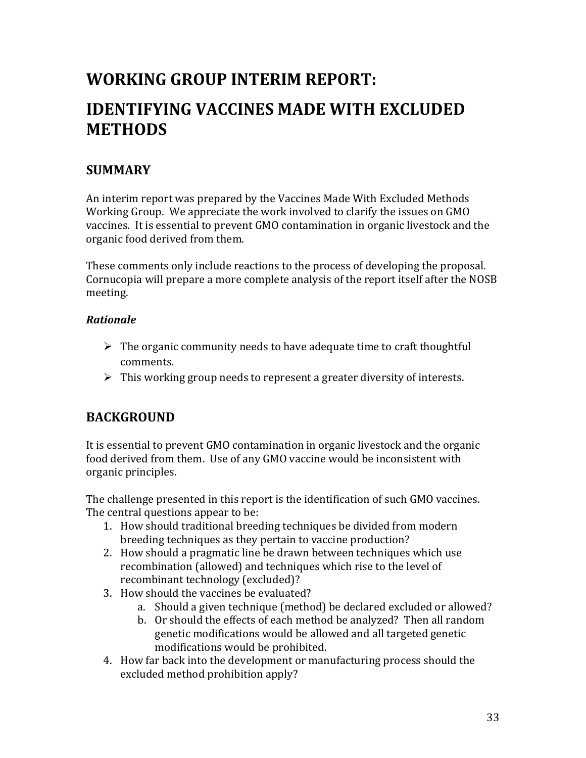# WORKING GROUP INTERIM REPORT:

# IDENTIFYING VACCINES MADE WITH EXCLUDED METHODS

## SUMMARY

An interim report was prepared by the Vaccines Made With Excluded Methods Working Group. We appreciate the work involved to clarify the issues on GMO vaccines. It is essential to prevent GMO contamination in organic livestock and the organic food derived from them.

These comments only include reactions to the process of developing the proposal. Cornucopia will prepare a more complete analysis of the report itself after the NOSB meeting.

### *Rationale*

- The organic community needs to have adequate time to craft thoughtful comments.
- This working group needs to represent a greater diversity of interests.

## BACKGROUND

It is essential to prevent GMO contamination in organic livestock and the organic food derived from them. Use of any GMO vaccine would be inconsistent with organic principles.

The challenge presented in this report is the identification of such GMO vaccines. The central questions appear to be:

1. How should traditional breeding techniques be divided from modern breeding techniques as they pertain to vaccine production?
2. How should a pragmatic line be drawn between techniques which use recombination (allowed) and techniques which rise to the level of recombinant technology (excluded)?
3. How should the vaccines be evaluated?
   a. Should a given technique (method) be declared excluded or allowed?
   b. Or should the effects of each method be analyzed? Then all random genetic modifications would be allowed and all targeted genetic modifications would be prohibited.
4. How far back into the development or manufacturing process should the excluded method prohibition apply?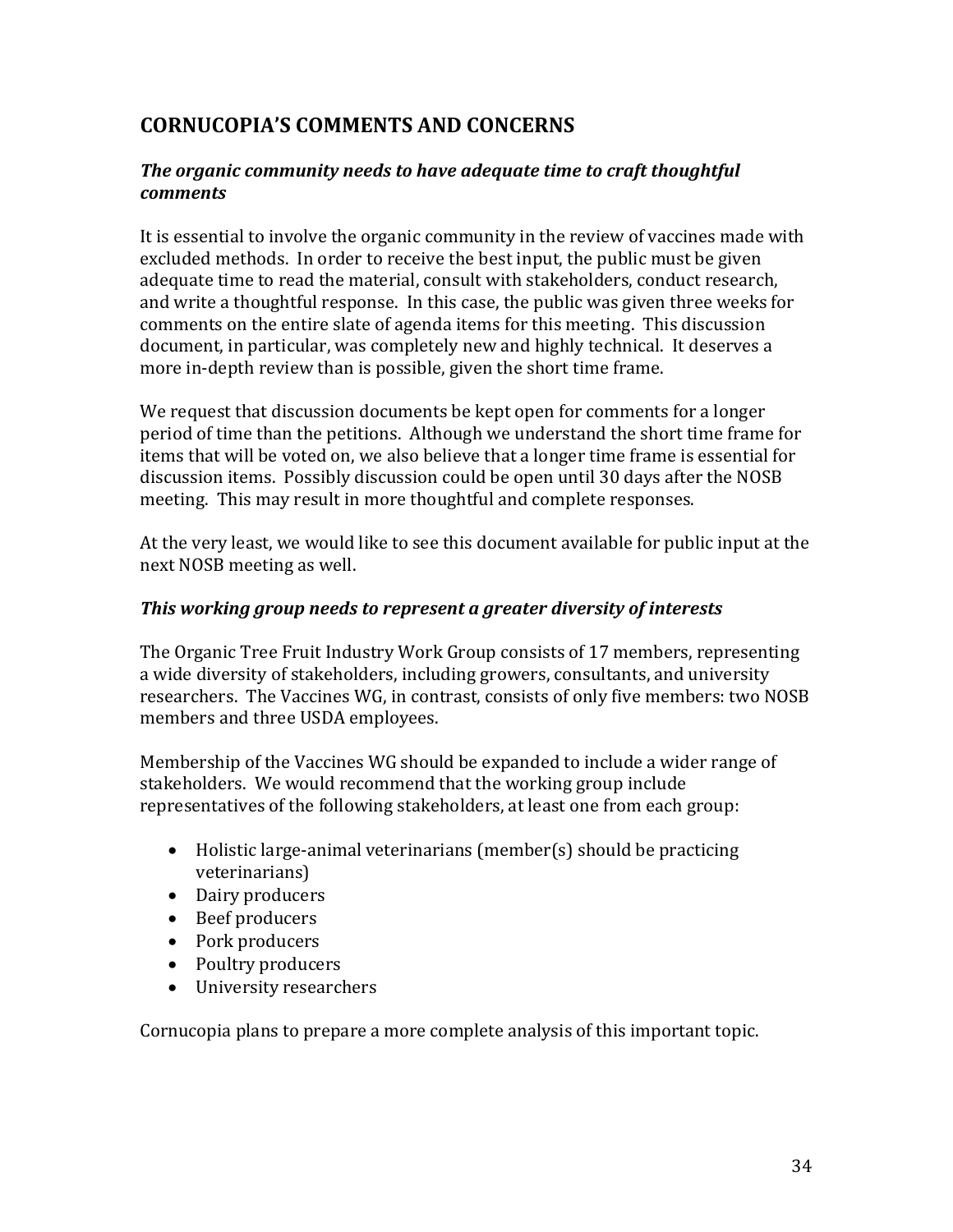## CORNUCOPIA'S COMMENTS AND CONCERNS

### *The organic community needs to have adequate time to craft thoughtful comments*

It is essential to involve the organic community in the review of vaccines made with excluded methods. In order to receive the best input, the public must be given adequate time to read the material, consult with stakeholders, conduct research, and write a thoughtful response. In this case, the public was given three weeks for comments on the entire slate of agenda items for this meeting. This discussion document, in particular, was completely new and highly technical. It deserves a more in-depth review than is possible, given the short time frame.

We request that discussion documents be kept open for comments for a longer period of time than the petitions. Although we understand the short time frame for items that will be voted on, we also believe that a longer time frame is essential for discussion items. Possibly discussion could be open until 30 days after the NOSB meeting. This may result in more thoughtful and complete responses.

At the very least, we would like to see this document available for public input at the next NOSB meeting as well.

### *This working group needs to represent a greater diversity of interests*

The Organic Tree Fruit Industry Work Group consists of 17 members, representing a wide diversity of stakeholders, including growers, consultants, and university researchers. The Vaccines WG, in contrast, consists of only five members: two NOSB members and three USDA employees.

Membership of the Vaccines WG should be expanded to include a wider range of stakeholders. We would recommend that the working group include representatives of the following stakeholders, at least one from each group:

- Holistic large-animal veterinarians (member(s) should be practicing veterinarians)
- Dairy producers
- Beef producers
- Pork producers
- Poultry producers
- University researchers

Cornucopia plans to prepare a more complete analysis of this important topic.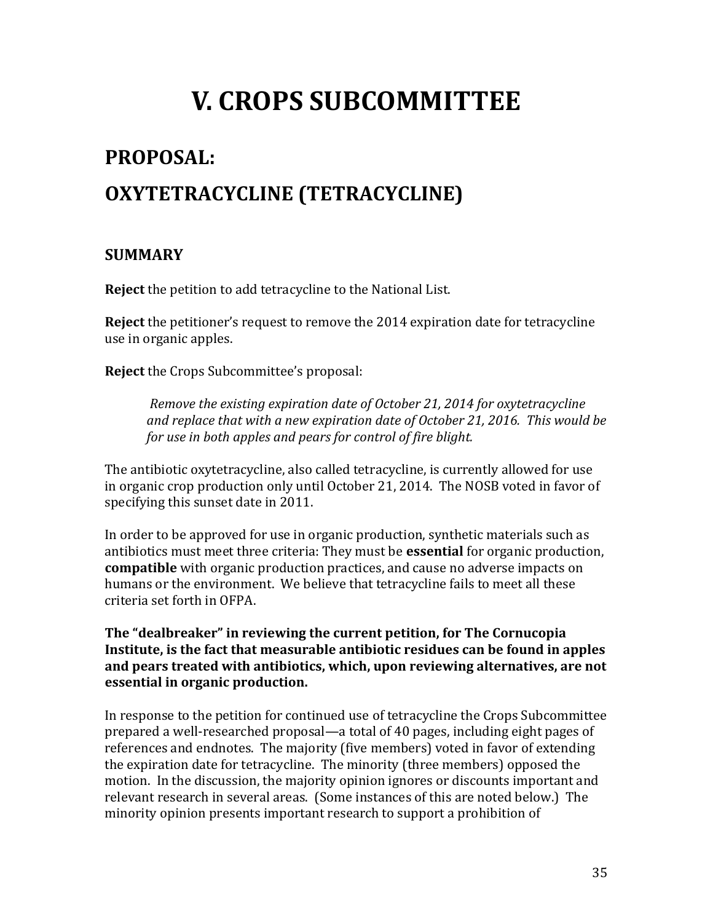# V. CROPS SUBCOMMITTEE

## PROPOSAL:

## OXYTETRACYCLINE (TETRACYCLINE)

### SUMMARY

**Reject** the petition to add tetracycline to the National List.

**Reject** the petitioner's request to remove the 2014 expiration date for tetracycline use in organic apples.

**Reject** the Crops Subcommittee's proposal:

> *Remove the existing expiration date of October 21, 2014 for oxytetracycline and replace that with a new expiration date of October 21, 2016. This would be for use in both apples and pears for control of fire blight.*

The antibiotic oxytetracycline, also called tetracycline, is currently allowed for use in organic crop production only until October 21, 2014. The NOSB voted in favor of specifying this sunset date in 2011.

In order to be approved for use in organic production, synthetic materials such as antibiotics must meet three criteria: They must be **essential** for organic production, **compatible** with organic production practices, and cause no adverse impacts on humans or the environment. We believe that tetracycline fails to meet all these criteria set forth in OFPA.

**The "dealbreaker" in reviewing the current petition, for The Cornucopia Institute, is the fact that measurable antibiotic residues can be found in apples and pears treated with antibiotics, which, upon reviewing alternatives, are not essential in organic production.**

In response to the petition for continued use of tetracycline the Crops Subcommittee prepared a well-researched proposal—a total of 40 pages, including eight pages of references and endnotes. The majority (five members) voted in favor of extending the expiration date for tetracycline. The minority (three members) opposed the motion. In the discussion, the majority opinion ignores or discounts important and relevant research in several areas. (Some instances of this are noted below.) The minority opinion presents important research to support a prohibition of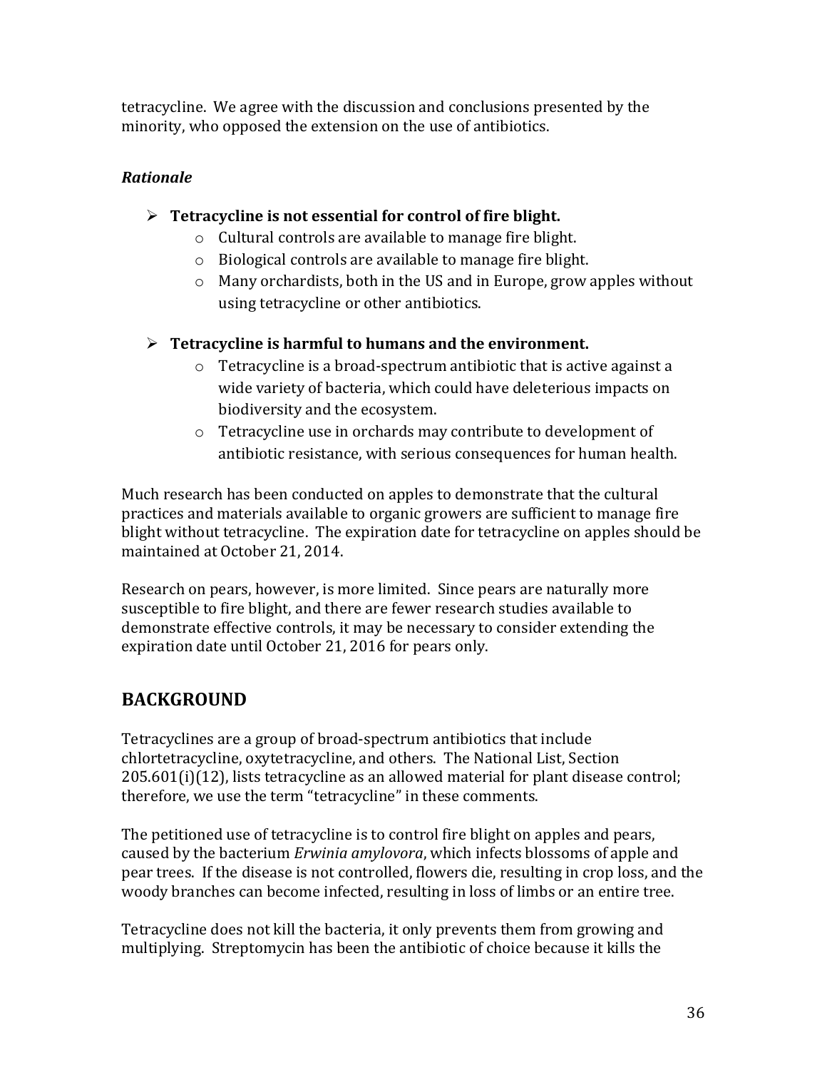tetracycline. We agree with the discussion and conclusions presented by the minority, who opposed the extension on the use of antibiotics.

### *Rationale*

- **Tetracycline is not essential for control of fire blight.**
  - Cultural controls are available to manage fire blight.
  - Biological controls are available to manage fire blight.
  - Many orchardists, both in the US and in Europe, grow apples without using tetracycline or other antibiotics.

- **Tetracycline is harmful to humans and the environment.**
  - Tetracycline is a broad-spectrum antibiotic that is active against a wide variety of bacteria, which could have deleterious impacts on biodiversity and the ecosystem.
  - Tetracycline use in orchards may contribute to development of antibiotic resistance, with serious consequences for human health.

Much research has been conducted on apples to demonstrate that the cultural practices and materials available to organic growers are sufficient to manage fire blight without tetracycline. The expiration date for tetracycline on apples should be maintained at October 21, 2014.

Research on pears, however, is more limited. Since pears are naturally more susceptible to fire blight, and there are fewer research studies available to demonstrate effective controls, it may be necessary to consider extending the expiration date until October 21, 2016 for pears only.

## BACKGROUND

Tetracyclines are a group of broad-spectrum antibiotics that include chlortetracycline, oxytetracycline, and others. The National List, Section 205.601(i)(12), lists tetracycline as an allowed material for plant disease control; therefore, we use the term "tetracycline" in these comments.

The petitioned use of tetracycline is to control fire blight on apples and pears, caused by the bacterium *Erwinia amylovora*, which infects blossoms of apple and pear trees. If the disease is not controlled, flowers die, resulting in crop loss, and the woody branches can become infected, resulting in loss of limbs or an entire tree.

Tetracycline does not kill the bacteria, it only prevents them from growing and multiplying. Streptomycin has been the antibiotic of choice because it kills the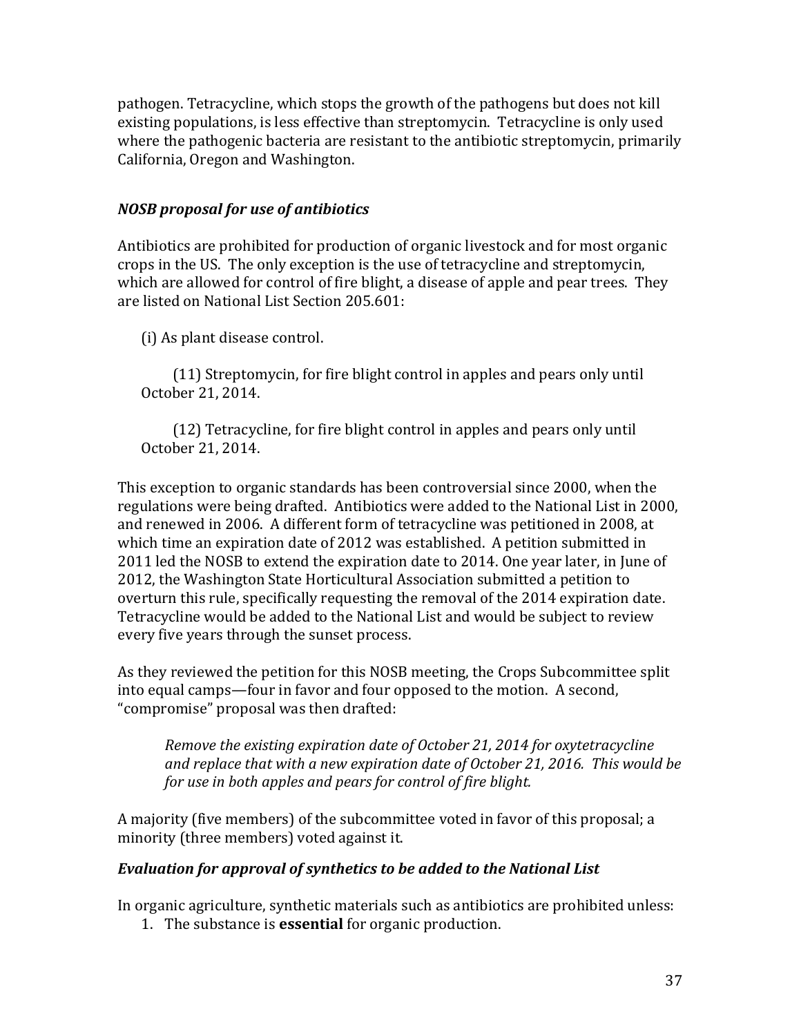pathogen. Tetracycline, which stops the growth of the pathogens but does not kill existing populations, is less effective than streptomycin. Tetracycline is only used where the pathogenic bacteria are resistant to the antibiotic streptomycin, primarily California, Oregon and Washington.

### *NOSB proposal for use of antibiotics*

Antibiotics are prohibited for production of organic livestock and for most organic crops in the US. The only exception is the use of tetracycline and streptomycin, which are allowed for control of fire blight, a disease of apple and pear trees. They are listed on National List Section 205.601:

> (i) As plant disease control.
>
> (11) Streptomycin, for fire blight control in apples and pears only until October 21, 2014.
>
> (12) Tetracycline, for fire blight control in apples and pears only until October 21, 2014.

This exception to organic standards has been controversial since 2000, when the regulations were being drafted. Antibiotics were added to the National List in 2000, and renewed in 2006. A different form of tetracycline was petitioned in 2008, at which time an expiration date of 2012 was established. A petition submitted in 2011 led the NOSB to extend the expiration date to 2014. One year later, in June of 2012, the Washington State Horticultural Association submitted a petition to overturn this rule, specifically requesting the removal of the 2014 expiration date. Tetracycline would be added to the National List and would be subject to review every five years through the sunset process.

As they reviewed the petition for this NOSB meeting, the Crops Subcommittee split into equal camps—four in favor and four opposed to the motion. A second, "compromise" proposal was then drafted:

> *Remove the existing expiration date of October 21, 2014 for oxytetracycline and replace that with a new expiration date of October 21, 2016. This would be for use in both apples and pears for control of fire blight.*

A majority (five members) of the subcommittee voted in favor of this proposal; a minority (three members) voted against it.

### *Evaluation for approval of synthetics to be added to the National List*

In organic agriculture, synthetic materials such as antibiotics are prohibited unless:

1. The substance is **essential** for organic production.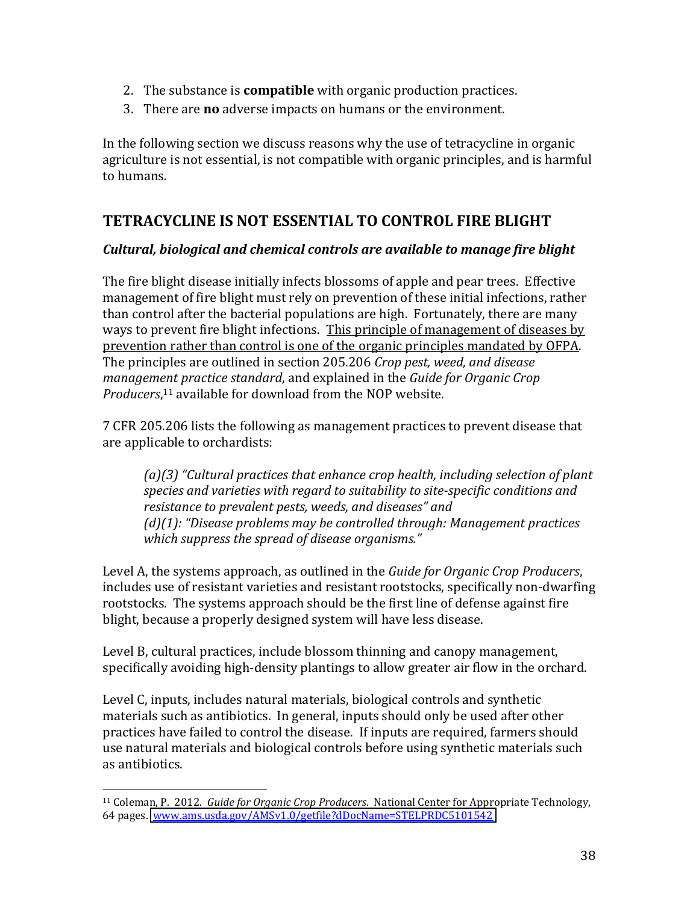2. The substance is **compatible** with organic production practices.
3. There are **no** adverse impacts on humans or the environment.

In the following section we discuss reasons why the use of tetracycline in organic agriculture is not essential, is not compatible with organic principles, and is harmful to humans.

## TETRACYCLINE IS NOT ESSENTIAL TO CONTROL FIRE BLIGHT

### *Cultural, biological and chemical controls are available to manage fire blight*

The fire blight disease initially infects blossoms of apple and pear trees. Effective management of fire blight must rely on prevention of these initial infections, rather than control after the bacterial populations are high. Fortunately, there are many ways to prevent fire blight infections. <u>This principle of management of diseases by prevention rather than control is one of the organic principles mandated by OFPA</u>. The principles are outlined in section 205.206 *Crop pest, weed, and disease management practice standard*, and explained in the *Guide for Organic Crop Producers*,[11] available for download from the NOP website.

7 CFR 205.206 lists the following as management practices to prevent disease that are applicable to orchardists:

> *(a)(3) "Cultural practices that enhance crop health, including selection of plant species and varieties with regard to suitability to site-specific conditions and resistance to prevalent pests, weeds, and diseases" and*
> *(d)(1): "Disease problems may be controlled through: Management practices which suppress the spread of disease organisms."*

Level A, the systems approach, as outlined in the *Guide for Organic Crop Producers*, includes use of resistant varieties and resistant rootstocks, specifically non-dwarfing rootstocks. The systems approach should be the first line of defense against fire blight, because a properly designed system will have less disease.

Level B, cultural practices, include blossom thinning and canopy management, specifically avoiding high-density plantings to allow greater air flow in the orchard.

Level C, inputs, includes natural materials, biological controls and synthetic materials such as antibiotics. In general, inputs should only be used after other practices have failed to control the disease. If inputs are required, farmers should use natural materials and biological controls before using synthetic materials such as antibiotics.

---

[11] Coleman, P. 2012. *Guide for Organic Crop Producers*. National Center for Appropriate Technology, 64 pages. www.ams.usda.gov/AMSv1.0/getfile?dDocName=STELPRDC5101542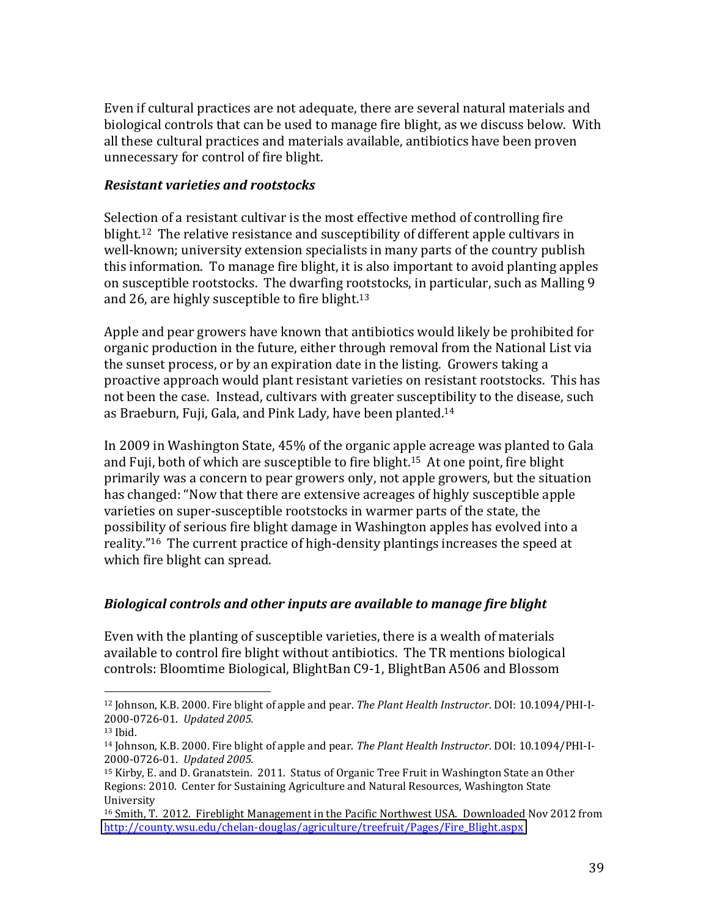Even if cultural practices are not adequate, there are several natural materials and biological controls that can be used to manage fire blight, as we discuss below. With all these cultural practices and materials available, antibiotics have been proven unnecessary for control of fire blight.

### *Resistant varieties and rootstocks*

Selection of a resistant cultivar is the most effective method of controlling fire blight.[12] The relative resistance and susceptibility of different apple cultivars in well-known; university extension specialists in many parts of the country publish this information. To manage fire blight, it is also important to avoid planting apples on susceptible rootstocks. The dwarfing rootstocks, in particular, such as Malling 9 and 26, are highly susceptible to fire blight.[13]

Apple and pear growers have known that antibiotics would likely be prohibited for organic production in the future, either through removal from the National List via the sunset process, or by an expiration date in the listing. Growers taking a proactive approach would plant resistant varieties on resistant rootstocks. This has not been the case. Instead, cultivars with greater susceptibility to the disease, such as Braeburn, Fuji, Gala, and Pink Lady, have been planted.[14]

In 2009 in Washington State, 45% of the organic apple acreage was planted to Gala and Fuji, both of which are susceptible to fire blight.[15] At one point, fire blight primarily was a concern to pear growers only, not apple growers, but the situation has changed: "Now that there are extensive acreages of highly susceptible apple varieties on super-susceptible rootstocks in warmer parts of the state, the possibility of serious fire blight damage in Washington apples has evolved into a reality."[16] The current practice of high-density plantings increases the speed at which fire blight can spread.

### *Biological controls and other inputs are available to manage fire blight*

Even with the planting of susceptible varieties, there is a wealth of materials available to control fire blight without antibiotics. The TR mentions biological controls: Bloomtime Biological, BlightBan C9-1, BlightBan A506 and Blossom

---

[12] Johnson, K.B. 2000. Fire blight of apple and pear. *The Plant Health Instructor*. DOI: 10.1094/PHI-I-2000-0726-01. *Updated 2005.*

[13] Ibid.

[14] Johnson, K.B. 2000. Fire blight of apple and pear. *The Plant Health Instructor*. DOI: 10.1094/PHI-I-2000-0726-01. *Updated 2005.*

[15] Kirby, E. and D. Granatstein. 2011. Status of Organic Tree Fruit in Washington State an Other Regions: 2010. Center for Sustaining Agriculture and Natural Resources, Washington State University

[16] Smith, T. 2012. Fireblight Management in the Pacific Northwest USA. Downloaded Nov 2012 from http://county.wsu.edu/chelan-douglas/agriculture/treefruit/Pages/Fire_Blight.aspx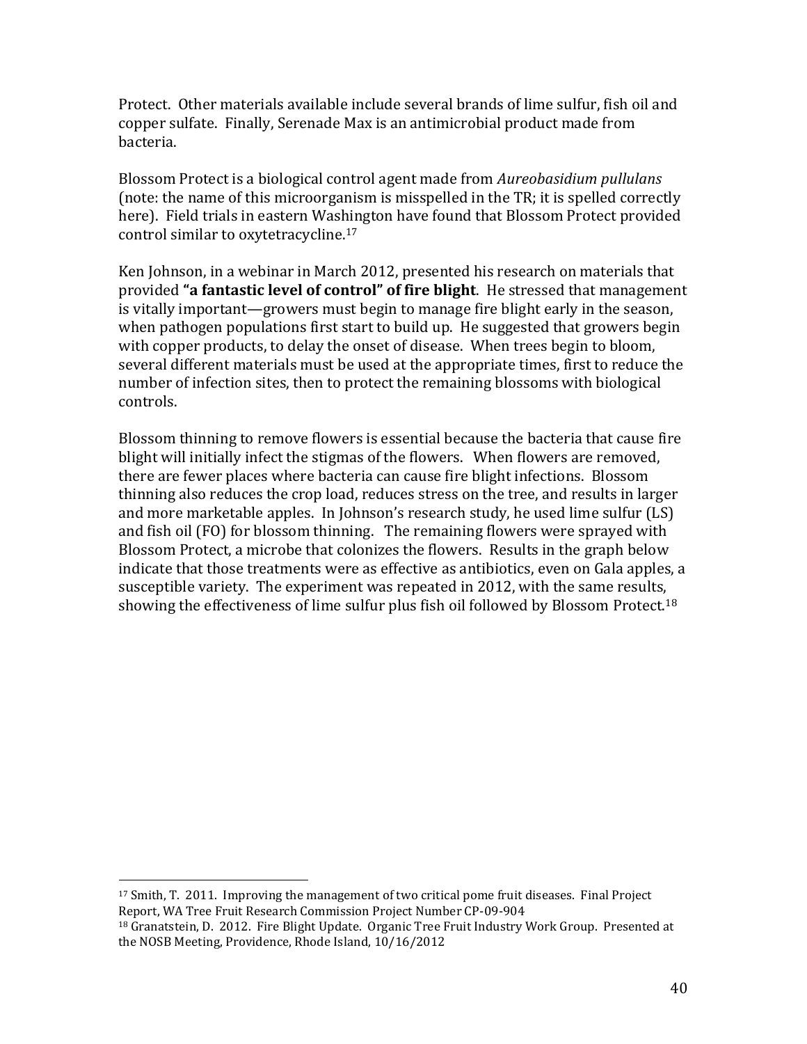Protect. Other materials available include several brands of lime sulfur, fish oil and copper sulfate. Finally, Serenade Max is an antimicrobial product made from bacteria.

Blossom Protect is a biological control agent made from *Aureobasidium pullulans* (note: the name of this microorganism is misspelled in the TR; it is spelled correctly here). Field trials in eastern Washington have found that Blossom Protect provided control similar to oxytetracycline.[17]

Ken Johnson, in a webinar in March 2012, presented his research on materials that provided **"a fantastic level of control" of fire blight**. He stressed that management is vitally important—growers must begin to manage fire blight early in the season, when pathogen populations first start to build up. He suggested that growers begin with copper products, to delay the onset of disease. When trees begin to bloom, several different materials must be used at the appropriate times, first to reduce the number of infection sites, then to protect the remaining blossoms with biological controls.

Blossom thinning to remove flowers is essential because the bacteria that cause fire blight will initially infect the stigmas of the flowers. When flowers are removed, there are fewer places where bacteria can cause fire blight infections. Blossom thinning also reduces the crop load, reduces stress on the tree, and results in larger and more marketable apples. In Johnson's research study, he used lime sulfur (LS) and fish oil (FO) for blossom thinning. The remaining flowers were sprayed with Blossom Protect, a microbe that colonizes the flowers. Results in the graph below indicate that those treatments were as effective as antibiotics, even on Gala apples, a susceptible variety. The experiment was repeated in 2012, with the same results, showing the effectiveness of lime sulfur plus fish oil followed by Blossom Protect.[18]

---

[17] Smith, T. 2011. Improving the management of two critical pome fruit diseases. Final Project Report, WA Tree Fruit Research Commission Project Number CP-09-904

[18] Granatstein, D. 2012. Fire Blight Update. Organic Tree Fruit Industry Work Group. Presented at the NOSB Meeting, Providence, Rhode Island, 10/16/2012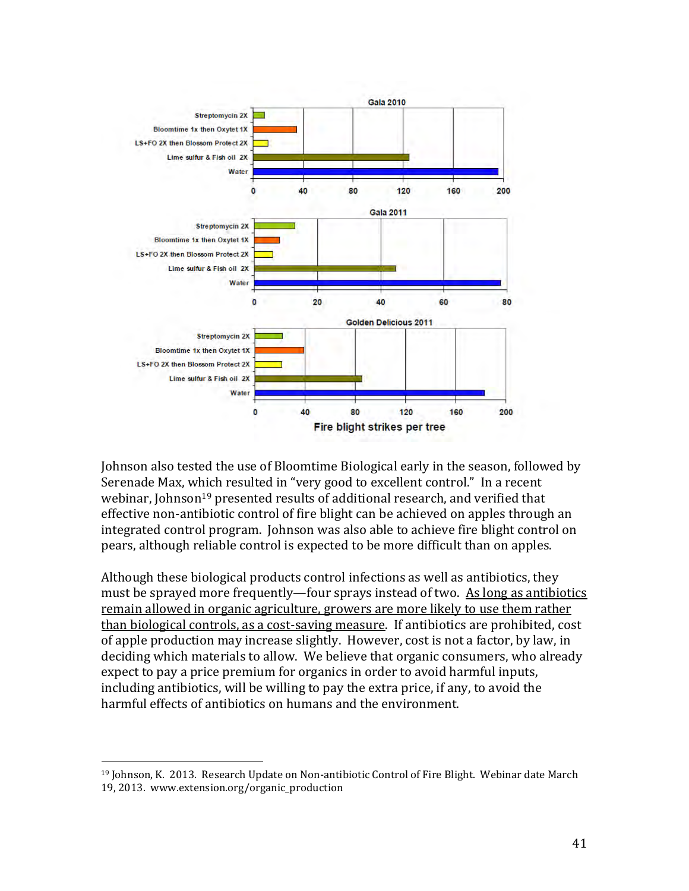Johnson also tested the use of Bloomtime Biological early in the season, followed by Serenade Max, which resulted in "very good to excellent control." In a recent webinar, Johnson[19] presented results of additional research, and verified that effective non-antibiotic control of fire blight can be achieved on apples through an integrated control program. Johnson was also able to achieve fire blight control on pears, although reliable control is expected to be more difficult than on apples.

Although these biological products control infections as well as antibiotics, they must be sprayed more frequently—four sprays instead of two. As long as antibiotics remain allowed in organic agriculture, growers are more likely to use them rather than biological controls, as a cost-saving measure. If antibiotics are prohibited, cost of apple production may increase slightly. However, cost is not a factor, by law, in deciding which materials to allow. We believe that organic consumers, who already expect to pay a price premium for organics in order to avoid harmful inputs, including antibiotics, will be willing to pay the extra price, if any, to avoid the harmful effects of antibiotics on humans and the environment.

---

[19] Johnson, K. 2013. Research Update on Non-antibiotic Control of Fire Blight. Webinar date March 19, 2013. www.extension.org/organic_production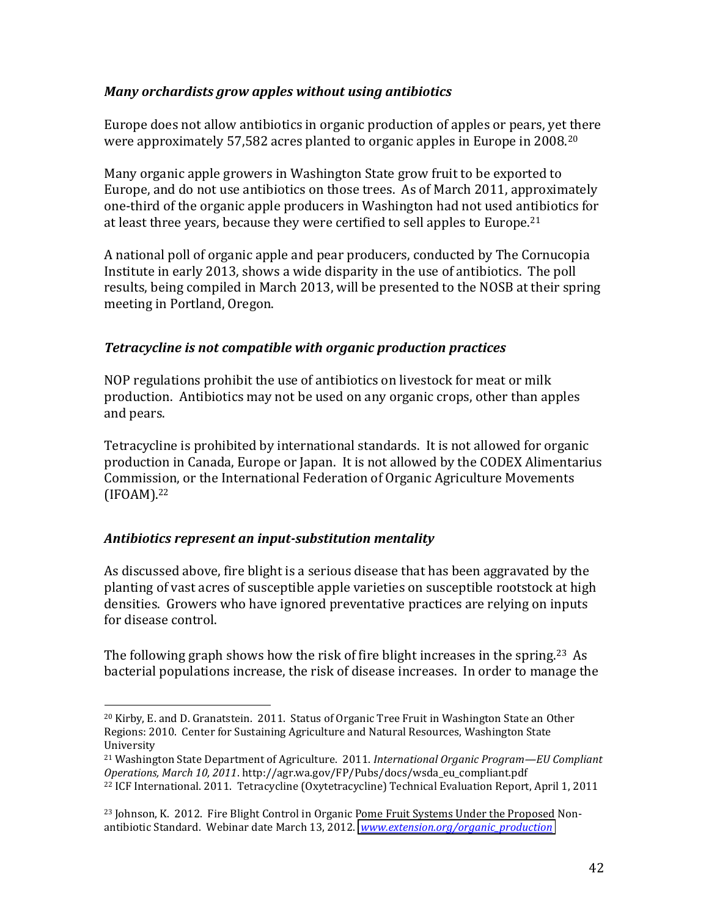### *Many orchardists grow apples without using antibiotics*

Europe does not allow antibiotics in organic production of apples or pears, yet there were approximately 57,582 acres planted to organic apples in Europe in 2008.[20]

Many organic apple growers in Washington State grow fruit to be exported to Europe, and do not use antibiotics on those trees. As of March 2011, approximately one-third of the organic apple producers in Washington had not used antibiotics for at least three years, because they were certified to sell apples to Europe.[21]

A national poll of organic apple and pear producers, conducted by The Cornucopia Institute in early 2013, shows a wide disparity in the use of antibiotics. The poll results, being compiled in March 2013, will be presented to the NOSB at their spring meeting in Portland, Oregon.

### *Tetracycline is not compatible with organic production practices*

NOP regulations prohibit the use of antibiotics on livestock for meat or milk production. Antibiotics may not be used on any organic crops, other than apples and pears.

Tetracycline is prohibited by international standards. It is not allowed for organic production in Canada, Europe or Japan. It is not allowed by the CODEX Alimentarius Commission, or the International Federation of Organic Agriculture Movements (IFOAM).[22]

### *Antibiotics represent an input-substitution mentality*

As discussed above, fire blight is a serious disease that has been aggravated by the planting of vast acres of susceptible apple varieties on susceptible rootstock at high densities. Growers who have ignored preventative practices are relying on inputs for disease control.

The following graph shows how the risk of fire blight increases in the spring.[23] As bacterial populations increase, the risk of disease increases. In order to manage the

---

[20] Kirby, E. and D. Granatstein. 2011. Status of Organic Tree Fruit in Washington State an Other Regions: 2010. Center for Sustaining Agriculture and Natural Resources, Washington State University

[21] Washington State Department of Agriculture. 2011. *International Organic Program—EU Compliant Operations, March 10, 2011*. http://agr.wa.gov/FP/Pubs/docs/wsda_eu_compliant.pdf

[22] ICF International. 2011. Tetracycline (Oxytetracycline) Technical Evaluation Report, April 1, 2011

[23] Johnson, K. 2012. Fire Blight Control in Organic Pome Fruit Systems Under the Proposed Non-antibiotic Standard. Webinar date March 13, 2012. *www.extension.org/organic_production*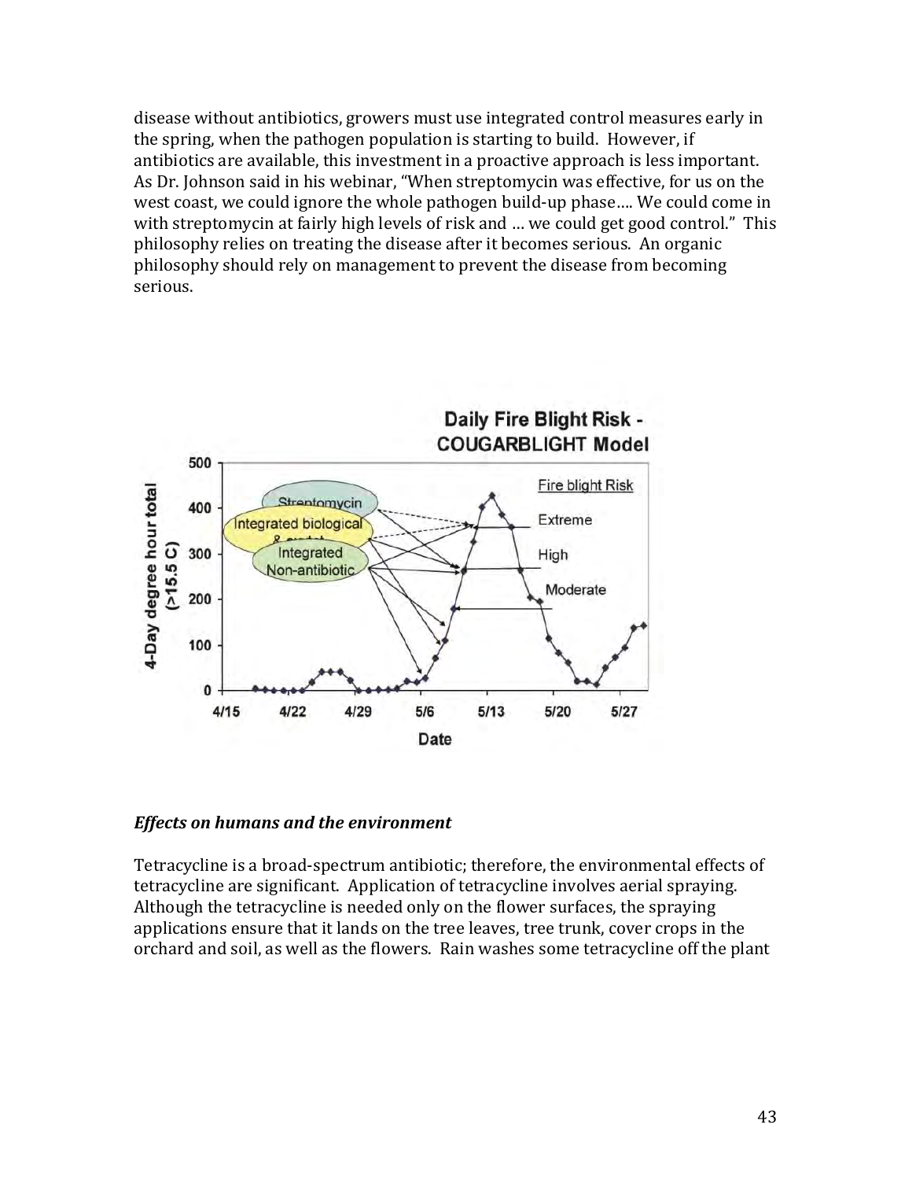disease without antibiotics, growers must use integrated control measures early in the spring, when the pathogen population is starting to build. However, if antibiotics are available, this investment in a proactive approach is less important. As Dr. Johnson said in his webinar, "When streptomycin was effective, for us on the west coast, we could ignore the whole pathogen build-up phase…. We could come in with streptomycin at fairly high levels of risk and … we could get good control." This philosophy relies on treating the disease after it becomes serious. An organic philosophy should rely on management to prevent the disease from becoming serious.

### *Effects on humans and the environment*

Tetracycline is a broad-spectrum antibiotic; therefore, the environmental effects of tetracycline are significant. Application of tetracycline involves aerial spraying. Although the tetracycline is needed only on the flower surfaces, the spraying applications ensure that it lands on the tree leaves, tree trunk, cover crops in the orchard and soil, as well as the flowers. Rain washes some tetracycline off the plant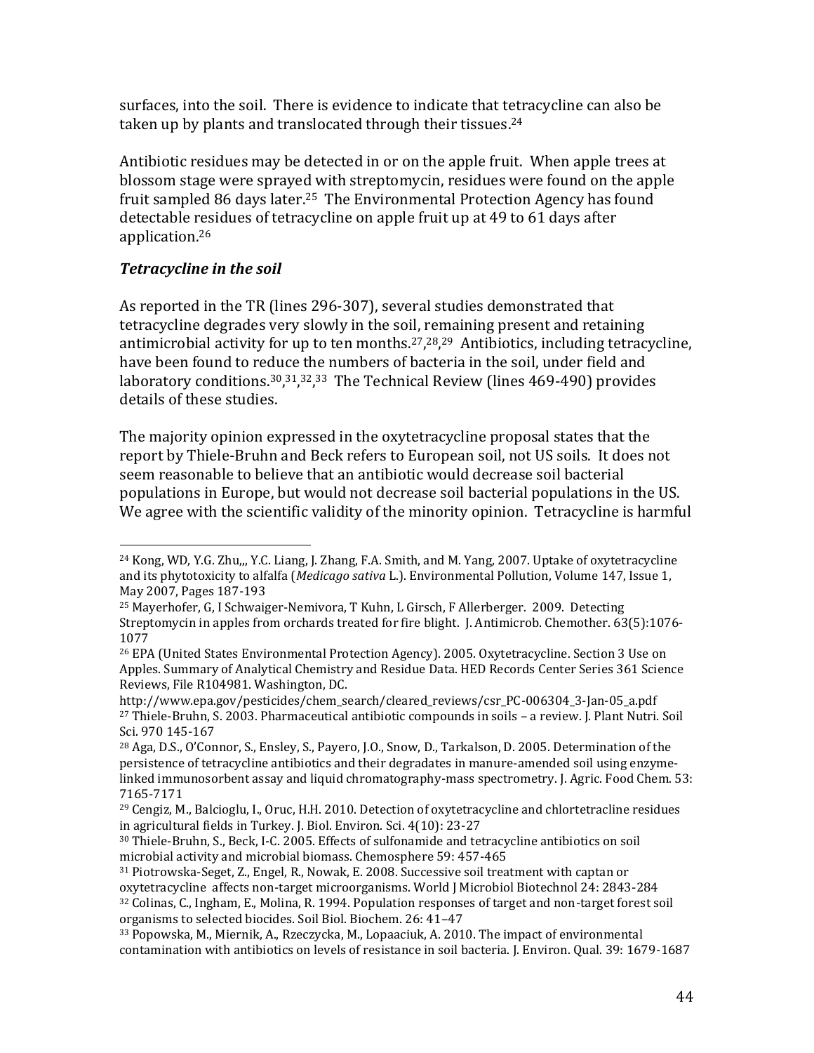surfaces, into the soil. There is evidence to indicate that tetracycline can also be taken up by plants and translocated through their tissues.[24]

Antibiotic residues may be detected in or on the apple fruit. When apple trees at blossom stage were sprayed with streptomycin, residues were found on the apple fruit sampled 86 days later.[25] The Environmental Protection Agency has found detectable residues of tetracycline on apple fruit up at 49 to 61 days after application.[26]

### *Tetracycline in the soil*

As reported in the TR (lines 296-307), several studies demonstrated that tetracycline degrades very slowly in the soil, remaining present and retaining antimicrobial activity for up to ten months.[27,28,29] Antibiotics, including tetracycline, have been found to reduce the numbers of bacteria in the soil, under field and laboratory conditions.[30,31,32,33] The Technical Review (lines 469-490) provides details of these studies.

The majority opinion expressed in the oxytetracycline proposal states that the report by Thiele-Bruhn and Beck refers to European soil, not US soils. It does not seem reasonable to believe that an antibiotic would decrease soil bacterial populations in Europe, but would not decrease soil bacterial populations in the US. We agree with the scientific validity of the minority opinion. Tetracycline is harmful

---

[24] Kong, WD, Y.G. Zhu,,, Y.C. Liang, J. Zhang, F.A. Smith, and M. Yang, 2007. Uptake of oxytetracycline and its phytotoxicity to alfalfa (*Medicago sativa* L.). Environmental Pollution, Volume 147, Issue 1, May 2007, Pages 187-193

[25] Mayerhofer, G, I Schwaiger-Nemivora, T Kuhn, L Girsch, F Allerberger. 2009. Detecting Streptomycin in apples from orchards treated for fire blight. J. Antimicrob. Chemother. 63(5):1076-1077

[26] EPA (United States Environmental Protection Agency). 2005. Oxytetracycline. Section 3 Use on Apples. Summary of Analytical Chemistry and Residue Data. HED Records Center Series 361 Science Reviews, File R104981. Washington, DC.
http://www.epa.gov/pesticides/chem_search/cleared_reviews/csr_PC-006304_3-Jan-05_a.pdf

[27] Thiele-Bruhn, S. 2003. Pharmaceutical antibiotic compounds in soils – a review. J. Plant Nutri. Soil Sci. 970 145-167

[28] Aga, D.S., O'Connor, S., Ensley, S., Payero, J.O., Snow, D., Tarkalson, D. 2005. Determination of the persistence of tetracycline antibiotics and their degradates in manure-amended soil using enzyme-linked immunosorbent assay and liquid chromatography-mass spectrometry. J. Agric. Food Chem. 53: 7165-7171

[29] Cengiz, M., Balcioglu, I., Oruc, H.H. 2010. Detection of oxytetracycline and chlortetracline residues in agricultural fields in Turkey. J. Biol. Environ. Sci. 4(10): 23-27

[30] Thiele-Bruhn, S., Beck, I-C. 2005. Effects of sulfonamide and tetracycline antibiotics on soil microbial activity and microbial biomass. Chemosphere 59: 457-465

[31] Piotrowska-Seget, Z., Engel, R., Nowak, E. 2008. Successive soil treatment with captan or oxytetracycline affects non-target microorganisms. World J Microbiol Biotechnol 24: 2843-284

[32] Colinas, C., Ingham, E., Molina, R. 1994. Population responses of target and non-target forest soil organisms to selected biocides. Soil Biol. Biochem. 26: 41–47

[33] Popowska, M., Miernik, A., Rzeczycka, M., Lopaaciuk, A. 2010. The impact of environmental contamination with antibiotics on levels of resistance in soil bacteria. J. Environ. Qual. 39: 1679-1687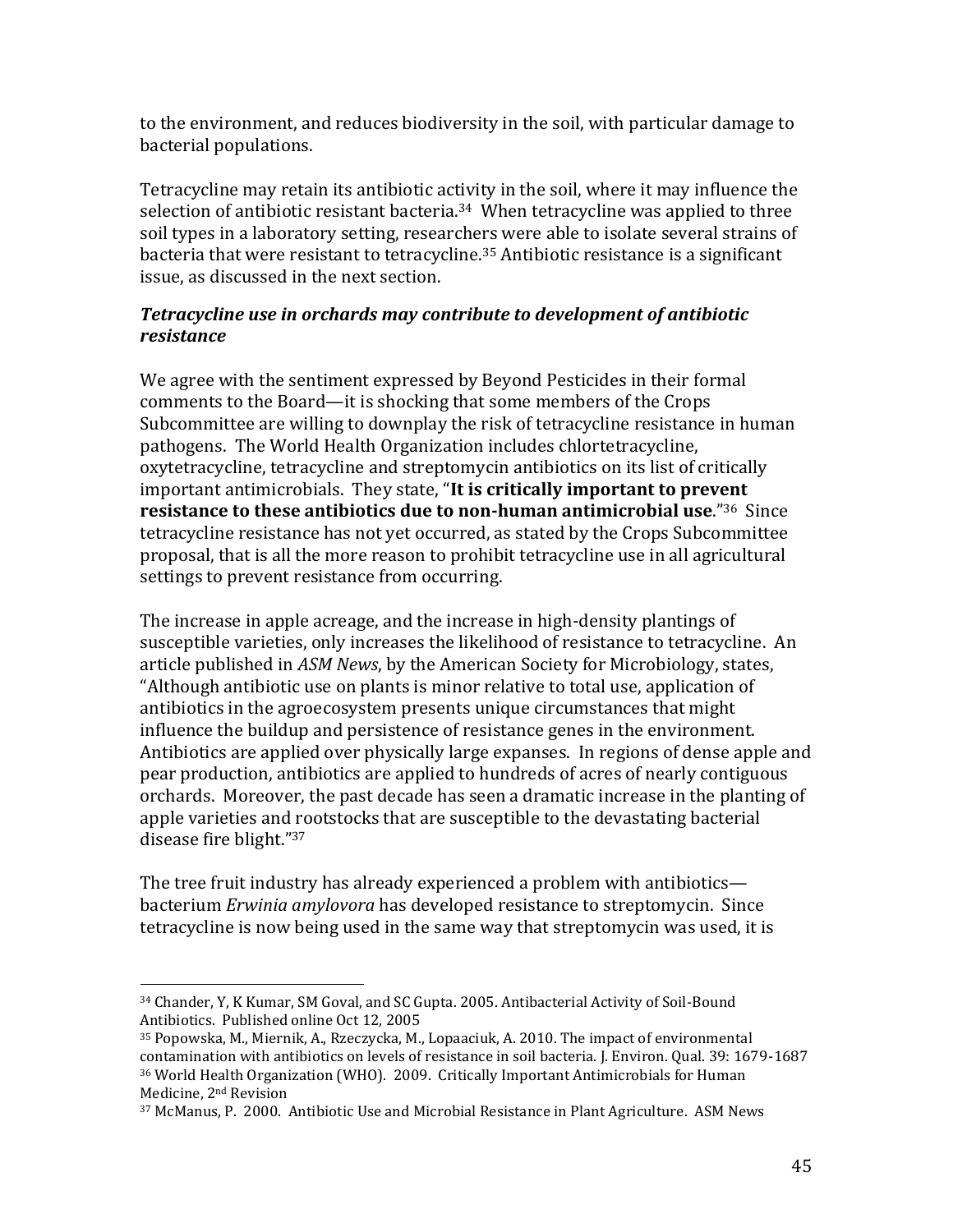to the environment, and reduces biodiversity in the soil, with particular damage to bacterial populations.

Tetracycline may retain its antibiotic activity in the soil, where it may influence the selection of antibiotic resistant bacteria.[34] When tetracycline was applied to three soil types in a laboratory setting, researchers were able to isolate several strains of bacteria that were resistant to tetracycline.[35] Antibiotic resistance is a significant issue, as discussed in the next section.

***Tetracycline use in orchards may contribute to development of antibiotic resistance***

We agree with the sentiment expressed by Beyond Pesticides in their formal comments to the Board—it is shocking that some members of the Crops Subcommittee are willing to downplay the risk of tetracycline resistance in human pathogens. The World Health Organization includes chlortetracycline, oxytetracycline, tetracycline and streptomycin antibiotics on its list of critically important antimicrobials. They state, "**It is critically important to prevent resistance to these antibiotics due to non-human antimicrobial use**."[36] Since tetracycline resistance has not yet occurred, as stated by the Crops Subcommittee proposal, that is all the more reason to prohibit tetracycline use in all agricultural settings to prevent resistance from occurring.

The increase in apple acreage, and the increase in high-density plantings of susceptible varieties, only increases the likelihood of resistance to tetracycline. An article published in *ASM News*, by the American Society for Microbiology, states, "Although antibiotic use on plants is minor relative to total use, application of antibiotics in the agroecosystem presents unique circumstances that might influence the buildup and persistence of resistance genes in the environment. Antibiotics are applied over physically large expanses. In regions of dense apple and pear production, antibiotics are applied to hundreds of acres of nearly contiguous orchards. Moreover, the past decade has seen a dramatic increase in the planting of apple varieties and rootstocks that are susceptible to the devastating bacterial disease fire blight."[37]

The tree fruit industry has already experienced a problem with antibiotics—bacterium *Erwinia amylovora* has developed resistance to streptomycin. Since tetracycline is now being used in the same way that streptomycin was used, it is

---

[34] Chander, Y, K Kumar, SM Goval, and SC Gupta. 2005. Antibacterial Activity of Soil-Bound Antibiotics. Published online Oct 12, 2005

[35] Popowska, M., Miernik, A., Rzeczycka, M., Lopaaciuk, A. 2010. The impact of environmental contamination with antibiotics on levels of resistance in soil bacteria. J. Environ. Qual. 39: 1679-1687

[36] World Health Organization (WHO). 2009. Critically Important Antimicrobials for Human Medicine, 2nd Revision

[37] McManus, P. 2000. Antibiotic Use and Microbial Resistance in Plant Agriculture. ASM News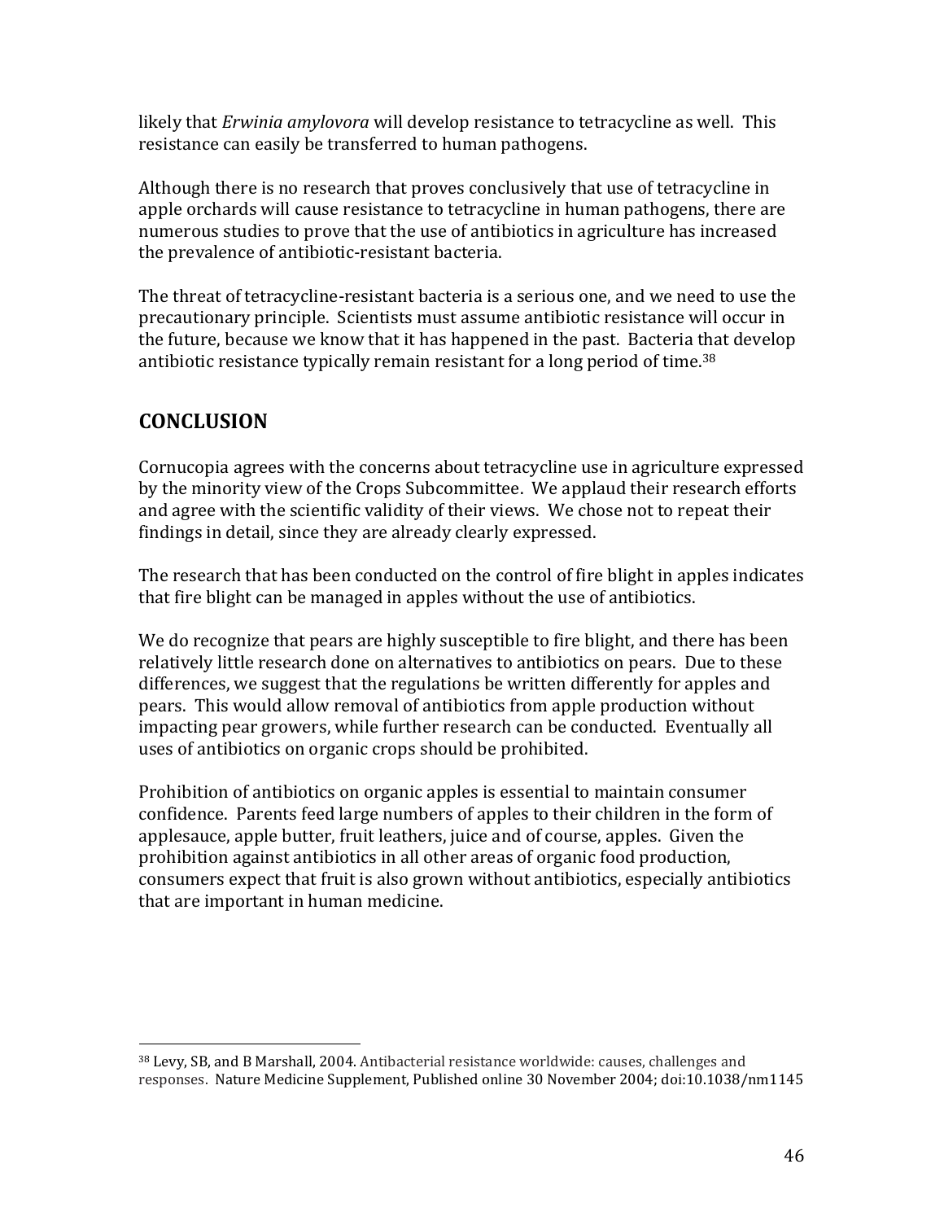likely that *Erwinia amylovora* will develop resistance to tetracycline as well. This resistance can easily be transferred to human pathogens.

Although there is no research that proves conclusively that use of tetracycline in apple orchards will cause resistance to tetracycline in human pathogens, there are numerous studies to prove that the use of antibiotics in agriculture has increased the prevalence of antibiotic-resistant bacteria.

The threat of tetracycline-resistant bacteria is a serious one, and we need to use the precautionary principle. Scientists must assume antibiotic resistance will occur in the future, because we know that it has happened in the past. Bacteria that develop antibiotic resistance typically remain resistant for a long period of time.[38]

## CONCLUSION

Cornucopia agrees with the concerns about tetracycline use in agriculture expressed by the minority view of the Crops Subcommittee. We applaud their research efforts and agree with the scientific validity of their views. We chose not to repeat their findings in detail, since they are already clearly expressed.

The research that has been conducted on the control of fire blight in apples indicates that fire blight can be managed in apples without the use of antibiotics.

We do recognize that pears are highly susceptible to fire blight, and there has been relatively little research done on alternatives to antibiotics on pears. Due to these differences, we suggest that the regulations be written differently for apples and pears. This would allow removal of antibiotics from apple production without impacting pear growers, while further research can be conducted. Eventually all uses of antibiotics on organic crops should be prohibited.

Prohibition of antibiotics on organic apples is essential to maintain consumer confidence. Parents feed large numbers of apples to their children in the form of applesauce, apple butter, fruit leathers, juice and of course, apples. Given the prohibition against antibiotics in all other areas of organic food production, consumers expect that fruit is also grown without antibiotics, especially antibiotics that are important in human medicine.

---

[38] Levy, SB, and B Marshall, 2004. Antibacterial resistance worldwide: causes, challenges and responses. Nature Medicine Supplement, Published online 30 November 2004; doi:10.1038/nm1145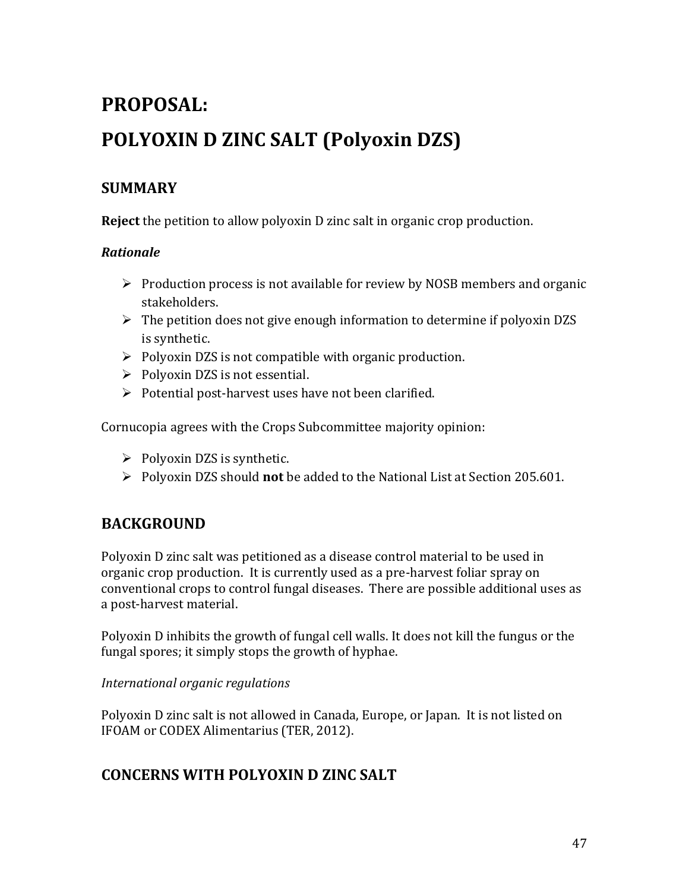# PROPOSAL:

# POLYOXIN D ZINC SALT (Polyoxin DZS)

## SUMMARY

**Reject** the petition to allow polyoxin D zinc salt in organic crop production.

### *Rationale*

- Production process is not available for review by NOSB members and organic stakeholders.
- The petition does not give enough information to determine if polyoxin DZS is synthetic.
- Polyoxin DZS is not compatible with organic production.
- Polyoxin DZS is not essential.
- Potential post-harvest uses have not been clarified.

Cornucopia agrees with the Crops Subcommittee majority opinion:

- Polyoxin DZS is synthetic.
- Polyoxin DZS should **not** be added to the National List at Section 205.601.

## BACKGROUND

Polyoxin D zinc salt was petitioned as a disease control material to be used in organic crop production. It is currently used as a pre-harvest foliar spray on conventional crops to control fungal diseases. There are possible additional uses as a post-harvest material.

Polyoxin D inhibits the growth of fungal cell walls. It does not kill the fungus or the fungal spores; it simply stops the growth of hyphae.

*International organic regulations*

Polyoxin D zinc salt is not allowed in Canada, Europe, or Japan. It is not listed on IFOAM or CODEX Alimentarius (TER, 2012).

## CONCERNS WITH POLYOXIN D ZINC SALT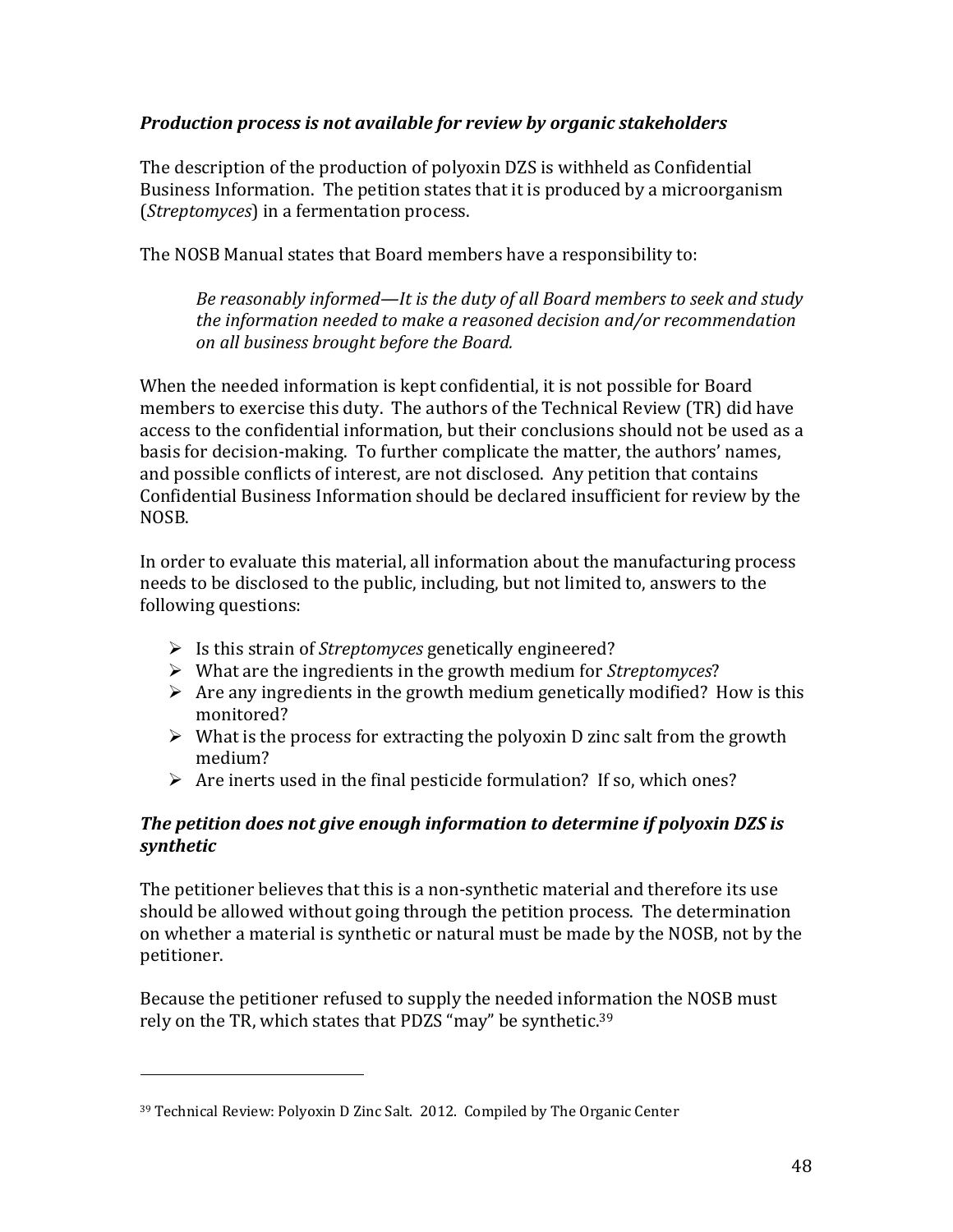### *Production process is not available for review by organic stakeholders*

The description of the production of polyoxin DZS is withheld as Confidential Business Information. The petition states that it is produced by a microorganism (*Streptomyces*) in a fermentation process.

The NOSB Manual states that Board members have a responsibility to:

> *Be reasonably informed—It is the duty of all Board members to seek and study the information needed to make a reasoned decision and/or recommendation on all business brought before the Board.*

When the needed information is kept confidential, it is not possible for Board members to exercise this duty. The authors of the Technical Review (TR) did have access to the confidential information, but their conclusions should not be used as a basis for decision-making. To further complicate the matter, the authors' names, and possible conflicts of interest, are not disclosed. Any petition that contains Confidential Business Information should be declared insufficient for review by the NOSB.

In order to evaluate this material, all information about the manufacturing process needs to be disclosed to the public, including, but not limited to, answers to the following questions:

- Is this strain of *Streptomyces* genetically engineered?
- What are the ingredients in the growth medium for *Streptomyces*?
- Are any ingredients in the growth medium genetically modified? How is this monitored?
- What is the process for extracting the polyoxin D zinc salt from the growth medium?
- Are inerts used in the final pesticide formulation? If so, which ones?

### *The petition does not give enough information to determine if polyoxin DZS is synthetic*

The petitioner believes that this is a non-synthetic material and therefore its use should be allowed without going through the petition process. The determination on whether a material is synthetic or natural must be made by the NOSB, not by the petitioner.

Because the petitioner refused to supply the needed information the NOSB must rely on the TR, which states that PDZS "may" be synthetic.[39]

---

[39] Technical Review: Polyoxin D Zinc Salt. 2012. Compiled by The Organic Center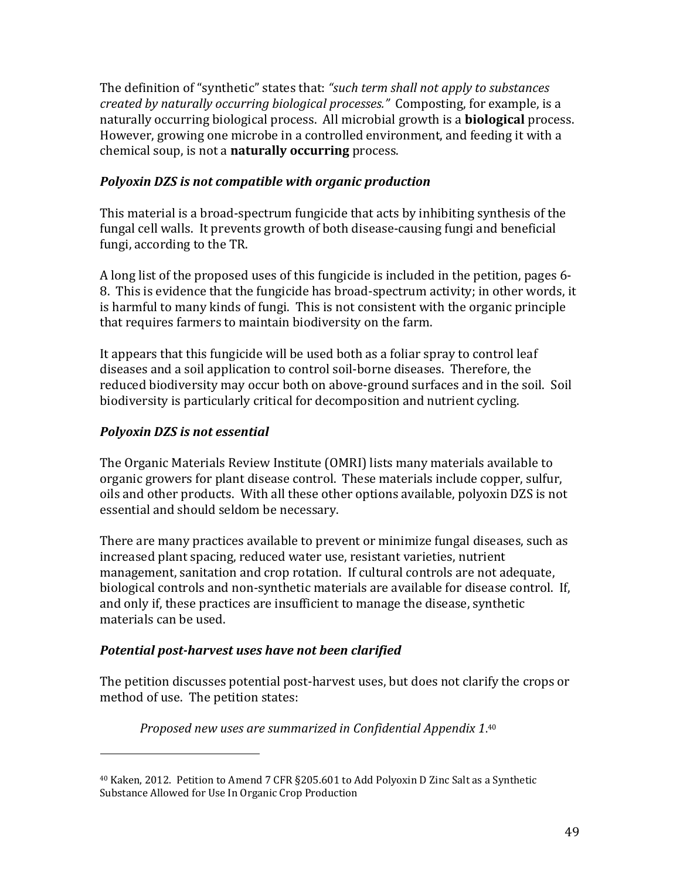The definition of "synthetic" states that: *"such term shall not apply to substances created by naturally occurring biological processes."* Composting, for example, is a naturally occurring biological process. All microbial growth is a **biological** process. However, growing one microbe in a controlled environment, and feeding it with a chemical soup, is not a **naturally occurring** process.

### *Polyoxin DZS is not compatible with organic production*

This material is a broad-spectrum fungicide that acts by inhibiting synthesis of the fungal cell walls. It prevents growth of both disease-causing fungi and beneficial fungi, according to the TR.

A long list of the proposed uses of this fungicide is included in the petition, pages 6-8. This is evidence that the fungicide has broad-spectrum activity; in other words, it is harmful to many kinds of fungi. This is not consistent with the organic principle that requires farmers to maintain biodiversity on the farm.

It appears that this fungicide will be used both as a foliar spray to control leaf diseases and a soil application to control soil-borne diseases. Therefore, the reduced biodiversity may occur both on above-ground surfaces and in the soil. Soil biodiversity is particularly critical for decomposition and nutrient cycling.

### *Polyoxin DZS is not essential*

The Organic Materials Review Institute (OMRI) lists many materials available to organic growers for plant disease control. These materials include copper, sulfur, oils and other products. With all these other options available, polyoxin DZS is not essential and should seldom be necessary.

There are many practices available to prevent or minimize fungal diseases, such as increased plant spacing, reduced water use, resistant varieties, nutrient management, sanitation and crop rotation. If cultural controls are not adequate, biological controls and non-synthetic materials are available for disease control. If, and only if, these practices are insufficient to manage the disease, synthetic materials can be used.

### *Potential post-harvest uses have not been clarified*

The petition discusses potential post-harvest uses, but does not clarify the crops or method of use. The petition states:

> *Proposed new uses are summarized in Confidential Appendix 1.*[40]

---

[40] Kaken, 2012. Petition to Amend 7 CFR §205.601 to Add Polyoxin D Zinc Salt as a Synthetic Substance Allowed for Use In Organic Crop Production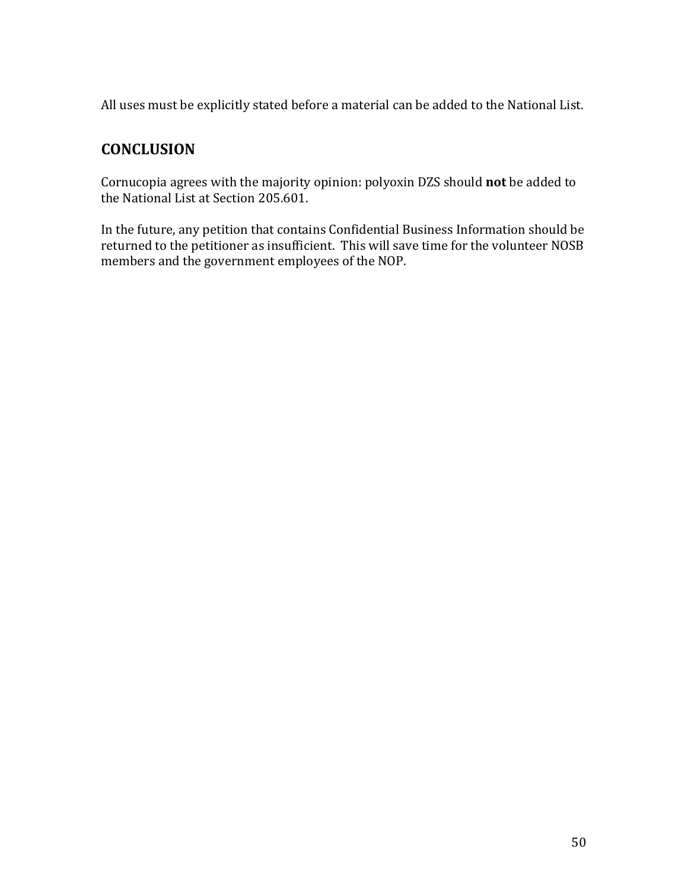All uses must be explicitly stated before a material can be added to the National List.

## CONCLUSION

Cornucopia agrees with the majority opinion: polyoxin DZS should **not** be added to the National List at Section 205.601.

In the future, any petition that contains Confidential Business Information should be returned to the petitioner as insufficient. This will save time for the volunteer NOSB members and the government employees of the NOP.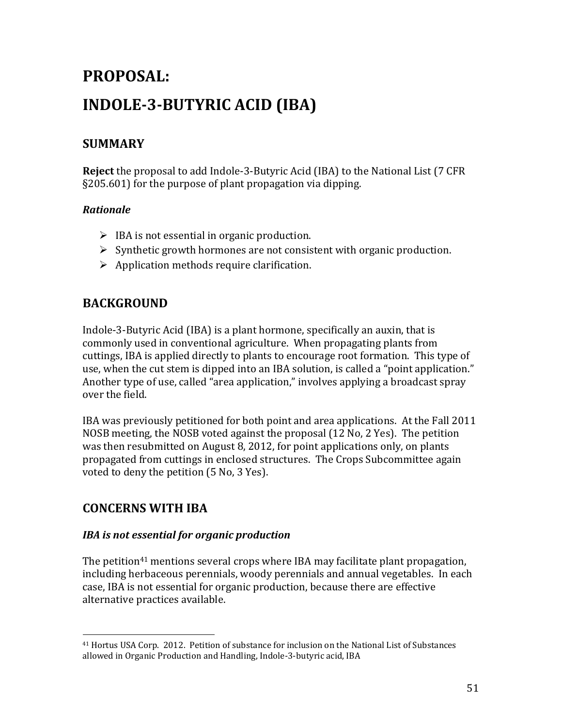# PROPOSAL:

# INDOLE-3-BUTYRIC ACID (IBA)

## SUMMARY

**Reject** the proposal to add Indole-3-Butyric Acid (IBA) to the National List (7 CFR §205.601) for the purpose of plant propagation via dipping.

### *Rationale*

- IBA is not essential in organic production.
- Synthetic growth hormones are not consistent with organic production.
- Application methods require clarification.

## BACKGROUND

Indole-3-Butyric Acid (IBA) is a plant hormone, specifically an auxin, that is commonly used in conventional agriculture. When propagating plants from cuttings, IBA is applied directly to plants to encourage root formation. This type of use, when the cut stem is dipped into an IBA solution, is called a "point application." Another type of use, called "area application," involves applying a broadcast spray over the field.

IBA was previously petitioned for both point and area applications. At the Fall 2011 NOSB meeting, the NOSB voted against the proposal (12 No, 2 Yes). The petition was then resubmitted on August 8, 2012, for point applications only, on plants propagated from cuttings in enclosed structures. The Crops Subcommittee again voted to deny the petition (5 No, 3 Yes).

## CONCERNS WITH IBA

### *IBA is not essential for organic production*

The petition[41] mentions several crops where IBA may facilitate plant propagation, including herbaceous perennials, woody perennials and annual vegetables. In each case, IBA is not essential for organic production, because there are effective alternative practices available.

[41] Hortus USA Corp. 2012. Petition of substance for inclusion on the National List of Substances allowed in Organic Production and Handling, Indole-3-butyric acid, IBA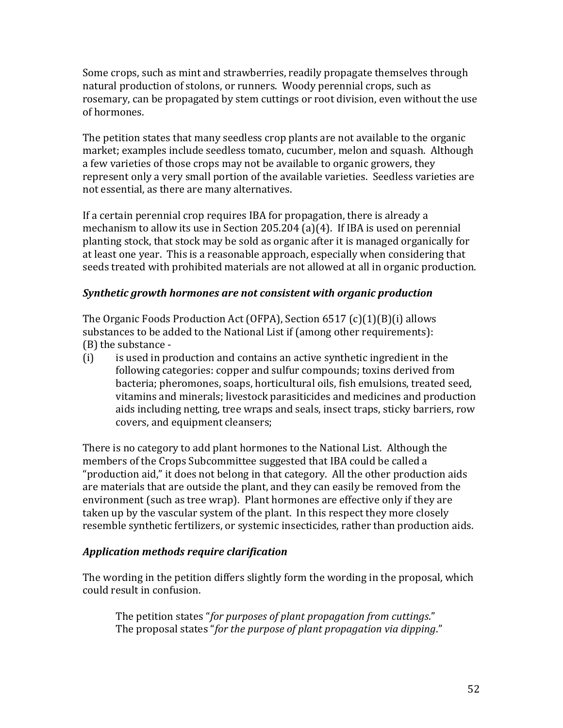Some crops, such as mint and strawberries, readily propagate themselves through natural production of stolons, or runners. Woody perennial crops, such as rosemary, can be propagated by stem cuttings or root division, even without the use of hormones.

The petition states that many seedless crop plants are not available to the organic market; examples include seedless tomato, cucumber, melon and squash. Although a few varieties of those crops may not be available to organic growers, they represent only a very small portion of the available varieties. Seedless varieties are not essential, as there are many alternatives.

If a certain perennial crop requires IBA for propagation, there is already a mechanism to allow its use in Section 205.204 (a)(4). If IBA is used on perennial planting stock, that stock may be sold as organic after it is managed organically for at least one year. This is a reasonable approach, especially when considering that seeds treated with prohibited materials are not allowed at all in organic production.

### *Synthetic growth hormones are not consistent with organic production*

The Organic Foods Production Act (OFPA), Section 6517 (c)(1)(B)(i) allows substances to be added to the National List if (among other requirements):
(B) the substance -

(i) is used in production and contains an active synthetic ingredient in the following categories: copper and sulfur compounds; toxins derived from bacteria; pheromones, soaps, horticultural oils, fish emulsions, treated seed, vitamins and minerals; livestock parasiticides and medicines and production aids including netting, tree wraps and seals, insect traps, sticky barriers, row covers, and equipment cleansers;

There is no category to add plant hormones to the National List. Although the members of the Crops Subcommittee suggested that IBA could be called a "production aid," it does not belong in that category. All the other production aids are materials that are outside the plant, and they can easily be removed from the environment (such as tree wrap). Plant hormones are effective only if they are taken up by the vascular system of the plant. In this respect they more closely resemble synthetic fertilizers, or systemic insecticides, rather than production aids.

### *Application methods require clarification*

The wording in the petition differs slightly form the wording in the proposal, which could result in confusion.

> The petition states "*for purposes of plant propagation from cuttings*."
> The proposal states "*for the purpose of plant propagation via dipping*."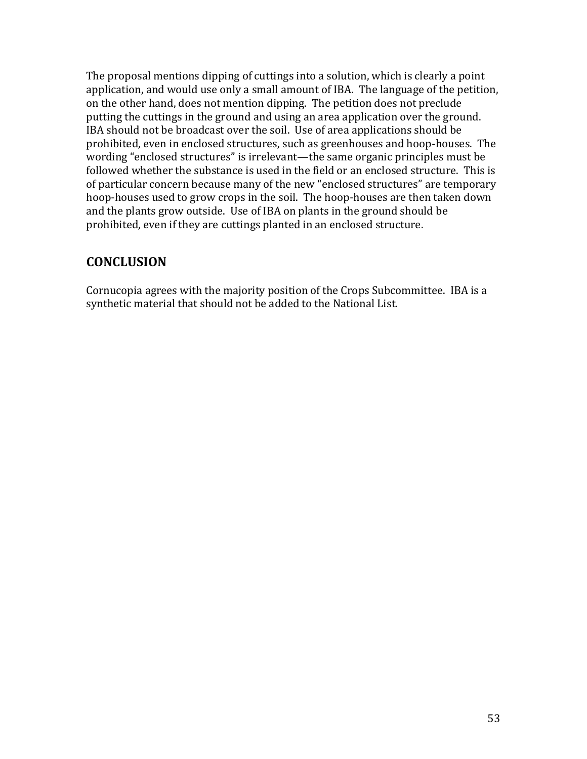The proposal mentions dipping of cuttings into a solution, which is clearly a point application, and would use only a small amount of IBA. The language of the petition, on the other hand, does not mention dipping. The petition does not preclude putting the cuttings in the ground and using an area application over the ground. IBA should not be broadcast over the soil. Use of area applications should be prohibited, even in enclosed structures, such as greenhouses and hoop-houses. The wording "enclosed structures" is irrelevant—the same organic principles must be followed whether the substance is used in the field or an enclosed structure. This is of particular concern because many of the new "enclosed structures" are temporary hoop-houses used to grow crops in the soil. The hoop-houses are then taken down and the plants grow outside. Use of IBA on plants in the ground should be prohibited, even if they are cuttings planted in an enclosed structure.

## CONCLUSION

Cornucopia agrees with the majority position of the Crops Subcommittee. IBA is a synthetic material that should not be added to the National List.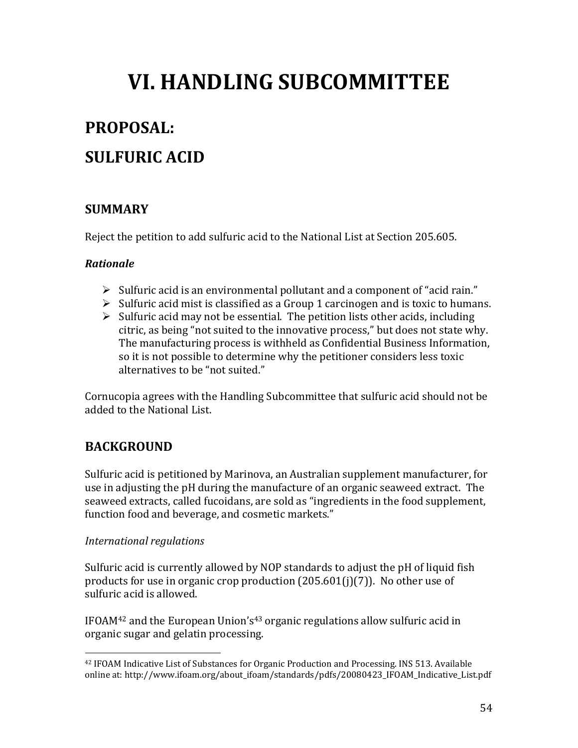# VI. HANDLING SUBCOMMITTEE

## PROPOSAL:

## SULFURIC ACID

### SUMMARY

Reject the petition to add sulfuric acid to the National List at Section 205.605.

***Rationale***

- Sulfuric acid is an environmental pollutant and a component of "acid rain."
- Sulfuric acid mist is classified as a Group 1 carcinogen and is toxic to humans.
- Sulfuric acid may not be essential. The petition lists other acids, including citric, as being "not suited to the innovative process," but does not state why. The manufacturing process is withheld as Confidential Business Information, so it is not possible to determine why the petitioner considers less toxic alternatives to be "not suited."

Cornucopia agrees with the Handling Subcommittee that sulfuric acid should not be added to the National List.

### BACKGROUND

Sulfuric acid is petitioned by Marinova, an Australian supplement manufacturer, for use in adjusting the pH during the manufacture of an organic seaweed extract. The seaweed extracts, called fucoidans, are sold as "ingredients in the food supplement, function food and beverage, and cosmetic markets."

*International regulations*

Sulfuric acid is currently allowed by NOP standards to adjust the pH of liquid fish products for use in organic crop production (205.601(j)(7)). No other use of sulfuric acid is allowed.

IFOAM[42] and the European Union's[43] organic regulations allow sulfuric acid in organic sugar and gelatin processing.

---

[42] IFOAM Indicative List of Substances for Organic Production and Processing. INS 513. Available online at: http://www.ifoam.org/about_ifoam/standards/pdfs/20080423_IFOAM_Indicative_List.pdf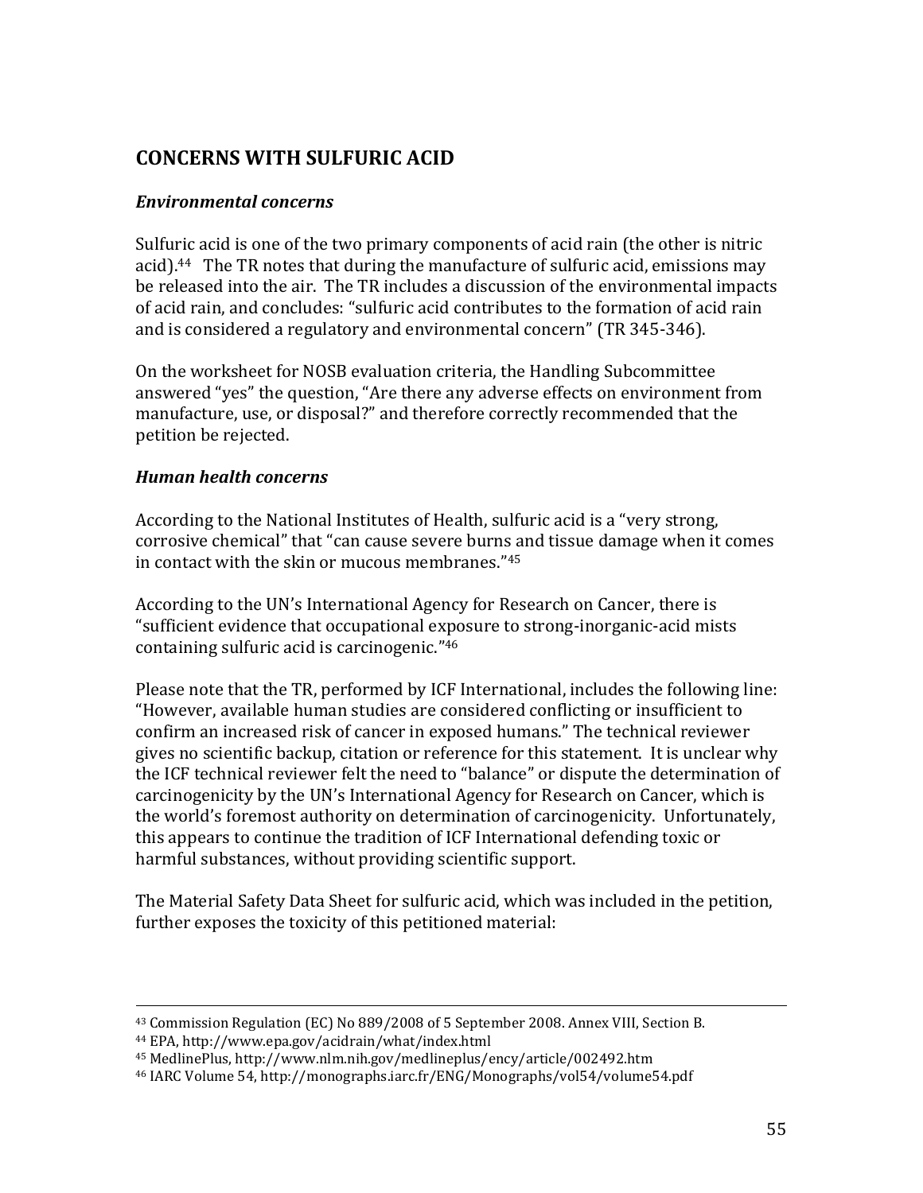## CONCERNS WITH SULFURIC ACID

### *Environmental concerns*

Sulfuric acid is one of the two primary components of acid rain (the other is nitric acid).[44] The TR notes that during the manufacture of sulfuric acid, emissions may be released into the air. The TR includes a discussion of the environmental impacts of acid rain, and concludes: "sulfuric acid contributes to the formation of acid rain and is considered a regulatory and environmental concern" (TR 345-346).

On the worksheet for NOSB evaluation criteria, the Handling Subcommittee answered "yes" the question, "Are there any adverse effects on environment from manufacture, use, or disposal?" and therefore correctly recommended that the petition be rejected.

### *Human health concerns*

According to the National Institutes of Health, sulfuric acid is a "very strong, corrosive chemical" that "can cause severe burns and tissue damage when it comes in contact with the skin or mucous membranes."[45]

According to the UN's International Agency for Research on Cancer, there is "sufficient evidence that occupational exposure to strong-inorganic-acid mists containing sulfuric acid is carcinogenic."[46]

Please note that the TR, performed by ICF International, includes the following line: "However, available human studies are considered conflicting or insufficient to confirm an increased risk of cancer in exposed humans." The technical reviewer gives no scientific backup, citation or reference for this statement. It is unclear why the ICF technical reviewer felt the need to "balance" or dispute the determination of carcinogenicity by the UN's International Agency for Research on Cancer, which is the world's foremost authority on determination of carcinogenicity. Unfortunately, this appears to continue the tradition of ICF International defending toxic or harmful substances, without providing scientific support.

The Material Safety Data Sheet for sulfuric acid, which was included in the petition, further exposes the toxicity of this petitioned material:

---

[43] Commission Regulation (EC) No 889/2008 of 5 September 2008. Annex VIII, Section B.

[44] EPA, http://www.epa.gov/acidrain/what/index.html

[45] MedlinePlus, http://www.nlm.nih.gov/medlineplus/ency/article/002492.htm

[46] IARC Volume 54, http://monographs.iarc.fr/ENG/Monographs/vol54/volume54.pdf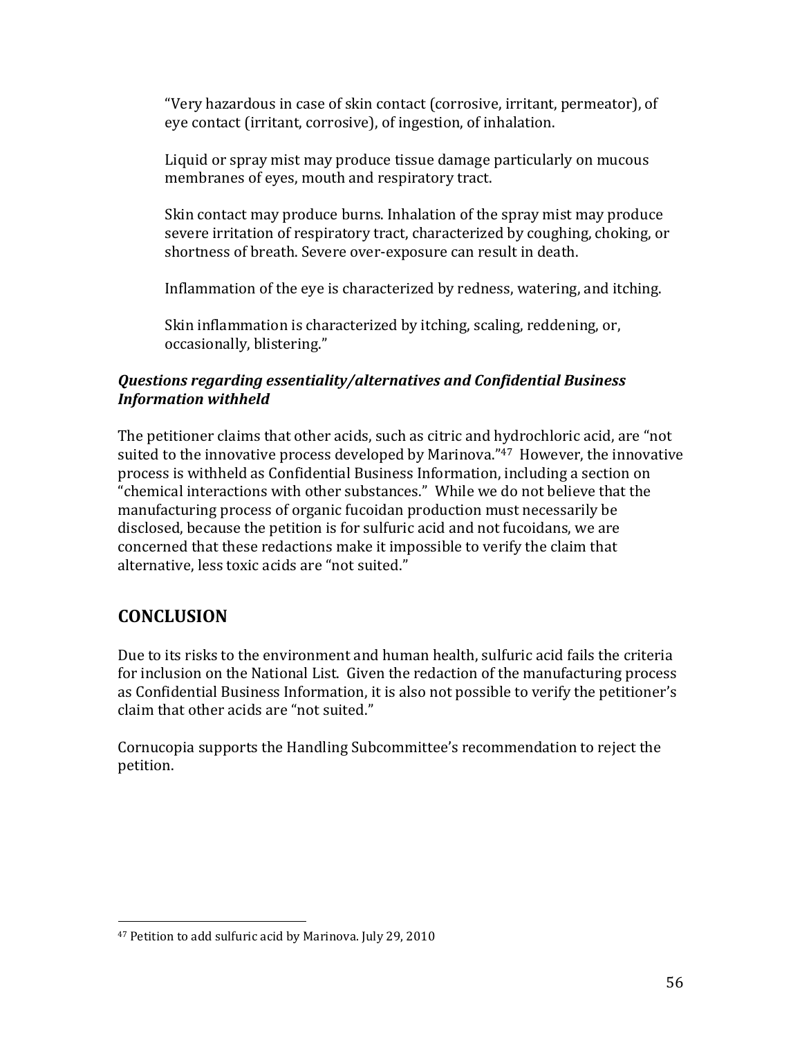> "Very hazardous in case of skin contact (corrosive, irritant, permeator), of eye contact (irritant, corrosive), of ingestion, of inhalation.
>
> Liquid or spray mist may produce tissue damage particularly on mucous membranes of eyes, mouth and respiratory tract.
>
> Skin contact may produce burns. Inhalation of the spray mist may produce severe irritation of respiratory tract, characterized by coughing, choking, or shortness of breath. Severe over-exposure can result in death.
>
> Inflammation of the eye is characterized by redness, watering, and itching.
>
> Skin inflammation is characterized by itching, scaling, reddening, or, occasionally, blistering."

***Questions regarding essentiality/alternatives and Confidential Business Information withheld***

The petitioner claims that other acids, such as citric and hydrochloric acid, are "not suited to the innovative process developed by Marinova."[47] However, the innovative process is withheld as Confidential Business Information, including a section on "chemical interactions with other substances." While we do not believe that the manufacturing process of organic fucoidan production must necessarily be disclosed, because the petition is for sulfuric acid and not fucoidans, we are concerned that these redactions make it impossible to verify the claim that alternative, less toxic acids are "not suited."

## CONCLUSION

Due to its risks to the environment and human health, sulfuric acid fails the criteria for inclusion on the National List. Given the redaction of the manufacturing process as Confidential Business Information, it is also not possible to verify the petitioner's claim that other acids are "not suited."

Cornucopia supports the Handling Subcommittee's recommendation to reject the petition.

[47] Petition to add sulfuric acid by Marinova. July 29, 2010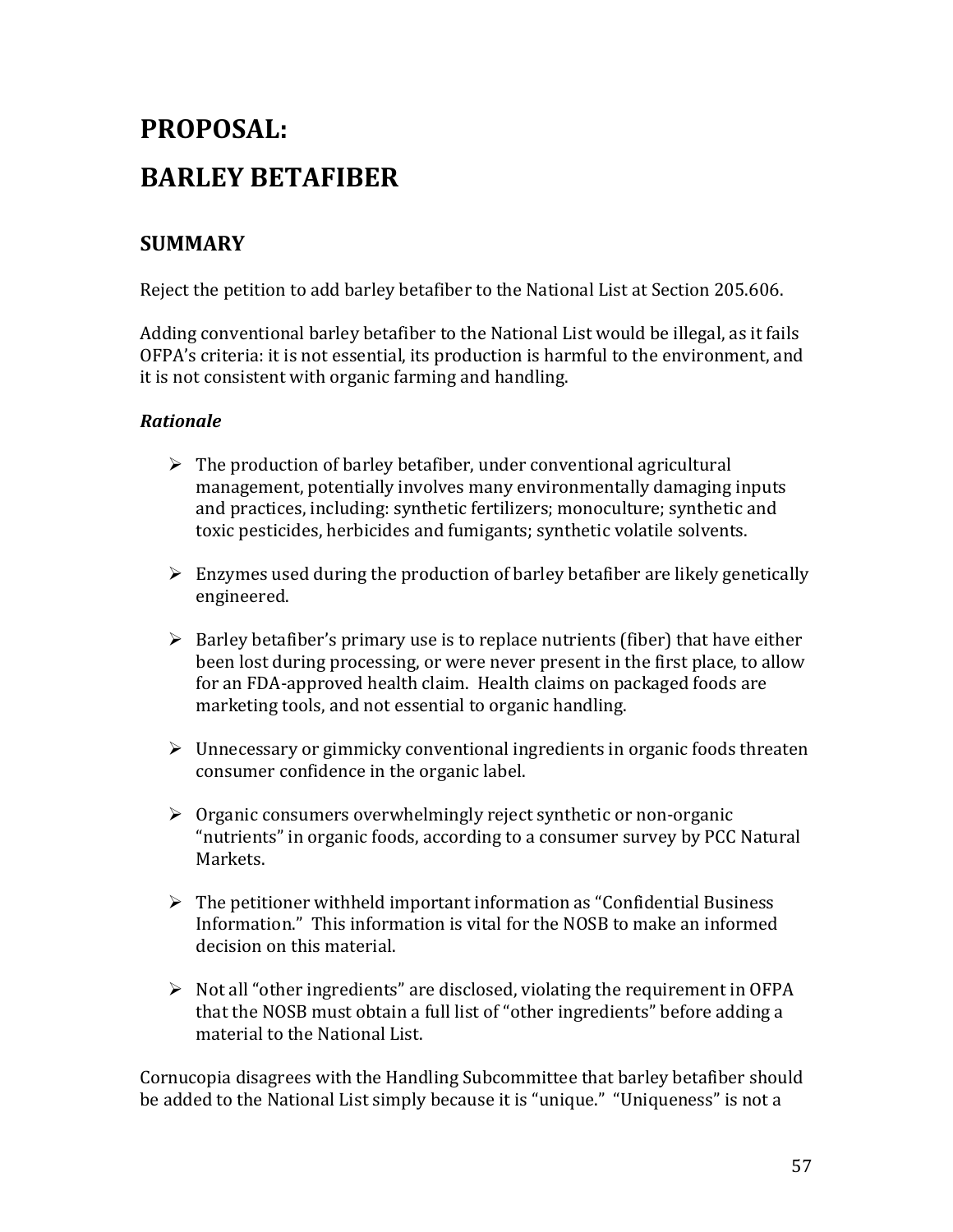# PROPOSAL:

# BARLEY BETAFIBER

## SUMMARY

Reject the petition to add barley betafiber to the National List at Section 205.606.

Adding conventional barley betafiber to the National List would be illegal, as it fails OFPA's criteria: it is not essential, its production is harmful to the environment, and it is not consistent with organic farming and handling.

### *Rationale*

- The production of barley betafiber, under conventional agricultural management, potentially involves many environmentally damaging inputs and practices, including: synthetic fertilizers; monoculture; synthetic and toxic pesticides, herbicides and fumigants; synthetic volatile solvents.
- Enzymes used during the production of barley betafiber are likely genetically engineered.
- Barley betafiber's primary use is to replace nutrients (fiber) that have either been lost during processing, or were never present in the first place, to allow for an FDA-approved health claim. Health claims on packaged foods are marketing tools, and not essential to organic handling.
- Unnecessary or gimmicky conventional ingredients in organic foods threaten consumer confidence in the organic label.
- Organic consumers overwhelmingly reject synthetic or non-organic "nutrients" in organic foods, according to a consumer survey by PCC Natural Markets.
- The petitioner withheld important information as "Confidential Business Information." This information is vital for the NOSB to make an informed decision on this material.
- Not all "other ingredients" are disclosed, violating the requirement in OFPA that the NOSB must obtain a full list of "other ingredients" before adding a material to the National List.

Cornucopia disagrees with the Handling Subcommittee that barley betafiber should be added to the National List simply because it is "unique." "Uniqueness" is not a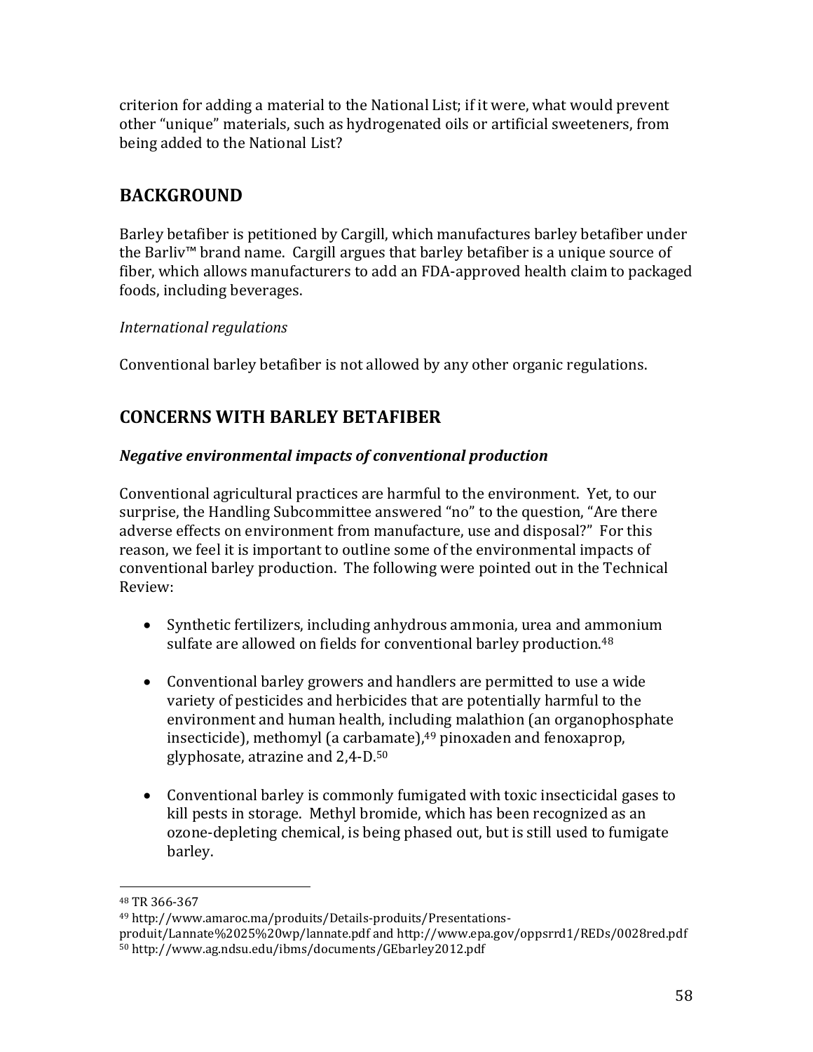criterion for adding a material to the National List; if it were, what would prevent other "unique" materials, such as hydrogenated oils or artificial sweeteners, from being added to the National List?

## BACKGROUND

Barley betafiber is petitioned by Cargill, which manufactures barley betafiber under the Barliv™ brand name. Cargill argues that barley betafiber is a unique source of fiber, which allows manufacturers to add an FDA-approved health claim to packaged foods, including beverages.

*International regulations*

Conventional barley betafiber is not allowed by any other organic regulations.

## CONCERNS WITH BARLEY BETAFIBER

### *Negative environmental impacts of conventional production*

Conventional agricultural practices are harmful to the environment. Yet, to our surprise, the Handling Subcommittee answered "no" to the question, "Are there adverse effects on environment from manufacture, use and disposal?" For this reason, we feel it is important to outline some of the environmental impacts of conventional barley production. The following were pointed out in the Technical Review:

- Synthetic fertilizers, including anhydrous ammonia, urea and ammonium sulfate are allowed on fields for conventional barley production.[48]

- Conventional barley growers and handlers are permitted to use a wide variety of pesticides and herbicides that are potentially harmful to the environment and human health, including malathion (an organophosphate insecticide), methomyl (a carbamate),[49] pinoxaden and fenoxaprop, glyphosate, atrazine and 2,4-D.[50]

- Conventional barley is commonly fumigated with toxic insecticidal gases to kill pests in storage. Methyl bromide, which has been recognized as an ozone-depleting chemical, is being phased out, but is still used to fumigate barley.

---

[48] TR 366-367

[49] http://www.amaroc.ma/produits/Details-produits/Presentations-produit/Lannate%2025%20wp/lannate.pdf and http://www.epa.gov/oppsrrd1/REDs/0028red.pdf

[50] http://www.ag.ndsu.edu/ibms/documents/GEbarley2012.pdf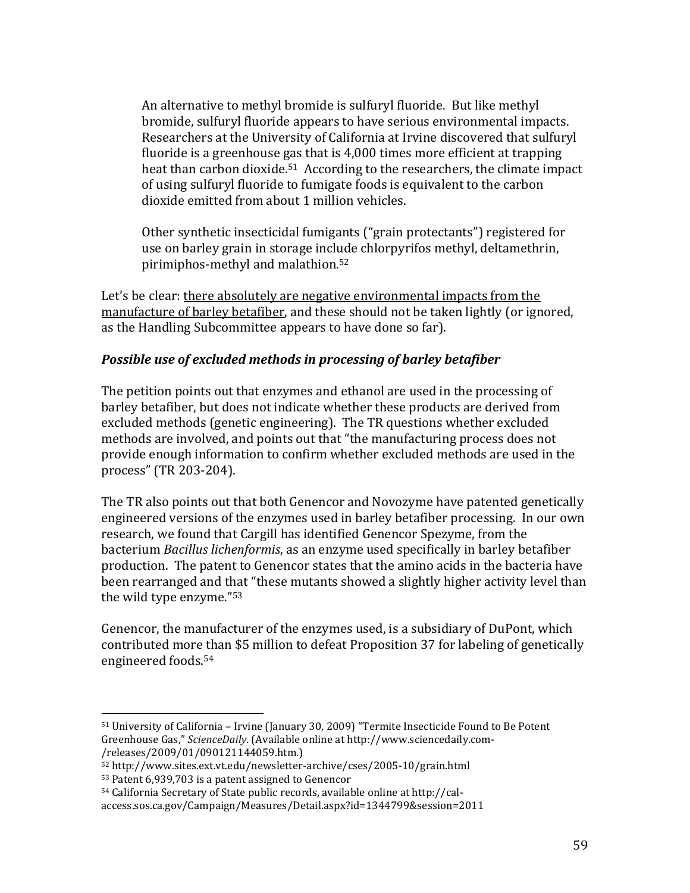> An alternative to methyl bromide is sulfuryl fluoride. But like methyl bromide, sulfuryl fluoride appears to have serious environmental impacts. Researchers at the University of California at Irvine discovered that sulfuryl fluoride is a greenhouse gas that is 4,000 times more efficient at trapping heat than carbon dioxide.[51] According to the researchers, the climate impact of using sulfuryl fluoride to fumigate foods is equivalent to the carbon dioxide emitted from about 1 million vehicles.
>
> Other synthetic insecticidal fumigants ("grain protectants") registered for use on barley grain in storage include chlorpyrifos methyl, deltamethrin, pirimiphos-methyl and malathion.[52]

Let's be clear: <u>there absolutely are negative environmental impacts from the manufacture of barley betafiber</u>, and these should not be taken lightly (or ignored, as the Handling Subcommittee appears to have done so far).

### ***Possible use of excluded methods in processing of barley betafiber***

The petition points out that enzymes and ethanol are used in the processing of barley betafiber, but does not indicate whether these products are derived from excluded methods (genetic engineering). The TR questions whether excluded methods are involved, and points out that "the manufacturing process does not provide enough information to confirm whether excluded methods are used in the process" (TR 203-204).

The TR also points out that both Genencor and Novozyme have patented genetically engineered versions of the enzymes used in barley betafiber processing. In our own research, we found that Cargill has identified Genencor Spezyme, from the bacterium *Bacillus lichenformis*, as an enzyme used specifically in barley betafiber production. The patent to Genencor states that the amino acids in the bacteria have been rearranged and that "these mutants showed a slightly higher activity level than the wild type enzyme."[53]

Genencor, the manufacturer of the enzymes used, is a subsidiary of DuPont, which contributed more than $5 million to defeat Proposition 37 for labeling of genetically engineered foods.[54]

---

[51] University of California – Irvine (January 30, 2009) "Termite Insecticide Found to Be Potent Greenhouse Gas," *ScienceDaily*. (Available online at http://www.sciencedaily.com-/releases/2009/01/090121144059.htm.)

[52] http://www.sites.ext.vt.edu/newsletter-archive/cses/2005-10/grain.html

[53] Patent 6,939,703 is a patent assigned to Genencor

[54] California Secretary of State public records, available online at http://cal-access.sos.ca.gov/Campaign/Measures/Detail.aspx?id=1344799&session=2011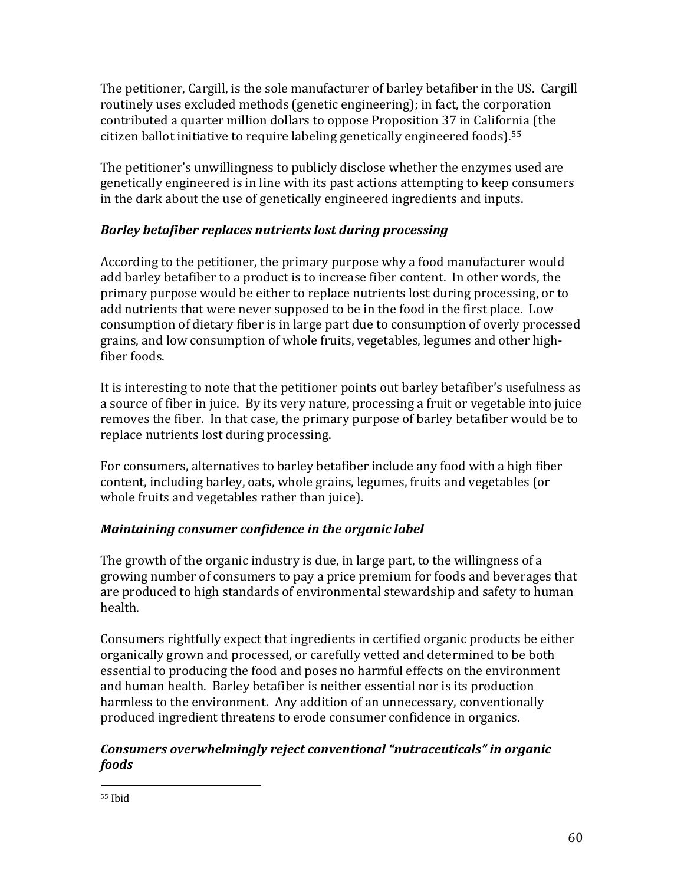The petitioner, Cargill, is the sole manufacturer of barley betafiber in the US. Cargill routinely uses excluded methods (genetic engineering); in fact, the corporation contributed a quarter million dollars to oppose Proposition 37 in California (the citizen ballot initiative to require labeling genetically engineered foods).[55]

The petitioner's unwillingness to publicly disclose whether the enzymes used are genetically engineered is in line with its past actions attempting to keep consumers in the dark about the use of genetically engineered ingredients and inputs.

### *Barley betafiber replaces nutrients lost during processing*

According to the petitioner, the primary purpose why a food manufacturer would add barley betafiber to a product is to increase fiber content. In other words, the primary purpose would be either to replace nutrients lost during processing, or to add nutrients that were never supposed to be in the food in the first place. Low consumption of dietary fiber is in large part due to consumption of overly processed grains, and low consumption of whole fruits, vegetables, legumes and other high-fiber foods.

It is interesting to note that the petitioner points out barley betafiber's usefulness as a source of fiber in juice. By its very nature, processing a fruit or vegetable into juice removes the fiber. In that case, the primary purpose of barley betafiber would be to replace nutrients lost during processing.

For consumers, alternatives to barley betafiber include any food with a high fiber content, including barley, oats, whole grains, legumes, fruits and vegetables (or whole fruits and vegetables rather than juice).

### *Maintaining consumer confidence in the organic label*

The growth of the organic industry is due, in large part, to the willingness of a growing number of consumers to pay a price premium for foods and beverages that are produced to high standards of environmental stewardship and safety to human health.

Consumers rightfully expect that ingredients in certified organic products be either organically grown and processed, or carefully vetted and determined to be both essential to producing the food and poses no harmful effects on the environment and human health. Barley betafiber is neither essential nor is its production harmless to the environment. Any addition of an unnecessary, conventionally produced ingredient threatens to erode consumer confidence in organics.

### *Consumers overwhelmingly reject conventional "nutraceuticals" in organic foods*

---

[55] Ibid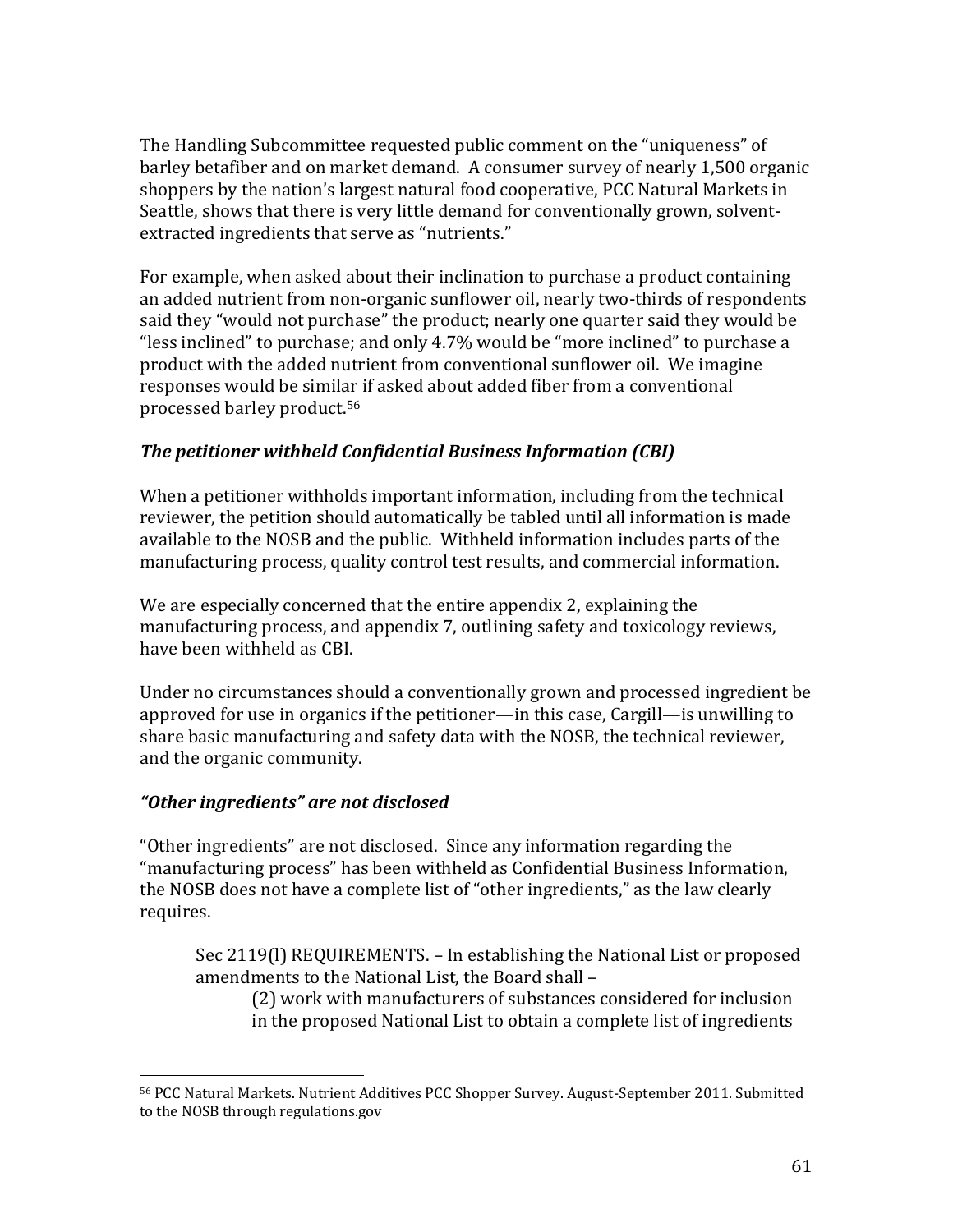The Handling Subcommittee requested public comment on the "uniqueness" of barley betafiber and on market demand. A consumer survey of nearly 1,500 organic shoppers by the nation's largest natural food cooperative, PCC Natural Markets in Seattle, shows that there is very little demand for conventionally grown, solvent-extracted ingredients that serve as "nutrients."

For example, when asked about their inclination to purchase a product containing an added nutrient from non-organic sunflower oil, nearly two-thirds of respondents said they "would not purchase" the product; nearly one quarter said they would be "less inclined" to purchase; and only 4.7% would be "more inclined" to purchase a product with the added nutrient from conventional sunflower oil. We imagine responses would be similar if asked about added fiber from a conventional processed barley product.[56]

### *The petitioner withheld Confidential Business Information (CBI)*

When a petitioner withholds important information, including from the technical reviewer, the petition should automatically be tabled until all information is made available to the NOSB and the public. Withheld information includes parts of the manufacturing process, quality control test results, and commercial information.

We are especially concerned that the entire appendix 2, explaining the manufacturing process, and appendix 7, outlining safety and toxicology reviews, have been withheld as CBI.

Under no circumstances should a conventionally grown and processed ingredient be approved for use in organics if the petitioner—in this case, Cargill—is unwilling to share basic manufacturing and safety data with the NOSB, the technical reviewer, and the organic community.

### *"Other ingredients" are not disclosed*

"Other ingredients" are not disclosed. Since any information regarding the "manufacturing process" has been withheld as Confidential Business Information, the NOSB does not have a complete list of "other ingredients," as the law clearly requires.

> Sec 2119(l) REQUIREMENTS. – In establishing the National List or proposed amendments to the National List, the Board shall –
>
> > (2) work with manufacturers of substances considered for inclusion in the proposed National List to obtain a complete list of ingredients

[56] PCC Natural Markets. Nutrient Additives PCC Shopper Survey. August-September 2011. Submitted to the NOSB through regulations.gov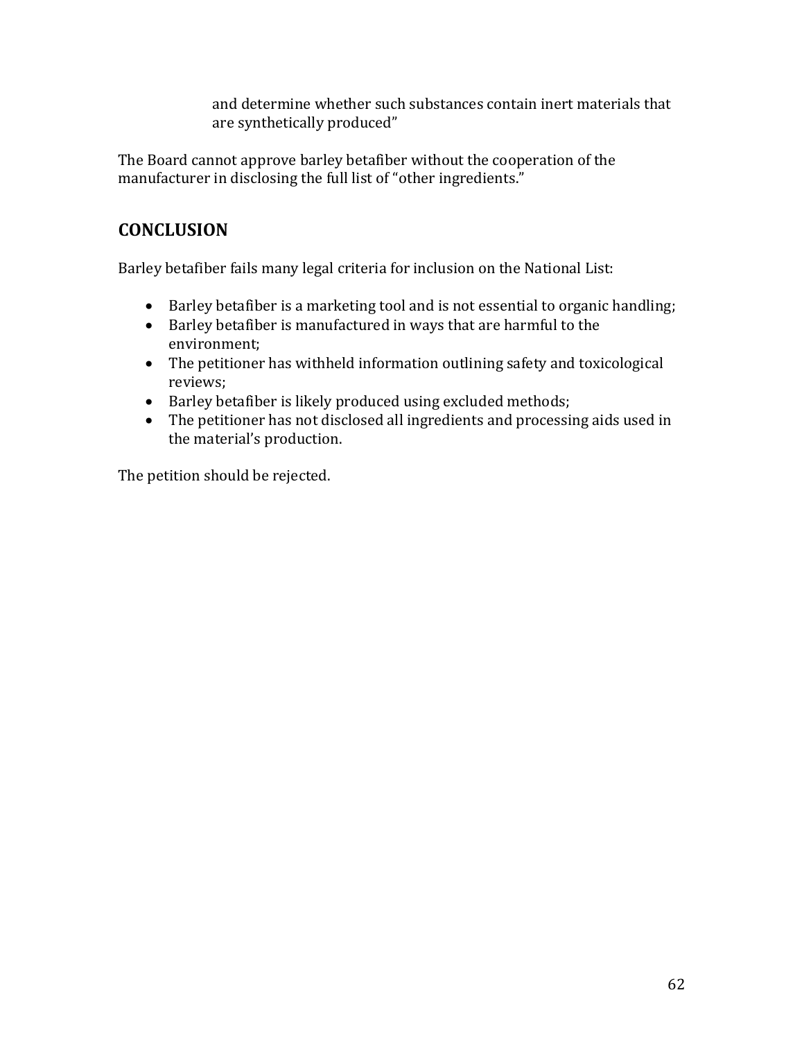> and determine whether such substances contain inert materials that are synthetically produced"

The Board cannot approve barley betafiber without the cooperation of the manufacturer in disclosing the full list of "other ingredients."

## CONCLUSION

Barley betafiber fails many legal criteria for inclusion on the National List:

- Barley betafiber is a marketing tool and is not essential to organic handling;
- Barley betafiber is manufactured in ways that are harmful to the environment;
- The petitioner has withheld information outlining safety and toxicological reviews;
- Barley betafiber is likely produced using excluded methods;
- The petitioner has not disclosed all ingredients and processing aids used in the material's production.

The petition should be rejected.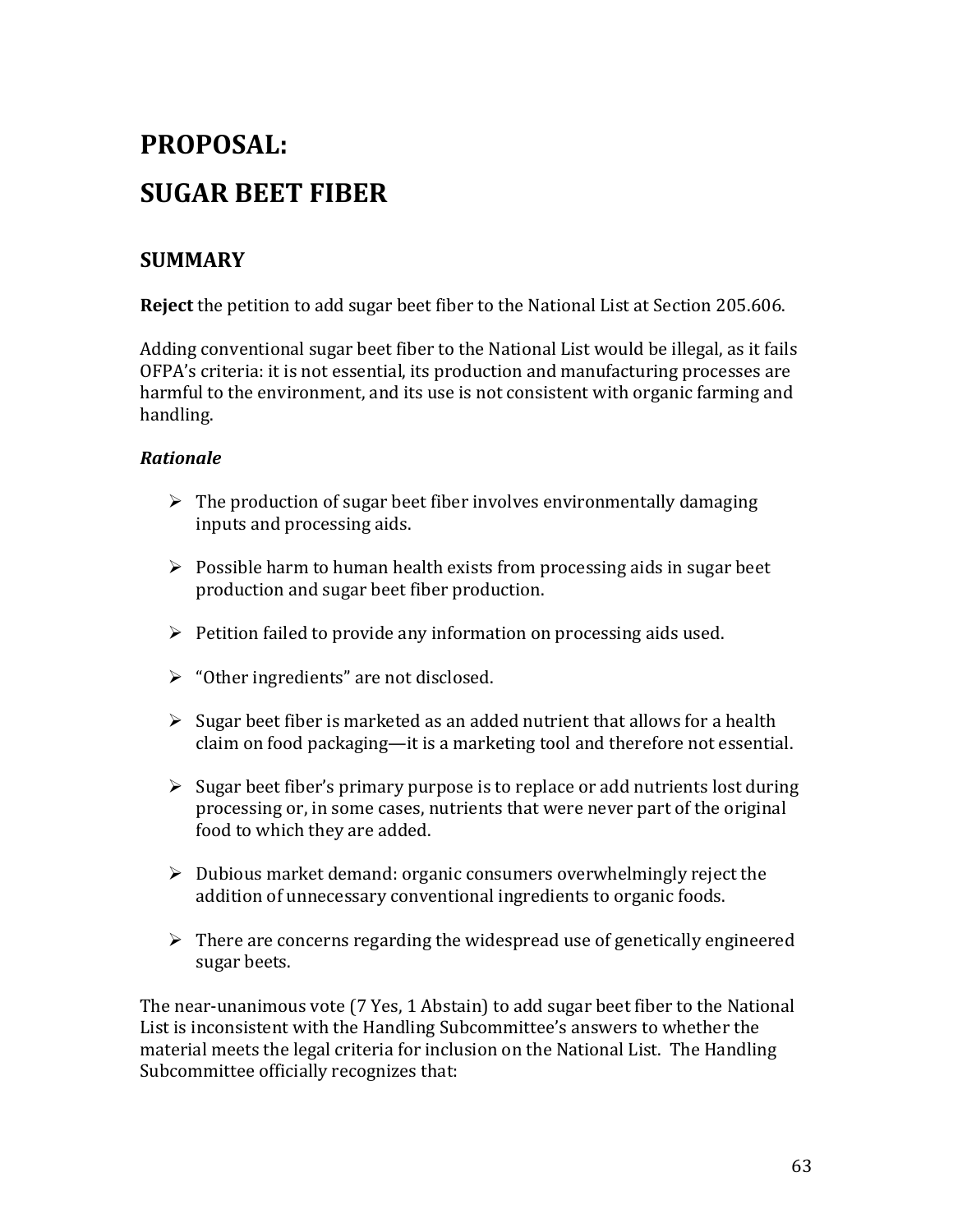# PROPOSAL:

# SUGAR BEET FIBER

## SUMMARY

**Reject** the petition to add sugar beet fiber to the National List at Section 205.606.

Adding conventional sugar beet fiber to the National List would be illegal, as it fails OFPA's criteria: it is not essential, its production and manufacturing processes are harmful to the environment, and its use is not consistent with organic farming and handling.

### *Rationale*

- The production of sugar beet fiber involves environmentally damaging inputs and processing aids.
- Possible harm to human health exists from processing aids in sugar beet production and sugar beet fiber production.
- Petition failed to provide any information on processing aids used.
- "Other ingredients" are not disclosed.
- Sugar beet fiber is marketed as an added nutrient that allows for a health claim on food packaging—it is a marketing tool and therefore not essential.
- Sugar beet fiber's primary purpose is to replace or add nutrients lost during processing or, in some cases, nutrients that were never part of the original food to which they are added.
- Dubious market demand: organic consumers overwhelmingly reject the addition of unnecessary conventional ingredients to organic foods.
- There are concerns regarding the widespread use of genetically engineered sugar beets.

The near-unanimous vote (7 Yes, 1 Abstain) to add sugar beet fiber to the National List is inconsistent with the Handling Subcommittee's answers to whether the material meets the legal criteria for inclusion on the National List. The Handling Subcommittee officially recognizes that: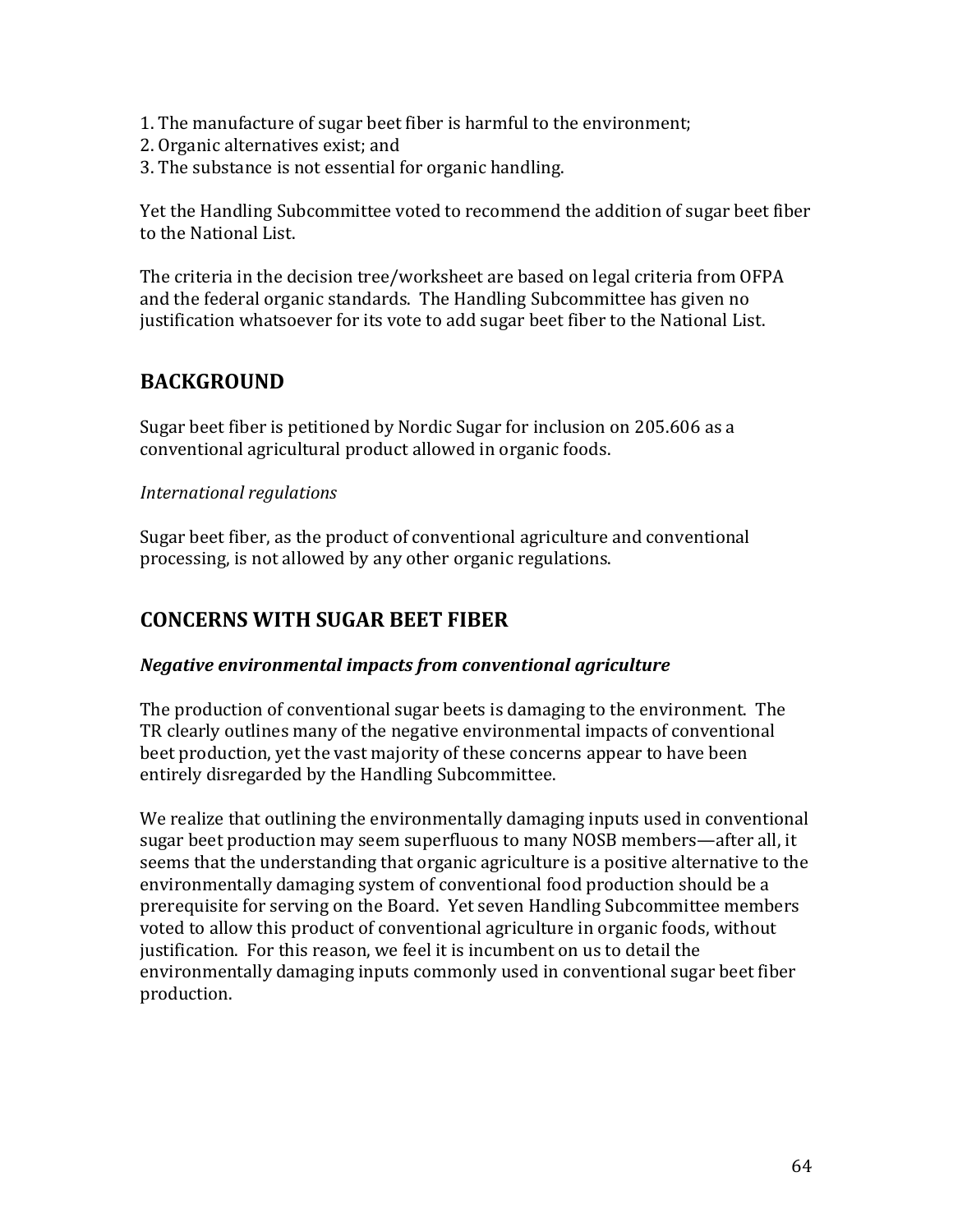1. The manufacture of sugar beet fiber is harmful to the environment;
2. Organic alternatives exist; and
3. The substance is not essential for organic handling.

Yet the Handling Subcommittee voted to recommend the addition of sugar beet fiber to the National List.

The criteria in the decision tree/worksheet are based on legal criteria from OFPA and the federal organic standards. The Handling Subcommittee has given no justification whatsoever for its vote to add sugar beet fiber to the National List.

## BACKGROUND

Sugar beet fiber is petitioned by Nordic Sugar for inclusion on 205.606 as a conventional agricultural product allowed in organic foods.

*International regulations*

Sugar beet fiber, as the product of conventional agriculture and conventional processing, is not allowed by any other organic regulations.

## CONCERNS WITH SUGAR BEET FIBER

### *Negative environmental impacts from conventional agriculture*

The production of conventional sugar beets is damaging to the environment. The TR clearly outlines many of the negative environmental impacts of conventional beet production, yet the vast majority of these concerns appear to have been entirely disregarded by the Handling Subcommittee.

We realize that outlining the environmentally damaging inputs used in conventional sugar beet production may seem superfluous to many NOSB members—after all, it seems that the understanding that organic agriculture is a positive alternative to the environmentally damaging system of conventional food production should be a prerequisite for serving on the Board. Yet seven Handling Subcommittee members voted to allow this product of conventional agriculture in organic foods, without justification. For this reason, we feel it is incumbent on us to detail the environmentally damaging inputs commonly used in conventional sugar beet fiber production.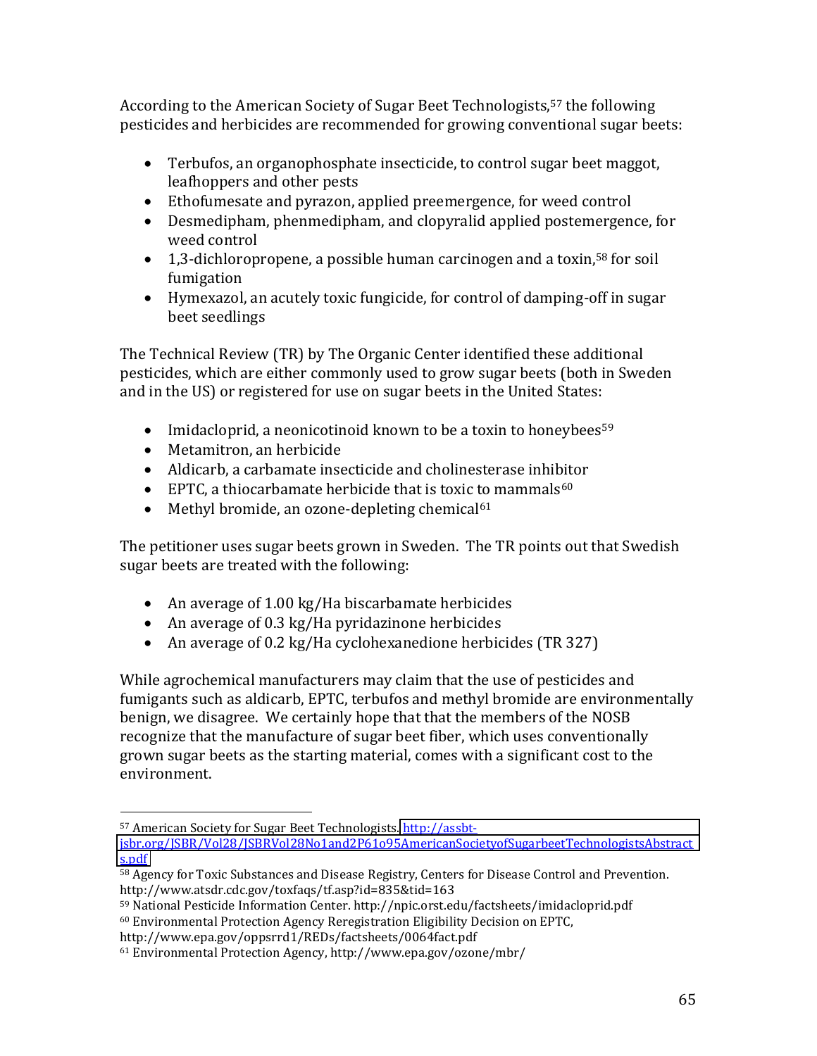According to the American Society of Sugar Beet Technologists,[57] the following pesticides and herbicides are recommended for growing conventional sugar beets:

- Terbufos, an organophosphate insecticide, to control sugar beet maggot, leafhoppers and other pests
- Ethofumesate and pyrazon, applied preemergence, for weed control
- Desmedipham, phenmedipham, and clopyralid applied postemergence, for weed control
- 1,3-dichloropropene, a possible human carcinogen and a toxin,[58] for soil fumigation
- Hymexazol, an acutely toxic fungicide, for control of damping-off in sugar beet seedlings

The Technical Review (TR) by The Organic Center identified these additional pesticides, which are either commonly used to grow sugar beets (both in Sweden and in the US) or registered for use on sugar beets in the United States:

- Imidacloprid, a neonicotinoid known to be a toxin to honeybees[59]
- Metamitron, an herbicide
- Aldicarb, a carbamate insecticide and cholinesterase inhibitor
- EPTC, a thiocarbamate herbicide that is toxic to mammals[60]
- Methyl bromide, an ozone-depleting chemical[61]

The petitioner uses sugar beets grown in Sweden. The TR points out that Swedish sugar beets are treated with the following:

- An average of 1.00 kg/Ha biscarbamate herbicides
- An average of 0.3 kg/Ha pyridazinone herbicides
- An average of 0.2 kg/Ha cyclohexanedione herbicides (TR 327)

While agrochemical manufacturers may claim that the use of pesticides and fumigants such as aldicarb, EPTC, terbufos and methyl bromide are environmentally benign, we disagree. We certainly hope that that the members of the NOSB recognize that the manufacture of sugar beet fiber, which uses conventionally grown sugar beets as the starting material, comes with a significant cost to the environment.

---

[57] American Society for Sugar Beet Technologists. http://assbt-jsbr.org/JSBR/Vol28/JSBRVol28No1and2P61o95AmericanSocietyofSugarbeetTechnologistsAbstracts.pdf

[58] Agency for Toxic Substances and Disease Registry, Centers for Disease Control and Prevention. http://www.atsdr.cdc.gov/toxfaqs/tf.asp?id=835&tid=163

[59] National Pesticide Information Center. http://npic.orst.edu/factsheets/imidacloprid.pdf

[60] Environmental Protection Agency Reregistration Eligibility Decision on EPTC, http://www.epa.gov/oppsrrd1/REDs/factsheets/0064fact.pdf

[61] Environmental Protection Agency, http://www.epa.gov/ozone/mbr/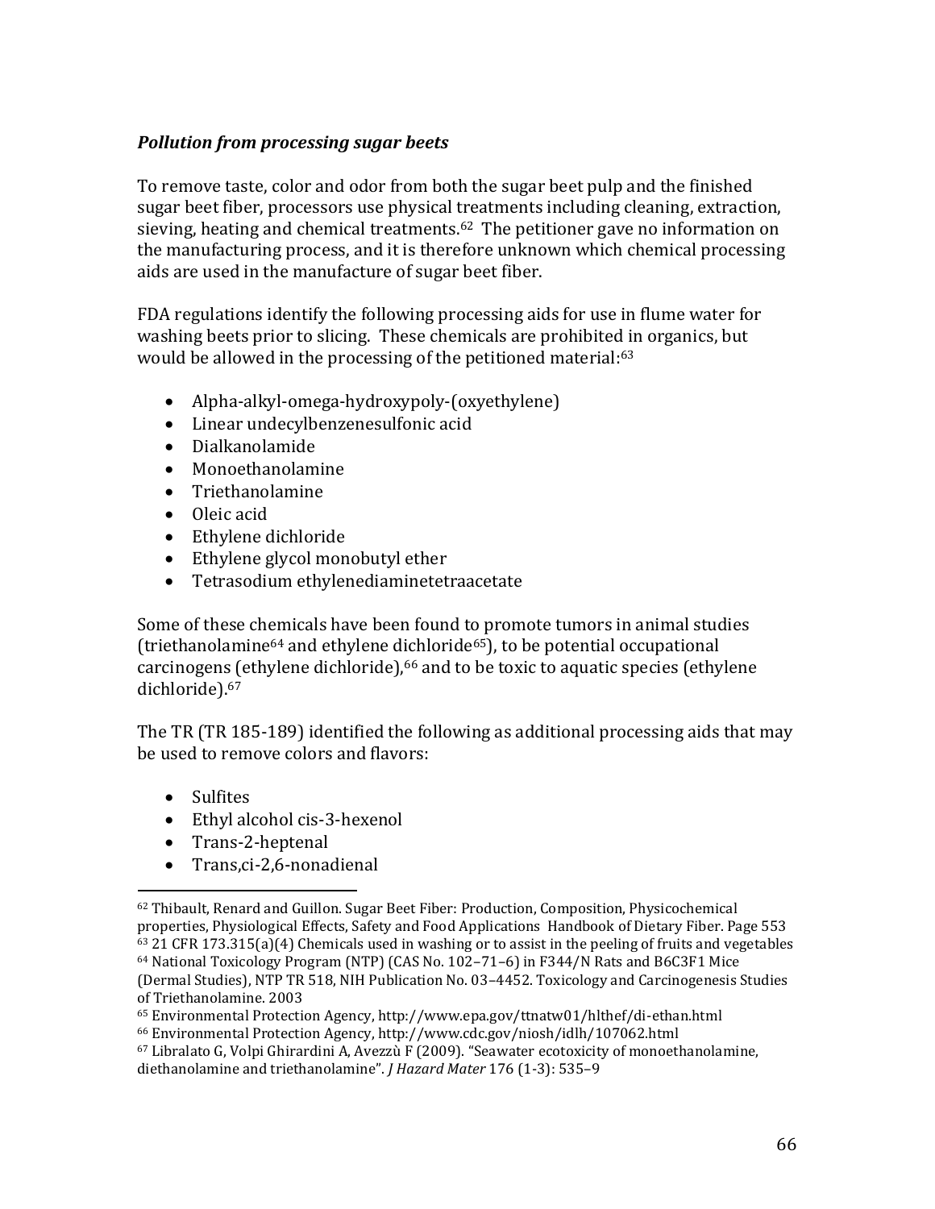***Pollution from processing sugar beets***

To remove taste, color and odor from both the sugar beet pulp and the finished sugar beet fiber, processors use physical treatments including cleaning, extraction, sieving, heating and chemical treatments.[62] The petitioner gave no information on the manufacturing process, and it is therefore unknown which chemical processing aids are used in the manufacture of sugar beet fiber.

FDA regulations identify the following processing aids for use in flume water for washing beets prior to slicing. These chemicals are prohibited in organics, but would be allowed in the processing of the petitioned material:[63]

- Alpha-alkyl-omega-hydroxypoly-(oxyethylene)
- Linear undecylbenzenesulfonic acid
- Dialkanolamide
- Monoethanolamine
- Triethanolamine
- Oleic acid
- Ethylene dichloride
- Ethylene glycol monobutyl ether
- Tetrasodium ethylenediaminetetraacetate

Some of these chemicals have been found to promote tumors in animal studies (triethanolamine[64] and ethylene dichloride[65]), to be potential occupational carcinogens (ethylene dichloride),[66] and to be toxic to aquatic species (ethylene dichloride).[67]

The TR (TR 185-189) identified the following as additional processing aids that may be used to remove colors and flavors:

- Sulfites
- Ethyl alcohol cis-3-hexenol
- Trans-2-heptenal
- Trans,ci-2,6-nonadienal

---

[62] Thibault, Renard and Guillon. Sugar Beet Fiber: Production, Composition, Physicochemical properties, Physiological Effects, Safety and Food Applications Handbook of Dietary Fiber. Page 553

[63] 21 CFR 173.315(a)(4) Chemicals used in washing or to assist in the peeling of fruits and vegetables

[64] National Toxicology Program (NTP) (CAS No. 102–71–6) in F344/N Rats and B6C3F1 Mice (Dermal Studies), NTP TR 518, NIH Publication No. 03–4452. Toxicology and Carcinogenesis Studies of Triethanolamine. 2003

[65] Environmental Protection Agency, http://www.epa.gov/ttnatw01/hlthef/di-ethan.html

[66] Environmental Protection Agency, http://www.cdc.gov/niosh/idlh/107062.html

[67] Libralato G, Volpi Ghirardini A, Avezzù F (2009). "Seawater ecotoxicity of monoethanolamine, diethanolamine and triethanolamine". *J Hazard Mater* 176 (1-3): 535–9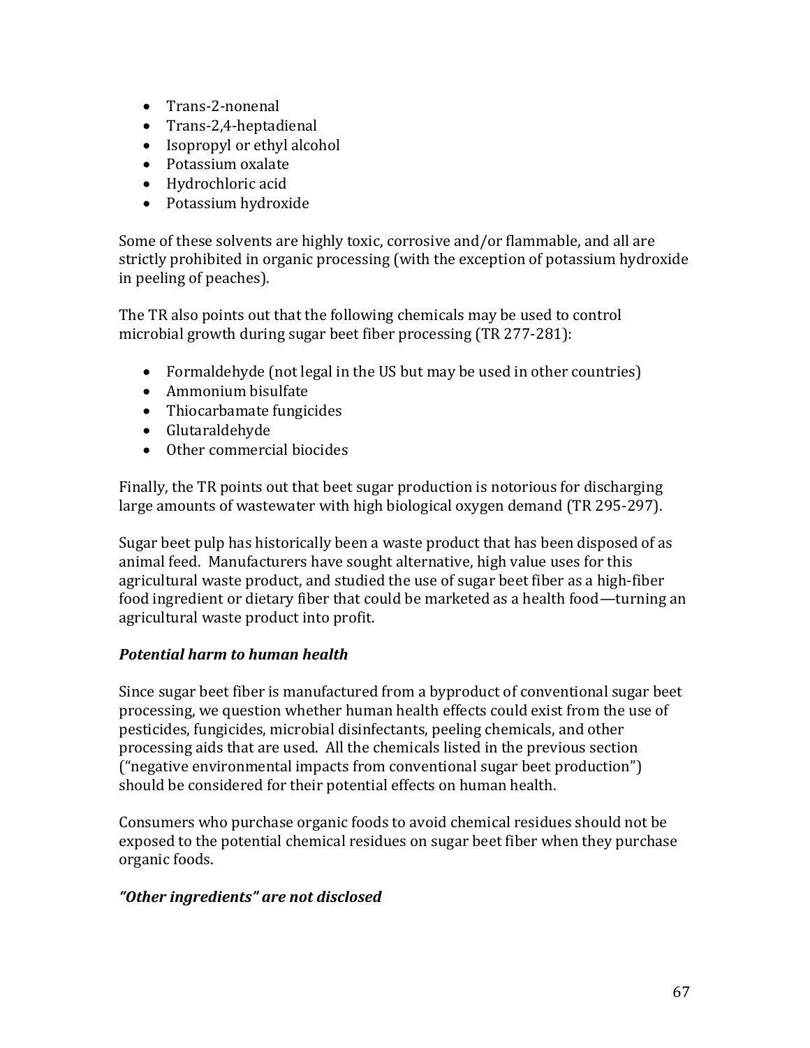- Trans-2-nonenal
- Trans-2,4-heptadienal
- Isopropyl or ethyl alcohol
- Potassium oxalate
- Hydrochloric acid
- Potassium hydroxide

Some of these solvents are highly toxic, corrosive and/or flammable, and all are strictly prohibited in organic processing (with the exception of potassium hydroxide in peeling of peaches).

The TR also points out that the following chemicals may be used to control microbial growth during sugar beet fiber processing (TR 277-281):

- Formaldehyde (not legal in the US but may be used in other countries)
- Ammonium bisulfate
- Thiocarbamate fungicides
- Glutaraldehyde
- Other commercial biocides

Finally, the TR points out that beet sugar production is notorious for discharging large amounts of wastewater with high biological oxygen demand (TR 295-297).

Sugar beet pulp has historically been a waste product that has been disposed of as animal feed. Manufacturers have sought alternative, high value uses for this agricultural waste product, and studied the use of sugar beet fiber as a high-fiber food ingredient or dietary fiber that could be marketed as a health food—turning an agricultural waste product into profit.

### *Potential harm to human health*

Since sugar beet fiber is manufactured from a byproduct of conventional sugar beet processing, we question whether human health effects could exist from the use of pesticides, fungicides, microbial disinfectants, peeling chemicals, and other processing aids that are used. All the chemicals listed in the previous section ("negative environmental impacts from conventional sugar beet production") should be considered for their potential effects on human health.

Consumers who purchase organic foods to avoid chemical residues should not be exposed to the potential chemical residues on sugar beet fiber when they purchase organic foods.

### *"Other ingredients" are not disclosed*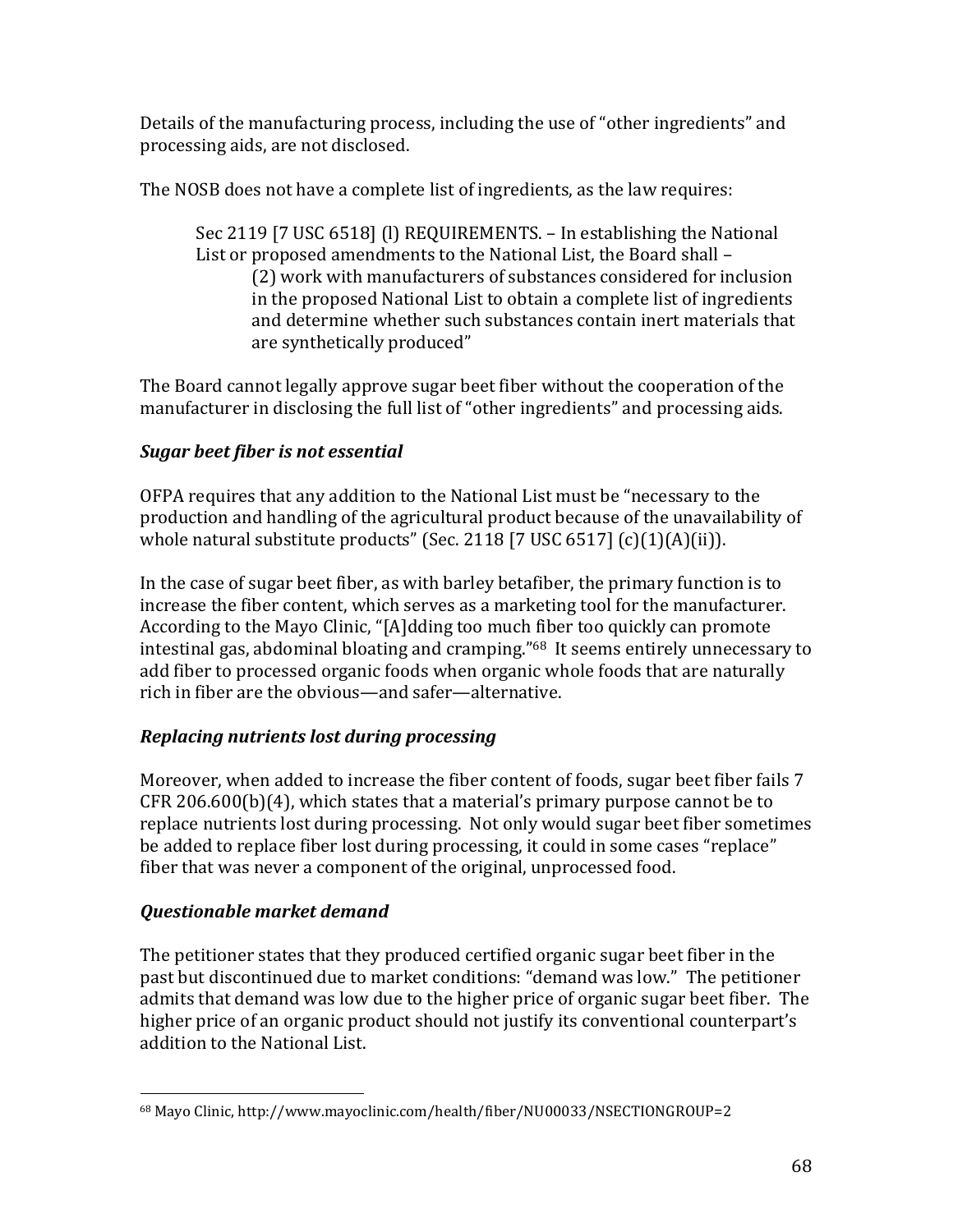Details of the manufacturing process, including the use of "other ingredients" and processing aids, are not disclosed.

The NOSB does not have a complete list of ingredients, as the law requires:

> Sec 2119 [7 USC 6518] (l) REQUIREMENTS. – In establishing the National List or proposed amendments to the National List, the Board shall –
>
> > (2) work with manufacturers of substances considered for inclusion in the proposed National List to obtain a complete list of ingredients and determine whether such substances contain inert materials that are synthetically produced"

The Board cannot legally approve sugar beet fiber without the cooperation of the manufacturer in disclosing the full list of "other ingredients" and processing aids.

### *Sugar beet fiber is not essential*

OFPA requires that any addition to the National List must be "necessary to the production and handling of the agricultural product because of the unavailability of whole natural substitute products" (Sec. 2118 [7 USC 6517] (c)(1)(A)(ii)).

In the case of sugar beet fiber, as with barley betafiber, the primary function is to increase the fiber content, which serves as a marketing tool for the manufacturer. According to the Mayo Clinic, "[A]dding too much fiber too quickly can promote intestinal gas, abdominal bloating and cramping."[68] It seems entirely unnecessary to add fiber to processed organic foods when organic whole foods that are naturally rich in fiber are the obvious—and safer—alternative.

### *Replacing nutrients lost during processing*

Moreover, when added to increase the fiber content of foods, sugar beet fiber fails 7 CFR 206.600(b)(4), which states that a material's primary purpose cannot be to replace nutrients lost during processing. Not only would sugar beet fiber sometimes be added to replace fiber lost during processing, it could in some cases "replace" fiber that was never a component of the original, unprocessed food.

### *Questionable market demand*

The petitioner states that they produced certified organic sugar beet fiber in the past but discontinued due to market conditions: "demand was low." The petitioner admits that demand was low due to the higher price of organic sugar beet fiber. The higher price of an organic product should not justify its conventional counterpart's addition to the National List.

---

[68] Mayo Clinic, http://www.mayoclinic.com/health/fiber/NU00033/NSECTIONGROUP=2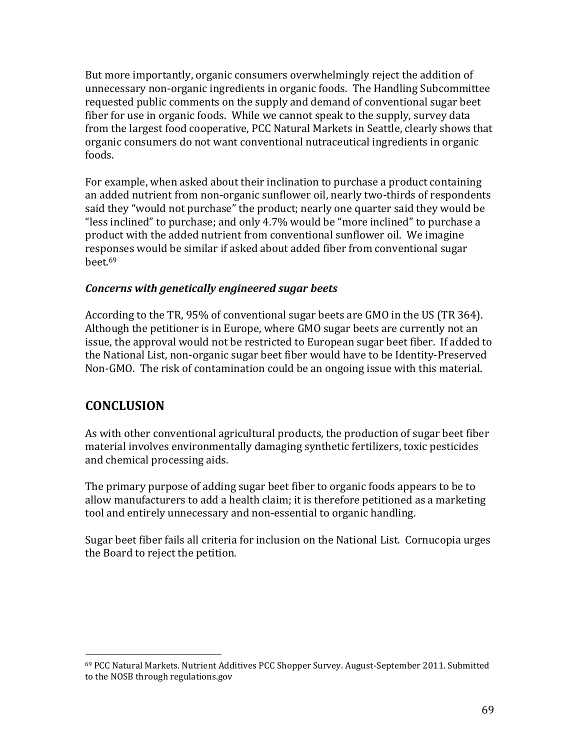But more importantly, organic consumers overwhelmingly reject the addition of unnecessary non-organic ingredients in organic foods. The Handling Subcommittee requested public comments on the supply and demand of conventional sugar beet fiber for use in organic foods. While we cannot speak to the supply, survey data from the largest food cooperative, PCC Natural Markets in Seattle, clearly shows that organic consumers do not want conventional nutraceutical ingredients in organic foods.

For example, when asked about their inclination to purchase a product containing an added nutrient from non-organic sunflower oil, nearly two-thirds of respondents said they "would not purchase" the product; nearly one quarter said they would be "less inclined" to purchase; and only 4.7% would be "more inclined" to purchase a product with the added nutrient from conventional sunflower oil. We imagine responses would be similar if asked about added fiber from conventional sugar beet.[69]

### *Concerns with genetically engineered sugar beets*

According to the TR, 95% of conventional sugar beets are GMO in the US (TR 364). Although the petitioner is in Europe, where GMO sugar beets are currently not an issue, the approval would not be restricted to European sugar beet fiber. If added to the National List, non-organic sugar beet fiber would have to be Identity-Preserved Non-GMO. The risk of contamination could be an ongoing issue with this material.

## CONCLUSION

As with other conventional agricultural products, the production of sugar beet fiber material involves environmentally damaging synthetic fertilizers, toxic pesticides and chemical processing aids.

The primary purpose of adding sugar beet fiber to organic foods appears to be to allow manufacturers to add a health claim; it is therefore petitioned as a marketing tool and entirely unnecessary and non-essential to organic handling.

Sugar beet fiber fails all criteria for inclusion on the National List. Cornucopia urges the Board to reject the petition.

---

[69] PCC Natural Markets. Nutrient Additives PCC Shopper Survey. August-September 2011. Submitted to the NOSB through regulations.gov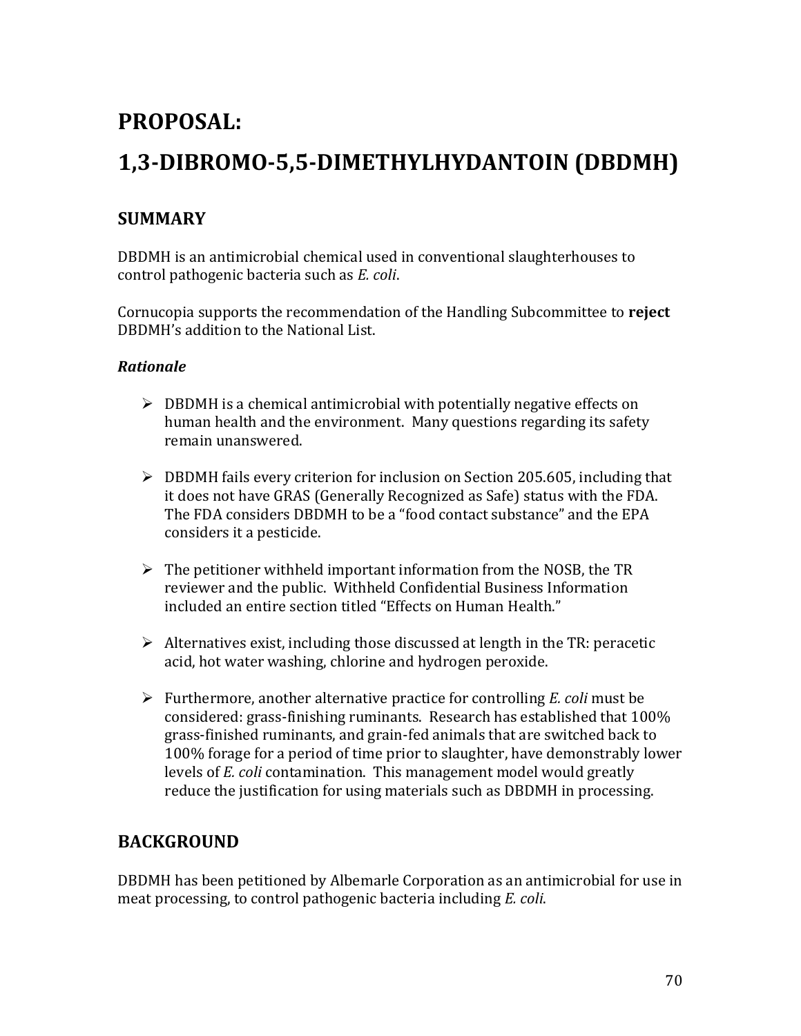# PROPOSAL:

# 1,3-DIBROMO-5,5-DIMETHYLHYDANTOIN (DBDMH)

## SUMMARY

DBDMH is an antimicrobial chemical used in conventional slaughterhouses to control pathogenic bacteria such as *E. coli*.

Cornucopia supports the recommendation of the Handling Subcommittee to **reject** DBDMH's addition to the National List.

### *Rationale*

- DBDMH is a chemical antimicrobial with potentially negative effects on human health and the environment. Many questions regarding its safety remain unanswered.
- DBDMH fails every criterion for inclusion on Section 205.605, including that it does not have GRAS (Generally Recognized as Safe) status with the FDA. The FDA considers DBDMH to be a "food contact substance" and the EPA considers it a pesticide.
- The petitioner withheld important information from the NOSB, the TR reviewer and the public. Withheld Confidential Business Information included an entire section titled "Effects on Human Health."
- Alternatives exist, including those discussed at length in the TR: peracetic acid, hot water washing, chlorine and hydrogen peroxide.
- Furthermore, another alternative practice for controlling *E. coli* must be considered: grass-finishing ruminants. Research has established that 100% grass-finished ruminants, and grain-fed animals that are switched back to 100% forage for a period of time prior to slaughter, have demonstrably lower levels of *E. coli* contamination. This management model would greatly reduce the justification for using materials such as DBDMH in processing.

## BACKGROUND

DBDMH has been petitioned by Albemarle Corporation as an antimicrobial for use in meat processing, to control pathogenic bacteria including *E. coli*.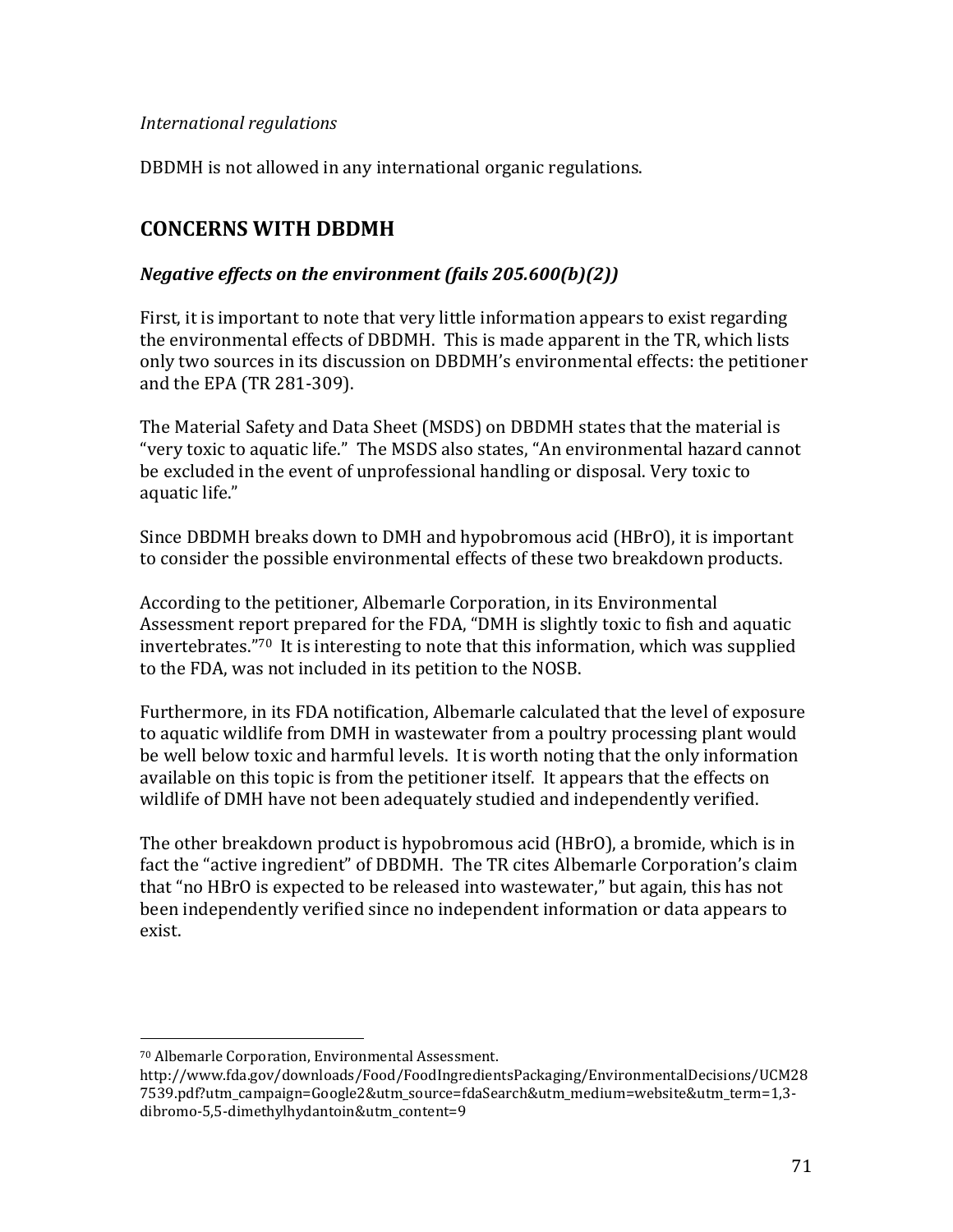*International regulations*

DBDMH is not allowed in any international organic regulations.

## CONCERNS WITH DBDMH

### *Negative effects on the environment (fails 205.600(b)(2))*

First, it is important to note that very little information appears to exist regarding the environmental effects of DBDMH. This is made apparent in the TR, which lists only two sources in its discussion on DBDMH's environmental effects: the petitioner and the EPA (TR 281-309).

The Material Safety and Data Sheet (MSDS) on DBDMH states that the material is "very toxic to aquatic life." The MSDS also states, "An environmental hazard cannot be excluded in the event of unprofessional handling or disposal. Very toxic to aquatic life."

Since DBDMH breaks down to DMH and hypobromous acid (HBrO), it is important to consider the possible environmental effects of these two breakdown products.

According to the petitioner, Albemarle Corporation, in its Environmental Assessment report prepared for the FDA, "DMH is slightly toxic to fish and aquatic invertebrates."[70] It is interesting to note that this information, which was supplied to the FDA, was not included in its petition to the NOSB.

Furthermore, in its FDA notification, Albemarle calculated that the level of exposure to aquatic wildlife from DMH in wastewater from a poultry processing plant would be well below toxic and harmful levels. It is worth noting that the only information available on this topic is from the petitioner itself. It appears that the effects on wildlife of DMH have not been adequately studied and independently verified.

The other breakdown product is hypobromous acid (HBrO), a bromide, which is in fact the "active ingredient" of DBDMH. The TR cites Albemarle Corporation's claim that "no HBrO is expected to be released into wastewater," but again, this has not been independently verified since no independent information or data appears to exist.

---

[70] Albemarle Corporation, Environmental Assessment. http://www.fda.gov/downloads/Food/FoodIngredientsPackaging/EnvironmentalDecisions/UCM287539.pdf?utm_campaign=Google2&utm_source=fdaSearch&utm_medium=website&utm_term=1,3-dibromo-5,5-dimethylhydantoin&utm_content=9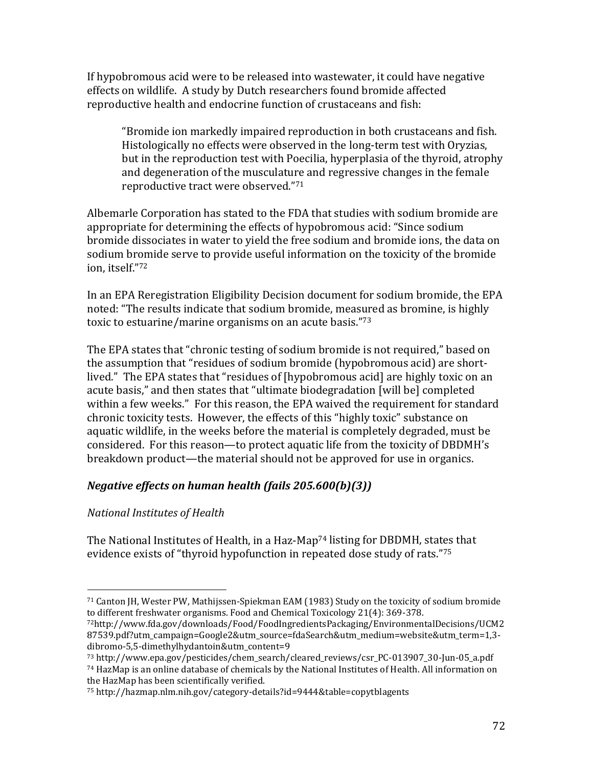If hypobromous acid were to be released into wastewater, it could have negative effects on wildlife. A study by Dutch researchers found bromide affected reproductive health and endocrine function of crustaceans and fish:

> "Bromide ion markedly impaired reproduction in both crustaceans and fish. Histologically no effects were observed in the long-term test with Oryzias, but in the reproduction test with Poecilia, hyperplasia of the thyroid, atrophy and degeneration of the musculature and regressive changes in the female reproductive tract were observed."[71]

Albemarle Corporation has stated to the FDA that studies with sodium bromide are appropriate for determining the effects of hypobromous acid: "Since sodium bromide dissociates in water to yield the free sodium and bromide ions, the data on sodium bromide serve to provide useful information on the toxicity of the bromide ion, itself."[72]

In an EPA Reregistration Eligibility Decision document for sodium bromide, the EPA noted: "The results indicate that sodium bromide, measured as bromine, is highly toxic to estuarine/marine organisms on an acute basis."[73]

The EPA states that "chronic testing of sodium bromide is not required," based on the assumption that "residues of sodium bromide (hypobromous acid) are short-lived." The EPA states that "residues of [hypobromous acid] are highly toxic on an acute basis," and then states that "ultimate biodegradation [will be] completed within a few weeks." For this reason, the EPA waived the requirement for standard chronic toxicity tests. However, the effects of this "highly toxic" substance on aquatic wildlife, in the weeks before the material is completely degraded, must be considered. For this reason—to protect aquatic life from the toxicity of DBDMH's breakdown product—the material should not be approved for use in organics.

### *Negative effects on human health (fails 205.600(b)(3))*

*National Institutes of Health*

The National Institutes of Health, in a Haz-Map[74] listing for DBDMH, states that evidence exists of "thyroid hypofunction in repeated dose study of rats."[75]

---

[71] Canton JH, Wester PW, Mathijssen-Spiekman EAM (1983) Study on the toxicity of sodium bromide to different freshwater organisms. Food and Chemical Toxicology 21(4): 369-378.

[72] http://www.fda.gov/downloads/Food/FoodIngredientsPackaging/EnvironmentalDecisions/UCM287539.pdf?utm_campaign=Google2&utm_source=fdaSearch&utm_medium=website&utm_term=1,3-dibromo-5,5-dimethylhydantoin&utm_content=9

[73] http://www.epa.gov/pesticides/chem_search/cleared_reviews/csr_PC-013907_30-Jun-05_a.pdf

[74] HazMap is an online database of chemicals by the National Institutes of Health. All information on the HazMap has been scientifically verified.

[75] http://hazmap.nlm.nih.gov/category-details?id=9444&table=copytblagents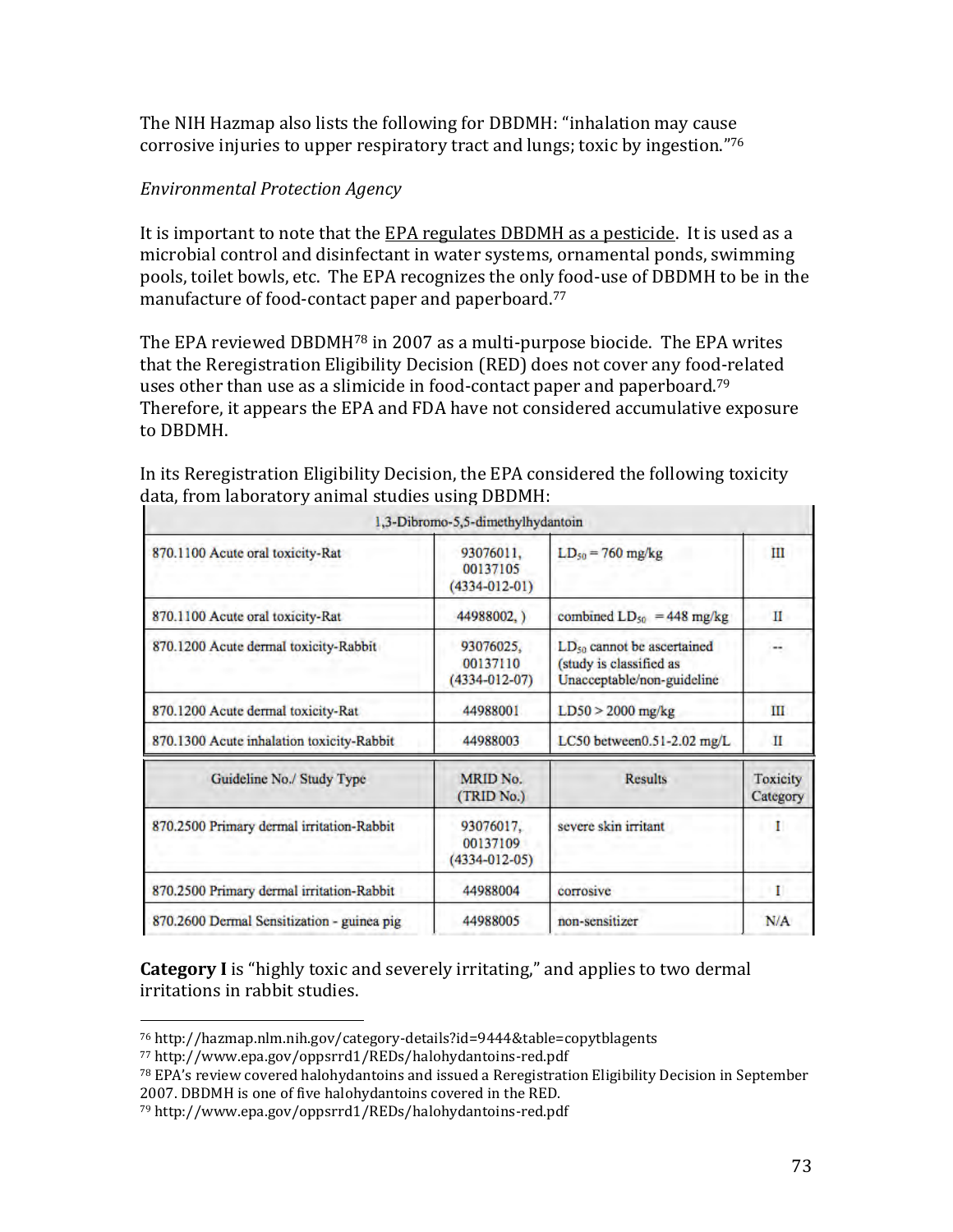The NIH Hazmap also lists the following for DBDMH: "inhalation may cause corrosive injuries to upper respiratory tract and lungs; toxic by ingestion."[76]

*Environmental Protection Agency*

It is important to note that the EPA regulates DBDMH as a pesticide. It is used as a microbial control and disinfectant in water systems, ornamental ponds, swimming pools, toilet bowls, etc. The EPA recognizes the only food-use of DBDMH to be in the manufacture of food-contact paper and paperboard.[77]

The EPA reviewed DBDMH[78] in 2007 as a multi-purpose biocide. The EPA writes that the Reregistration Eligibility Decision (RED) does not cover any food-related uses other than use as a slimicide in food-contact paper and paperboard.[79] Therefore, it appears the EPA and FDA have not considered accumulative exposure to DBDMH.

In its Reregistration Eligibility Decision, the EPA considered the following toxicity data, from laboratory animal studies using DBDMH:

| 1,3-Dibromo-5,5-dimethylhydantoin | | | |
|---|---|---|---|
| 870.1100 Acute oral toxicity-Rat | 93076011, 00137105 (4334-012-01) | $LD_{50}$ = 760 mg/kg | III |
| 870.1100 Acute oral toxicity-Rat | 44988002, ) | combined $LD_{50}$ = 448 mg/kg | II |
| 870.1200 Acute dermal toxicity-Rabbit | 93076025, 00137110 (4334-012-07) | $LD_{50}$ cannot be ascertained (study is classified as Unacceptable/non-guideline | -- |
| 870.1200 Acute dermal toxicity-Rat | 44988001 | LD50 > 2000 mg/kg | III |
| 870.1300 Acute inhalation toxicity-Rabbit | 44988003 | LC50 between0.51-2.02 mg/L | II |
| **Guideline No./ Study Type** | **MRID No. (TRID No.)** | **Results** | **Toxicity Category** |
| 870.2500 Primary dermal irritation-Rabbit | 93076017, 00137109 (4334-012-05) | severe skin irritant | I |
| 870.2500 Primary dermal irritation-Rabbit | 44988004 | corrosive | I |
| 870.2600 Dermal Sensitization - guinea pig | 44988005 | non-sensitizer | N/A |

**Category I** is "highly toxic and severely irritating," and applies to two dermal irritations in rabbit studies.

---

[76] http://hazmap.nlm.nih.gov/category-details?id=9444&table=copytblagents

[77] http://www.epa.gov/oppsrrd1/REDs/halohydantoins-red.pdf

[78] EPA's review covered halohydantoins and issued a Reregistration Eligibility Decision in September 2007. DBDMH is one of five halohydantoins covered in the RED.

[79] http://www.epa.gov/oppsrrd1/REDs/halohydantoins-red.pdf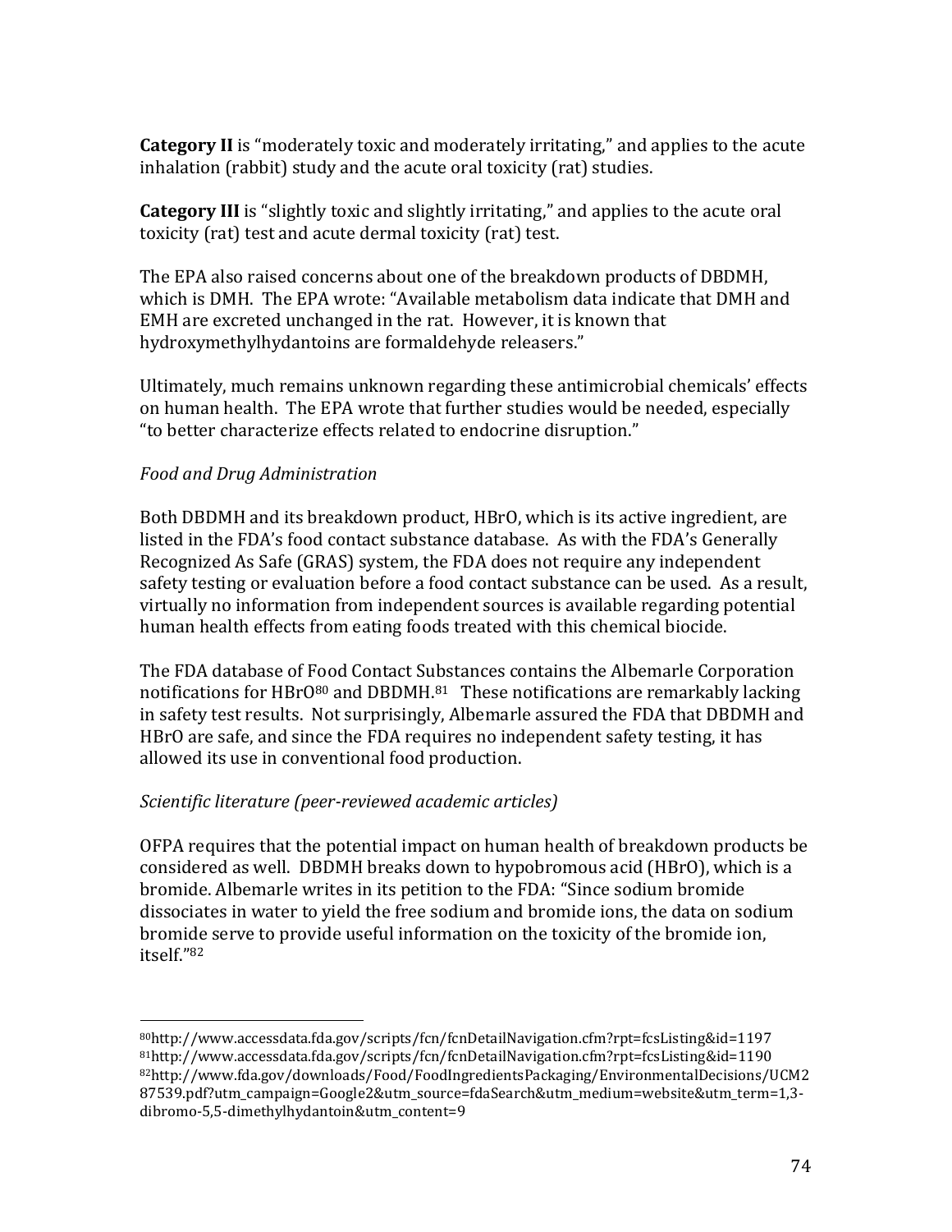**Category II** is "moderately toxic and moderately irritating," and applies to the acute inhalation (rabbit) study and the acute oral toxicity (rat) studies.

**Category III** is "slightly toxic and slightly irritating," and applies to the acute oral toxicity (rat) test and acute dermal toxicity (rat) test.

The EPA also raised concerns about one of the breakdown products of DBDMH, which is DMH. The EPA wrote: "Available metabolism data indicate that DMH and EMH are excreted unchanged in the rat. However, it is known that hydroxymethylhydantoins are formaldehyde releasers."

Ultimately, much remains unknown regarding these antimicrobial chemicals' effects on human health. The EPA wrote that further studies would be needed, especially "to better characterize effects related to endocrine disruption."

*Food and Drug Administration*

Both DBDMH and its breakdown product, HBrO, which is its active ingredient, are listed in the FDA's food contact substance database. As with the FDA's Generally Recognized As Safe (GRAS) system, the FDA does not require any independent safety testing or evaluation before a food contact substance can be used. As a result, virtually no information from independent sources is available regarding potential human health effects from eating foods treated with this chemical biocide.

The FDA database of Food Contact Substances contains the Albemarle Corporation notifications for HBrO[80] and DBDMH.[81] These notifications are remarkably lacking in safety test results. Not surprisingly, Albemarle assured the FDA that DBDMH and HBrO are safe, and since the FDA requires no independent safety testing, it has allowed its use in conventional food production.

*Scientific literature (peer-reviewed academic articles)*

OFPA requires that the potential impact on human health of breakdown products be considered as well. DBDMH breaks down to hypobromous acid (HBrO), which is a bromide. Albemarle writes in its petition to the FDA: "Since sodium bromide dissociates in water to yield the free sodium and bromide ions, the data on sodium bromide serve to provide useful information on the toxicity of the bromide ion, itself."[82]

---

[80] http://www.accessdata.fda.gov/scripts/fcn/fcnDetailNavigation.cfm?rpt=fcsListing&id=1197
[81] http://www.accessdata.fda.gov/scripts/fcn/fcnDetailNavigation.cfm?rpt=fcsListing&id=1190
[82] http://www.fda.gov/downloads/Food/FoodIngredientsPackaging/EnvironmentalDecisions/UCM287539.pdf?utm_campaign=Google2&utm_source=fdaSearch&utm_medium=website&utm_term=1,3-dibromo-5,5-dimethylhydantoin&utm_content=9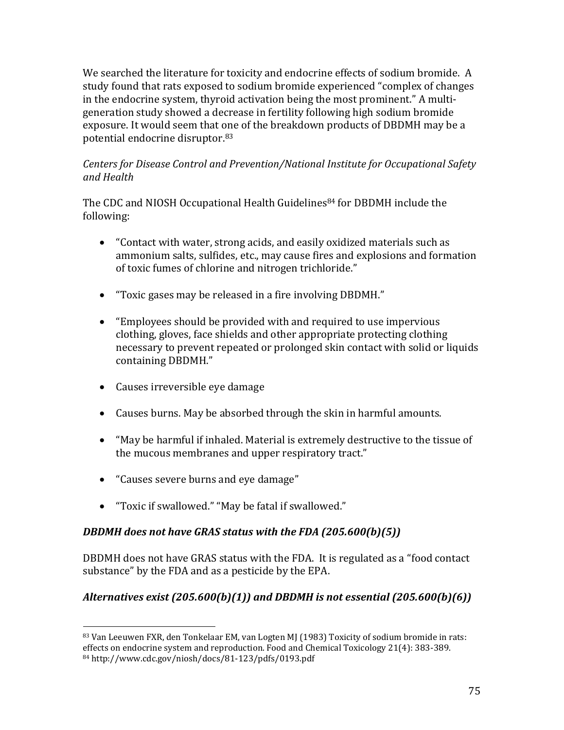We searched the literature for toxicity and endocrine effects of sodium bromide. A study found that rats exposed to sodium bromide experienced "complex of changes in the endocrine system, thyroid activation being the most prominent." A multi-generation study showed a decrease in fertility following high sodium bromide exposure. It would seem that one of the breakdown products of DBDMH may be a potential endocrine disruptor.[83]

*Centers for Disease Control and Prevention/National Institute for Occupational Safety and Health*

The CDC and NIOSH Occupational Health Guidelines[84] for DBDMH include the following:

- "Contact with water, strong acids, and easily oxidized materials such as ammonium salts, sulfides, etc., may cause fires and explosions and formation of toxic fumes of chlorine and nitrogen trichloride."
- "Toxic gases may be released in a fire involving DBDMH."
- "Employees should be provided with and required to use impervious clothing, gloves, face shields and other appropriate protecting clothing necessary to prevent repeated or prolonged skin contact with solid or liquids containing DBDMH."
- Causes irreversible eye damage
- Causes burns. May be absorbed through the skin in harmful amounts.
- "May be harmful if inhaled. Material is extremely destructive to the tissue of the mucous membranes and upper respiratory tract."
- "Causes severe burns and eye damage"
- "Toxic if swallowed." "May be fatal if swallowed."

### ***DBDMH does not have GRAS status with the FDA (205.600(b)(5))***

DBDMH does not have GRAS status with the FDA. It is regulated as a "food contact substance" by the FDA and as a pesticide by the EPA.

### ***Alternatives exist (205.600(b)(1)) and DBDMH is not essential (205.600(b)(6))***

---

[83] Van Leeuwen FXR, den Tonkelaar EM, van Logten MJ (1983) Toxicity of sodium bromide in rats: effects on endocrine system and reproduction. Food and Chemical Toxicology 21(4): 383-389.

[84] http://www.cdc.gov/niosh/docs/81-123/pdfs/0193.pdf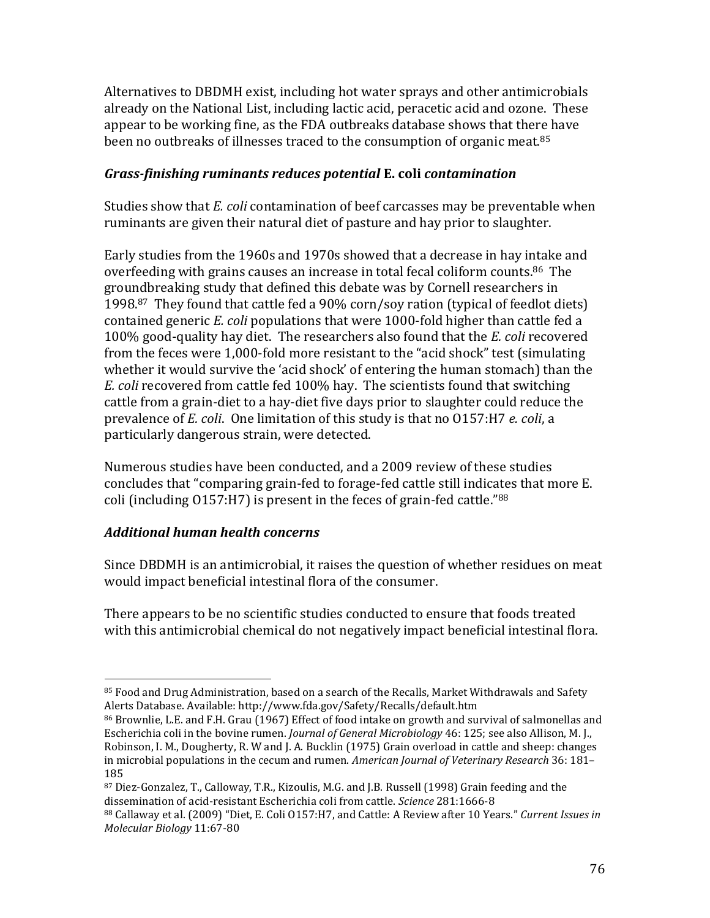Alternatives to DBDMH exist, including hot water sprays and other antimicrobials already on the National List, including lactic acid, peracetic acid and ozone. These appear to be working fine, as the FDA outbreaks database shows that there have been no outbreaks of illnesses traced to the consumption of organic meat.[85]

### *Grass-finishing ruminants reduces potential* E. coli *contamination*

Studies show that *E. coli* contamination of beef carcasses may be preventable when ruminants are given their natural diet of pasture and hay prior to slaughter.

Early studies from the 1960s and 1970s showed that a decrease in hay intake and overfeeding with grains causes an increase in total fecal coliform counts.[86] The groundbreaking study that defined this debate was by Cornell researchers in 1998.[87] They found that cattle fed a 90% corn/soy ration (typical of feedlot diets) contained generic *E. coli* populations that were 1000-fold higher than cattle fed a 100% good-quality hay diet. The researchers also found that the *E. coli* recovered from the feces were 1,000-fold more resistant to the "acid shock" test (simulating whether it would survive the 'acid shock' of entering the human stomach) than the *E. coli* recovered from cattle fed 100% hay. The scientists found that switching cattle from a grain-diet to a hay-diet five days prior to slaughter could reduce the prevalence of *E. coli*. One limitation of this study is that no O157:H7 *e. coli*, a particularly dangerous strain, were detected.

Numerous studies have been conducted, and a 2009 review of these studies concludes that "comparing grain-fed to forage-fed cattle still indicates that more E. coli (including O157:H7) is present in the feces of grain-fed cattle."[88]

### *Additional human health concerns*

Since DBDMH is an antimicrobial, it raises the question of whether residues on meat would impact beneficial intestinal flora of the consumer.

There appears to be no scientific studies conducted to ensure that foods treated with this antimicrobial chemical do not negatively impact beneficial intestinal flora.

---

[85] Food and Drug Administration, based on a search of the Recalls, Market Withdrawals and Safety Alerts Database. Available: http://www.fda.gov/Safety/Recalls/default.htm

[86] Brownlie, L.E. and F.H. Grau (1967) Effect of food intake on growth and survival of salmonellas and Escherichia coli in the bovine rumen. *Journal of General Microbiology* 46: 125; see also Allison, M. J., Robinson, I. M., Dougherty, R. W and J. A. Bucklin (1975) Grain overload in cattle and sheep: changes in microbial populations in the cecum and rumen. *American Journal of Veterinary Research* 36: 181–185

[87] Diez-Gonzalez, T., Calloway, T.R., Kizoulis, M.G. and J.B. Russell (1998) Grain feeding and the dissemination of acid-resistant Escherichia coli from cattle. *Science* 281:1666-8

[88] Callaway et al. (2009) "Diet, E. Coli O157:H7, and Cattle: A Review after 10 Years." *Current Issues in Molecular Biology* 11:67-80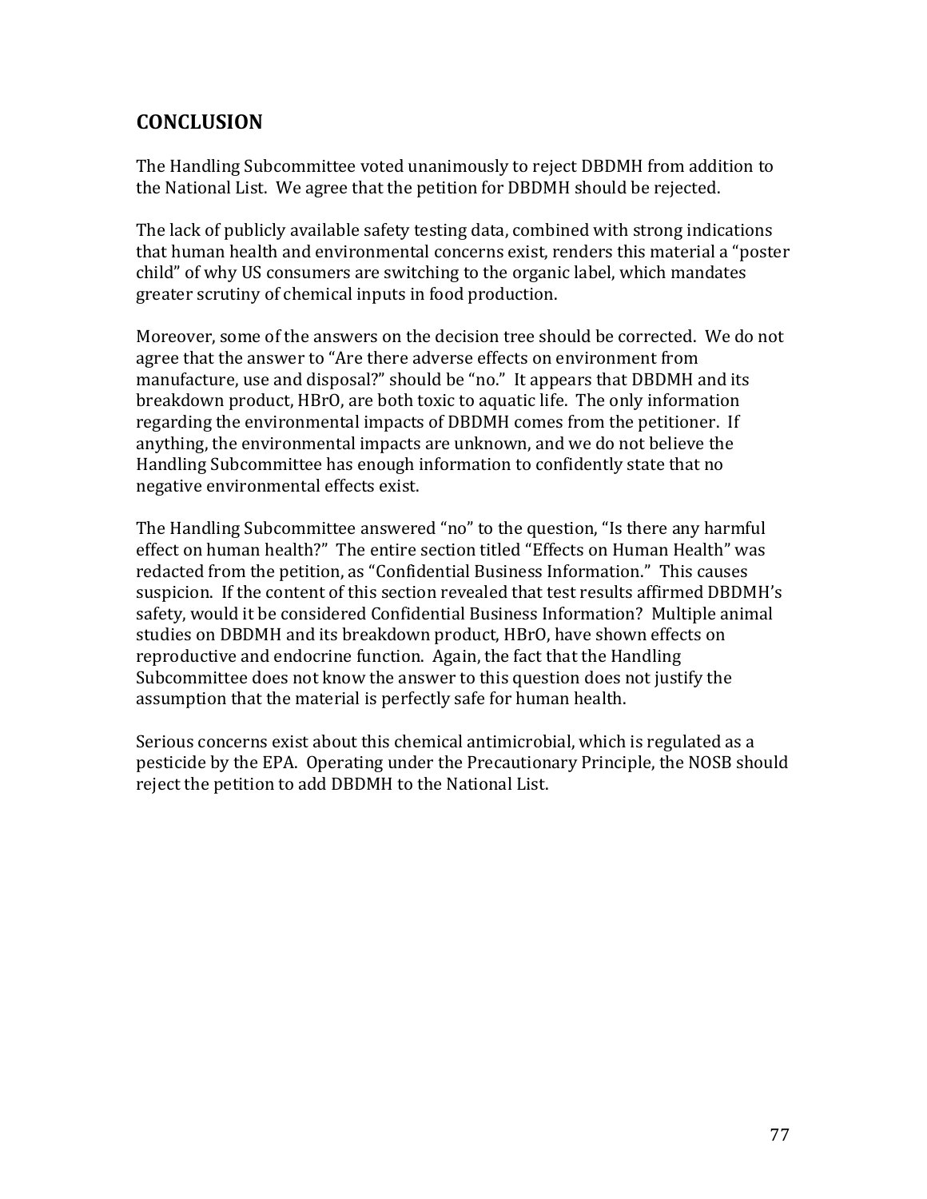## CONCLUSION

The Handling Subcommittee voted unanimously to reject DBDMH from addition to the National List. We agree that the petition for DBDMH should be rejected.

The lack of publicly available safety testing data, combined with strong indications that human health and environmental concerns exist, renders this material a "poster child" of why US consumers are switching to the organic label, which mandates greater scrutiny of chemical inputs in food production.

Moreover, some of the answers on the decision tree should be corrected. We do not agree that the answer to "Are there adverse effects on environment from manufacture, use and disposal?" should be "no." It appears that DBDMH and its breakdown product, HBrO, are both toxic to aquatic life. The only information regarding the environmental impacts of DBDMH comes from the petitioner. If anything, the environmental impacts are unknown, and we do not believe the Handling Subcommittee has enough information to confidently state that no negative environmental effects exist.

The Handling Subcommittee answered "no" to the question, "Is there any harmful effect on human health?" The entire section titled "Effects on Human Health" was redacted from the petition, as "Confidential Business Information." This causes suspicion. If the content of this section revealed that test results affirmed DBDMH's safety, would it be considered Confidential Business Information? Multiple animal studies on DBDMH and its breakdown product, HBrO, have shown effects on reproductive and endocrine function. Again, the fact that the Handling Subcommittee does not know the answer to this question does not justify the assumption that the material is perfectly safe for human health.

Serious concerns exist about this chemical antimicrobial, which is regulated as a pesticide by the EPA. Operating under the Precautionary Principle, the NOSB should reject the petition to add DBDMH to the National List.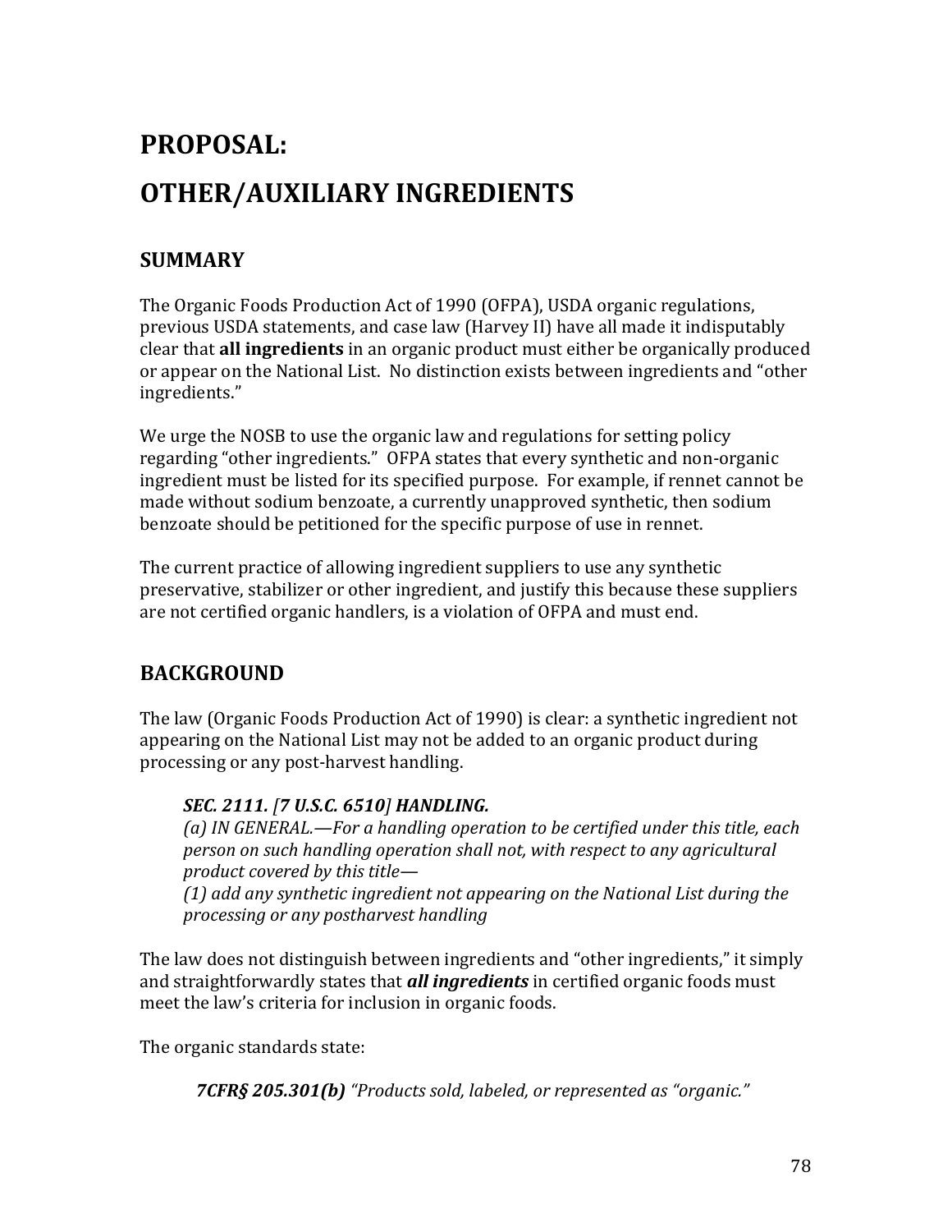# PROPOSAL:

# OTHER/AUXILIARY INGREDIENTS

## SUMMARY

The Organic Foods Production Act of 1990 (OFPA), USDA organic regulations, previous USDA statements, and case law (Harvey II) have all made it indisputably clear that **all ingredients** in an organic product must either be organically produced or appear on the National List. No distinction exists between ingredients and "other ingredients."

We urge the NOSB to use the organic law and regulations for setting policy regarding "other ingredients." OFPA states that every synthetic and non-organic ingredient must be listed for its specified purpose. For example, if rennet cannot be made without sodium benzoate, a currently unapproved synthetic, then sodium benzoate should be petitioned for the specific purpose of use in rennet.

The current practice of allowing ingredient suppliers to use any synthetic preservative, stabilizer or other ingredient, and justify this because these suppliers are not certified organic handlers, is a violation of OFPA and must end.

## BACKGROUND

The law (Organic Foods Production Act of 1990) is clear: a synthetic ingredient not appearing on the National List may not be added to an organic product during processing or any post-harvest handling.

> ***SEC. 2111. [7 U.S.C. 6510] HANDLING.***
> *(a) IN GENERAL.—For a handling operation to be certified under this title, each person on such handling operation shall not, with respect to any agricultural product covered by this title—*
> *(1) add any synthetic ingredient not appearing on the National List during the processing or any postharvest handling*

The law does not distinguish between ingredients and "other ingredients," it simply and straightforwardly states that ***all ingredients*** in certified organic foods must meet the law's criteria for inclusion in organic foods.

The organic standards state:

> ***7CFR§ 205.301(b)*** *"Products sold, labeled, or represented as "organic."*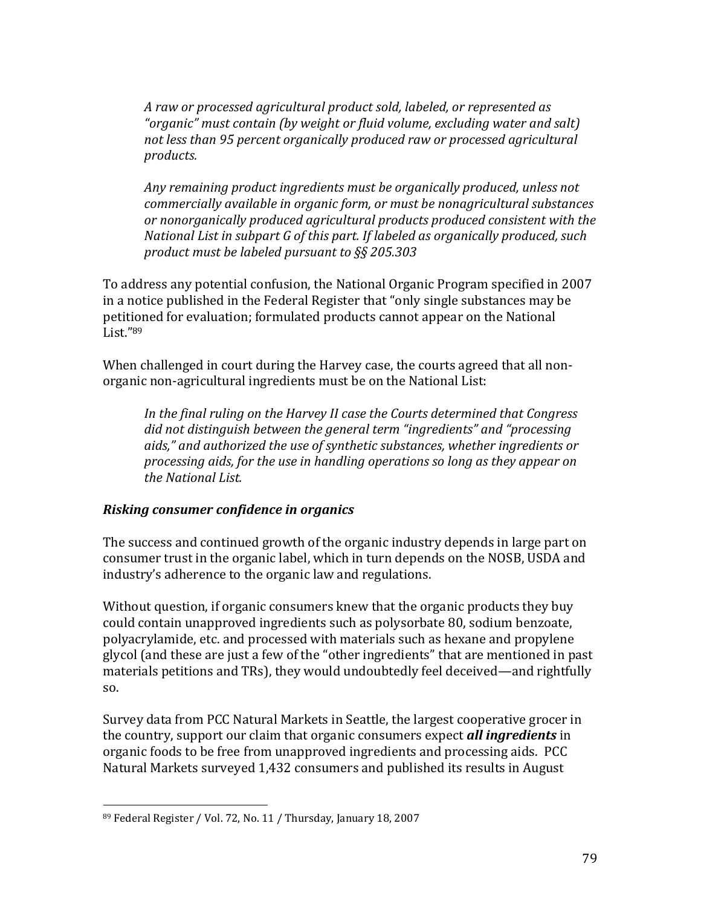*A raw or processed agricultural product sold, labeled, or represented as "organic" must contain (by weight or fluid volume, excluding water and salt) not less than 95 percent organically produced raw or processed agricultural products.*

*Any remaining product ingredients must be organically produced, unless not commercially available in organic form, or must be nonagricultural substances or nonorganically produced agricultural products produced consistent with the National List in subpart G of this part. If labeled as organically produced, such product must be labeled pursuant to §§ 205.303*

To address any potential confusion, the National Organic Program specified in 2007 in a notice published in the Federal Register that "only single substances may be petitioned for evaluation; formulated products cannot appear on the National List."[89]

When challenged in court during the Harvey case, the courts agreed that all non-organic non-agricultural ingredients must be on the National List:

*In the final ruling on the Harvey II case the Courts determined that Congress did not distinguish between the general term "ingredients" and "processing aids," and authorized the use of synthetic substances, whether ingredients or processing aids, for the use in handling operations so long as they appear on the National List.*

***Risking consumer confidence in organics***

The success and continued growth of the organic industry depends in large part on consumer trust in the organic label, which in turn depends on the NOSB, USDA and industry's adherence to the organic law and regulations.

Without question, if organic consumers knew that the organic products they buy could contain unapproved ingredients such as polysorbate 80, sodium benzoate, polyacrylamide, etc. and processed with materials such as hexane and propylene glycol (and these are just a few of the "other ingredients" that are mentioned in past materials petitions and TRs), they would undoubtedly feel deceived—and rightfully so.

Survey data from PCC Natural Markets in Seattle, the largest cooperative grocer in the country, support our claim that organic consumers expect ***all ingredients*** in organic foods to be free from unapproved ingredients and processing aids. PCC Natural Markets surveyed 1,432 consumers and published its results in August

---

[89] Federal Register / Vol. 72, No. 11 / Thursday, January 18, 2007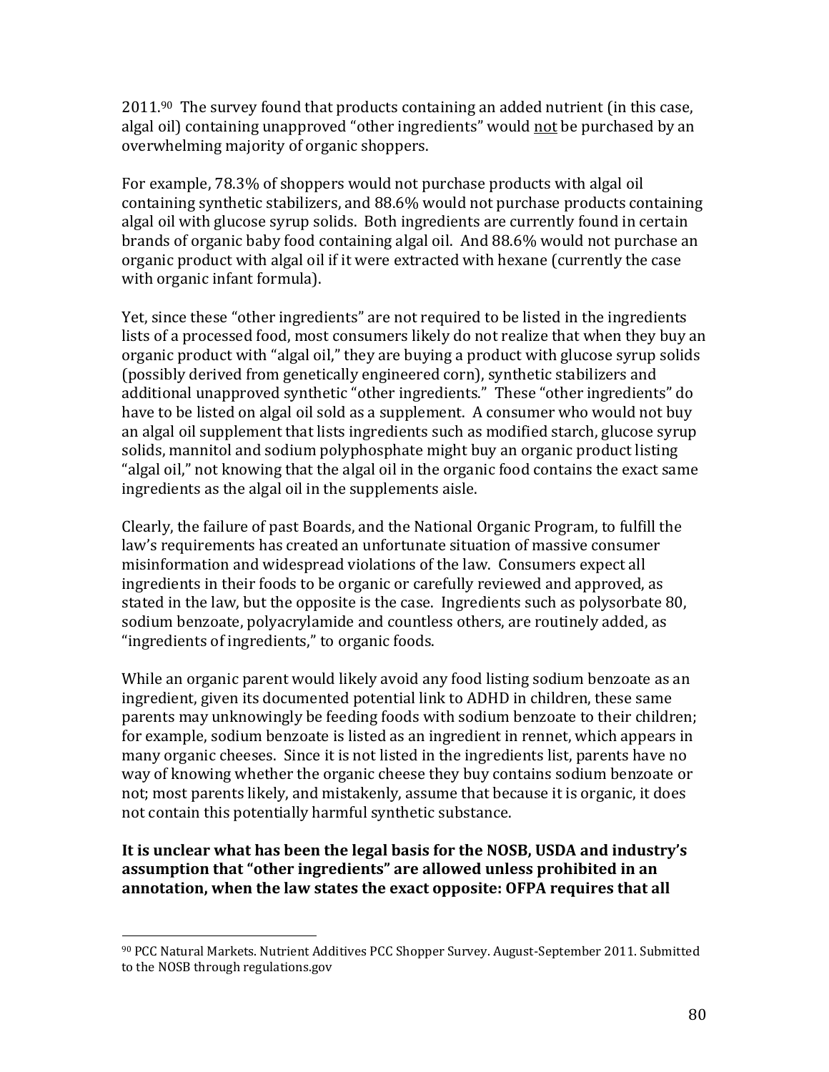2011.[90] The survey found that products containing an added nutrient (in this case, algal oil) containing unapproved "other ingredients" would not be purchased by an overwhelming majority of organic shoppers.

For example, 78.3% of shoppers would not purchase products with algal oil containing synthetic stabilizers, and 88.6% would not purchase products containing algal oil with glucose syrup solids. Both ingredients are currently found in certain brands of organic baby food containing algal oil. And 88.6% would not purchase an organic product with algal oil if it were extracted with hexane (currently the case with organic infant formula).

Yet, since these "other ingredients" are not required to be listed in the ingredients lists of a processed food, most consumers likely do not realize that when they buy an organic product with "algal oil," they are buying a product with glucose syrup solids (possibly derived from genetically engineered corn), synthetic stabilizers and additional unapproved synthetic "other ingredients." These "other ingredients" do have to be listed on algal oil sold as a supplement. A consumer who would not buy an algal oil supplement that lists ingredients such as modified starch, glucose syrup solids, mannitol and sodium polyphosphate might buy an organic product listing "algal oil," not knowing that the algal oil in the organic food contains the exact same ingredients as the algal oil in the supplements aisle.

Clearly, the failure of past Boards, and the National Organic Program, to fulfill the law's requirements has created an unfortunate situation of massive consumer misinformation and widespread violations of the law. Consumers expect all ingredients in their foods to be organic or carefully reviewed and approved, as stated in the law, but the opposite is the case. Ingredients such as polysorbate 80, sodium benzoate, polyacrylamide and countless others, are routinely added, as "ingredients of ingredients," to organic foods.

While an organic parent would likely avoid any food listing sodium benzoate as an ingredient, given its documented potential link to ADHD in children, these same parents may unknowingly be feeding foods with sodium benzoate to their children; for example, sodium benzoate is listed as an ingredient in rennet, which appears in many organic cheeses. Since it is not listed in the ingredients list, parents have no way of knowing whether the organic cheese they buy contains sodium benzoate or not; most parents likely, and mistakenly, assume that because it is organic, it does not contain this potentially harmful synthetic substance.

**It is unclear what has been the legal basis for the NOSB, USDA and industry's assumption that "other ingredients" are allowed unless prohibited in an annotation, when the law states the exact opposite: OFPA requires that all**

[90] PCC Natural Markets. Nutrient Additives PCC Shopper Survey. August-September 2011. Submitted to the NOSB through regulations.gov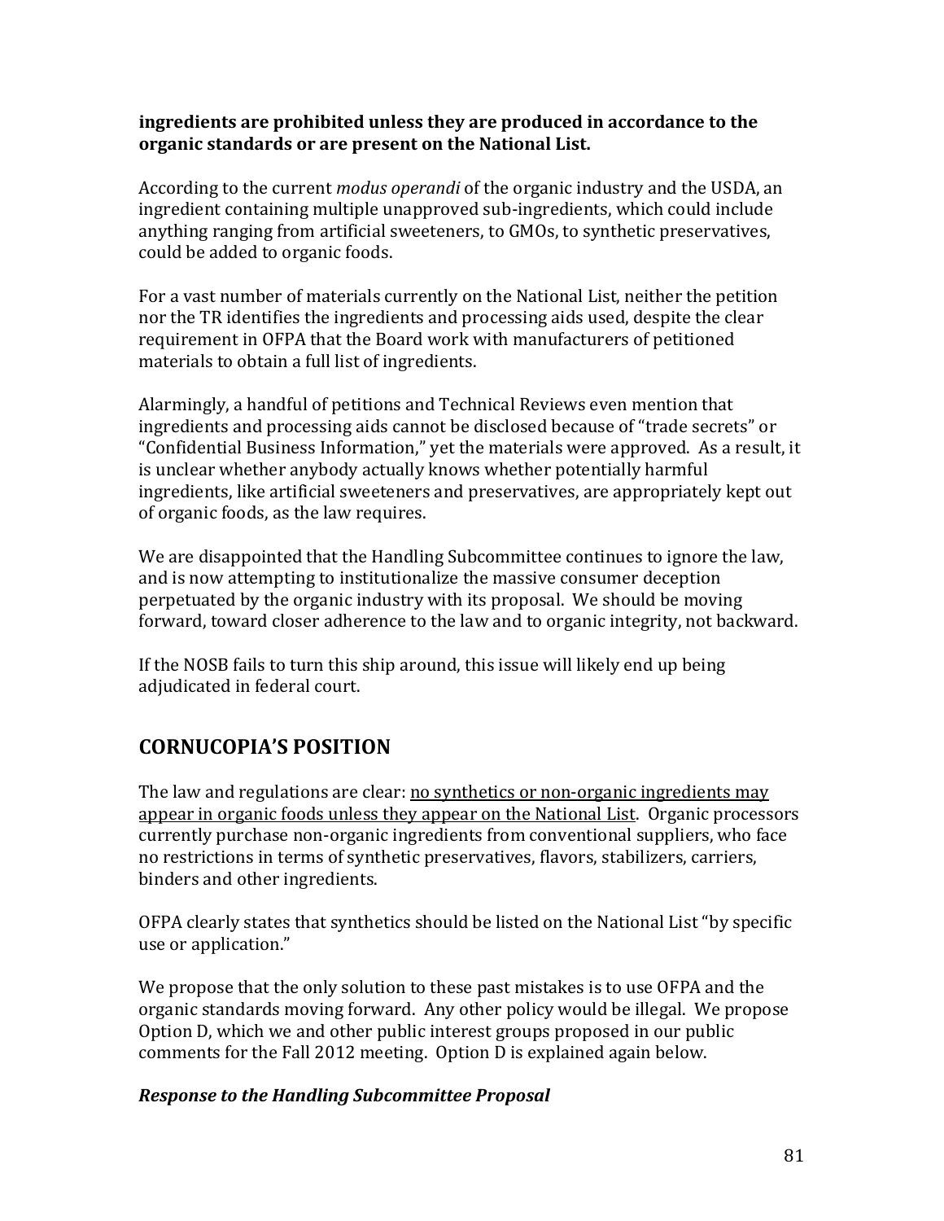**ingredients are prohibited unless they are produced in accordance to the organic standards or are present on the National List.**

According to the current *modus operandi* of the organic industry and the USDA, an ingredient containing multiple unapproved sub-ingredients, which could include anything ranging from artificial sweeteners, to GMOs, to synthetic preservatives, could be added to organic foods.

For a vast number of materials currently on the National List, neither the petition nor the TR identifies the ingredients and processing aids used, despite the clear requirement in OFPA that the Board work with manufacturers of petitioned materials to obtain a full list of ingredients.

Alarmingly, a handful of petitions and Technical Reviews even mention that ingredients and processing aids cannot be disclosed because of "trade secrets" or "Confidential Business Information," yet the materials were approved. As a result, it is unclear whether anybody actually knows whether potentially harmful ingredients, like artificial sweeteners and preservatives, are appropriately kept out of organic foods, as the law requires.

We are disappointed that the Handling Subcommittee continues to ignore the law, and is now attempting to institutionalize the massive consumer deception perpetuated by the organic industry with its proposal. We should be moving forward, toward closer adherence to the law and to organic integrity, not backward.

If the NOSB fails to turn this ship around, this issue will likely end up being adjudicated in federal court.

## CORNUCOPIA'S POSITION

The law and regulations are clear: no synthetics or non-organic ingredients may appear in organic foods unless they appear on the National List. Organic processors currently purchase non-organic ingredients from conventional suppliers, who face no restrictions in terms of synthetic preservatives, flavors, stabilizers, carriers, binders and other ingredients.

OFPA clearly states that synthetics should be listed on the National List "by specific use or application."

We propose that the only solution to these past mistakes is to use OFPA and the organic standards moving forward. Any other policy would be illegal. We propose Option D, which we and other public interest groups proposed in our public comments for the Fall 2012 meeting. Option D is explained again below.

### *Response to the Handling Subcommittee Proposal*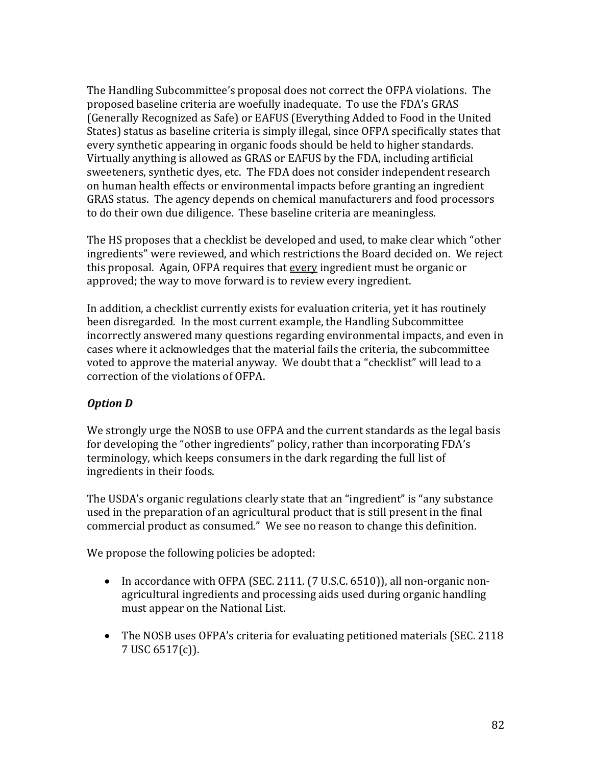The Handling Subcommittee's proposal does not correct the OFPA violations. The proposed baseline criteria are woefully inadequate. To use the FDA's GRAS (Generally Recognized as Safe) or EAFUS (Everything Added to Food in the United States) status as baseline criteria is simply illegal, since OFPA specifically states that every synthetic appearing in organic foods should be held to higher standards. Virtually anything is allowed as GRAS or EAFUS by the FDA, including artificial sweeteners, synthetic dyes, etc. The FDA does not consider independent research on human health effects or environmental impacts before granting an ingredient GRAS status. The agency depends on chemical manufacturers and food processors to do their own due diligence. These baseline criteria are meaningless.

The HS proposes that a checklist be developed and used, to make clear which "other ingredients" were reviewed, and which restrictions the Board decided on. We reject this proposal. Again, OFPA requires that <u>every</u> ingredient must be organic or approved; the way to move forward is to review every ingredient.

In addition, a checklist currently exists for evaluation criteria, yet it has routinely been disregarded. In the most current example, the Handling Subcommittee incorrectly answered many questions regarding environmental impacts, and even in cases where it acknowledges that the material fails the criteria, the subcommittee voted to approve the material anyway. We doubt that a "checklist" will lead to a correction of the violations of OFPA.

***Option D***

We strongly urge the NOSB to use OFPA and the current standards as the legal basis for developing the "other ingredients" policy, rather than incorporating FDA's terminology, which keeps consumers in the dark regarding the full list of ingredients in their foods.

The USDA's organic regulations clearly state that an "ingredient" is "any substance used in the preparation of an agricultural product that is still present in the final commercial product as consumed." We see no reason to change this definition.

We propose the following policies be adopted:

- In accordance with OFPA (SEC. 2111. (7 U.S.C. 6510)), all non-organic non-agricultural ingredients and processing aids used during organic handling must appear on the National List.

- The NOSB uses OFPA's criteria for evaluating petitioned materials (SEC. 2118 7 USC 6517(c)).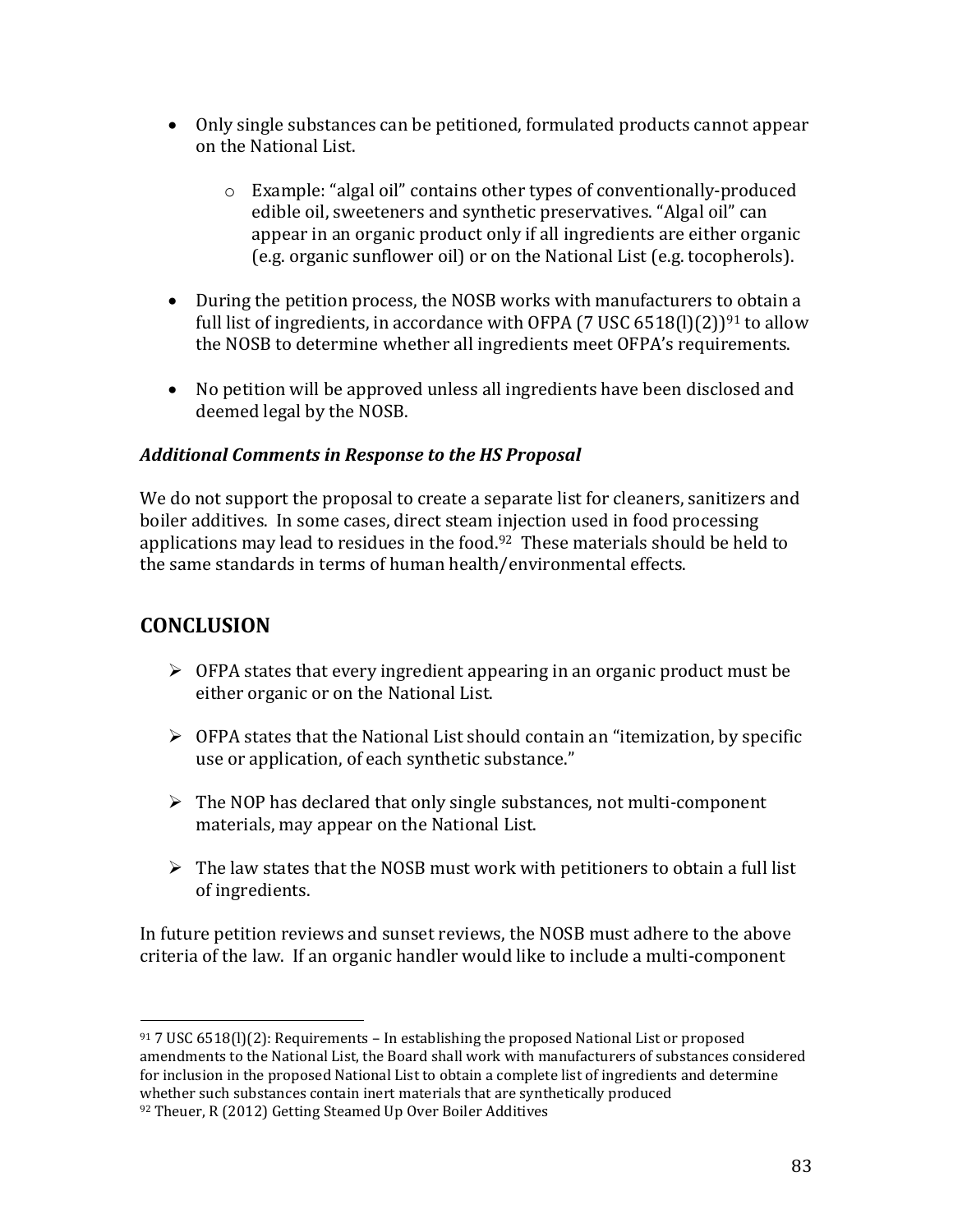- Only single substances can be petitioned, formulated products cannot appear on the National List.
    - Example: "algal oil" contains other types of conventionally-produced edible oil, sweeteners and synthetic preservatives. "Algal oil" can appear in an organic product only if all ingredients are either organic (e.g. organic sunflower oil) or on the National List (e.g. tocopherols).

- During the petition process, the NOSB works with manufacturers to obtain a full list of ingredients, in accordance with OFPA (7 USC 6518(l)(2))[91] to allow the NOSB to determine whether all ingredients meet OFPA's requirements.

- No petition will be approved unless all ingredients have been disclosed and deemed legal by the NOSB.

***Additional Comments in Response to the HS Proposal***

We do not support the proposal to create a separate list for cleaners, sanitizers and boiler additives. In some cases, direct steam injection used in food processing applications may lead to residues in the food.[92] These materials should be held to the same standards in terms of human health/environmental effects.

## CONCLUSION

- OFPA states that every ingredient appearing in an organic product must be either organic or on the National List.

- OFPA states that the National List should contain an "itemization, by specific use or application, of each synthetic substance."

- The NOP has declared that only single substances, not multi-component materials, may appear on the National List.

- The law states that the NOSB must work with petitioners to obtain a full list of ingredients.

In future petition reviews and sunset reviews, the NOSB must adhere to the above criteria of the law. If an organic handler would like to include a multi-component

---

[91] 7 USC 6518(l)(2): Requirements – In establishing the proposed National List or proposed amendments to the National List, the Board shall work with manufacturers of substances considered for inclusion in the proposed National List to obtain a complete list of ingredients and determine whether such substances contain inert materials that are synthetically produced

[92] Theuer, R (2012) Getting Steamed Up Over Boiler Additives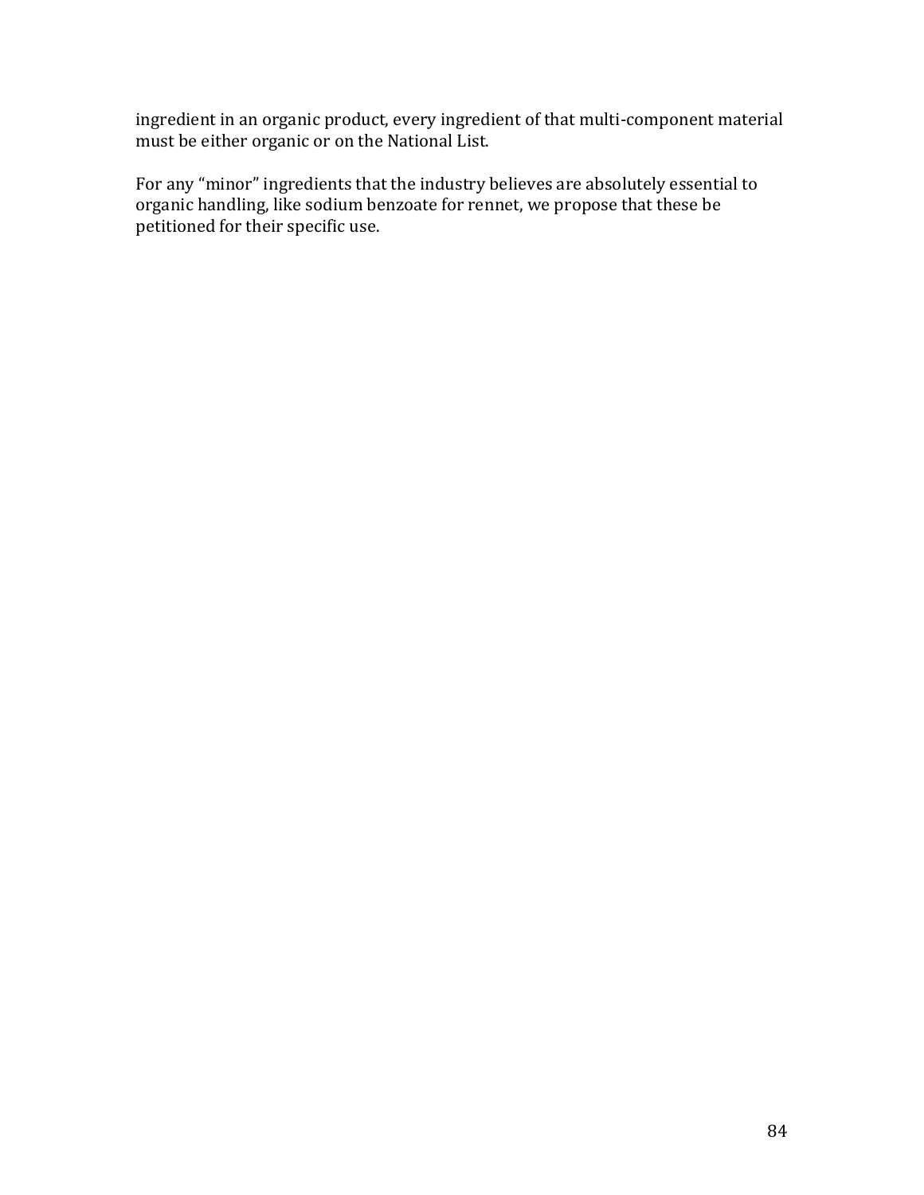ingredient in an organic product, every ingredient of that multi-component material must be either organic or on the National List.

For any “minor” ingredients that the industry believes are absolutely essential to organic handling, like sodium benzoate for rennet, we propose that these be petitioned for their specific use.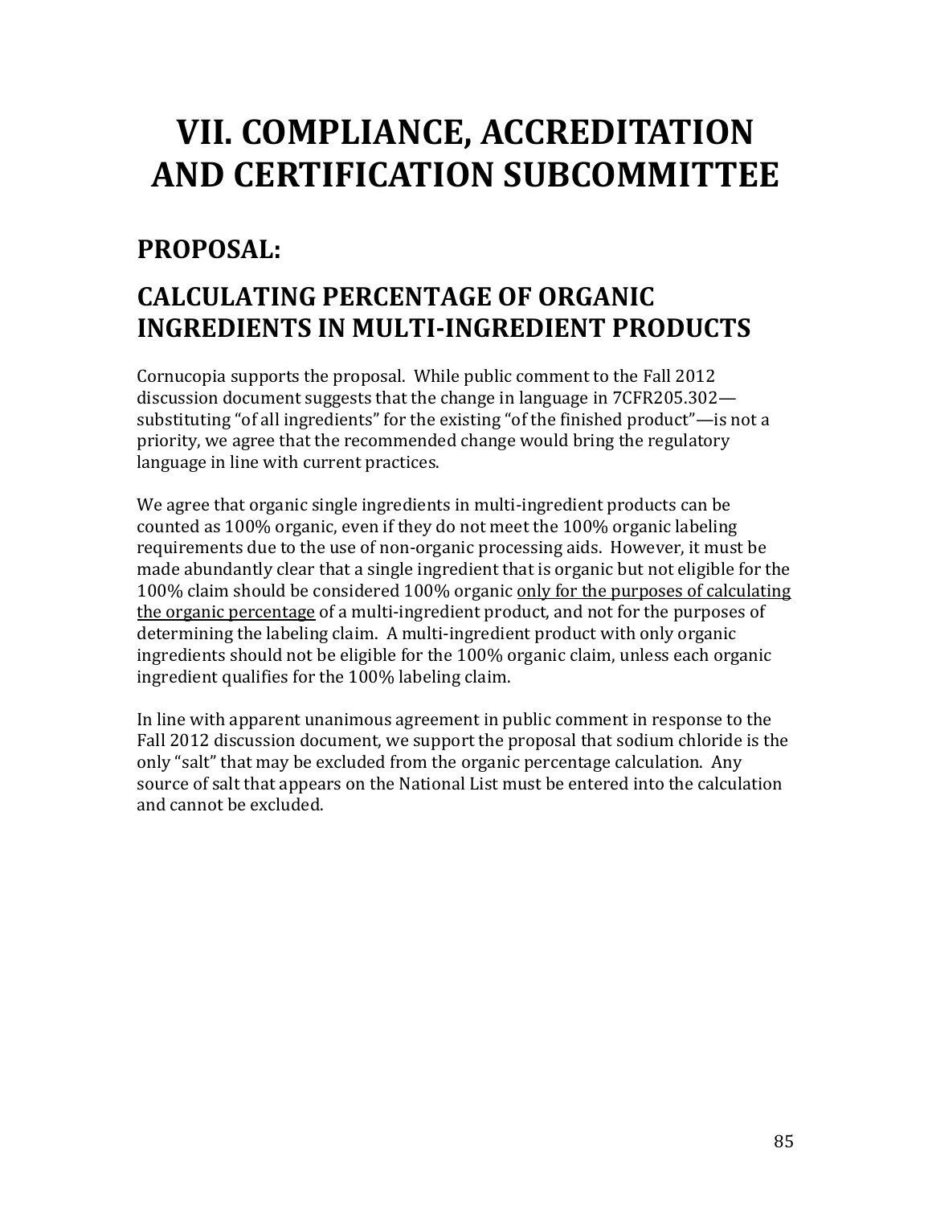# VII. COMPLIANCE, ACCREDITATION AND CERTIFICATION SUBCOMMITTEE

## PROPOSAL:

## CALCULATING PERCENTAGE OF ORGANIC INGREDIENTS IN MULTI-INGREDIENT PRODUCTS

Cornucopia supports the proposal. While public comment to the Fall 2012 discussion document suggests that the change in language in 7CFR205.302—substituting "of all ingredients" for the existing "of the finished product"—is not a priority, we agree that the recommended change would bring the regulatory language in line with current practices.

We agree that organic single ingredients in multi-ingredient products can be counted as 100% organic, even if they do not meet the 100% organic labeling requirements due to the use of non-organic processing aids. However, it must be made abundantly clear that a single ingredient that is organic but not eligible for the 100% claim should be considered 100% organic <u>only for the purposes of calculating the organic percentage</u> of a multi-ingredient product, and not for the purposes of determining the labeling claim. A multi-ingredient product with only organic ingredients should not be eligible for the 100% organic claim, unless each organic ingredient qualifies for the 100% labeling claim.

In line with apparent unanimous agreement in public comment in response to the Fall 2012 discussion document, we support the proposal that sodium chloride is the only "salt" that may be excluded from the organic percentage calculation. Any source of salt that appears on the National List must be entered into the calculation and cannot be excluded.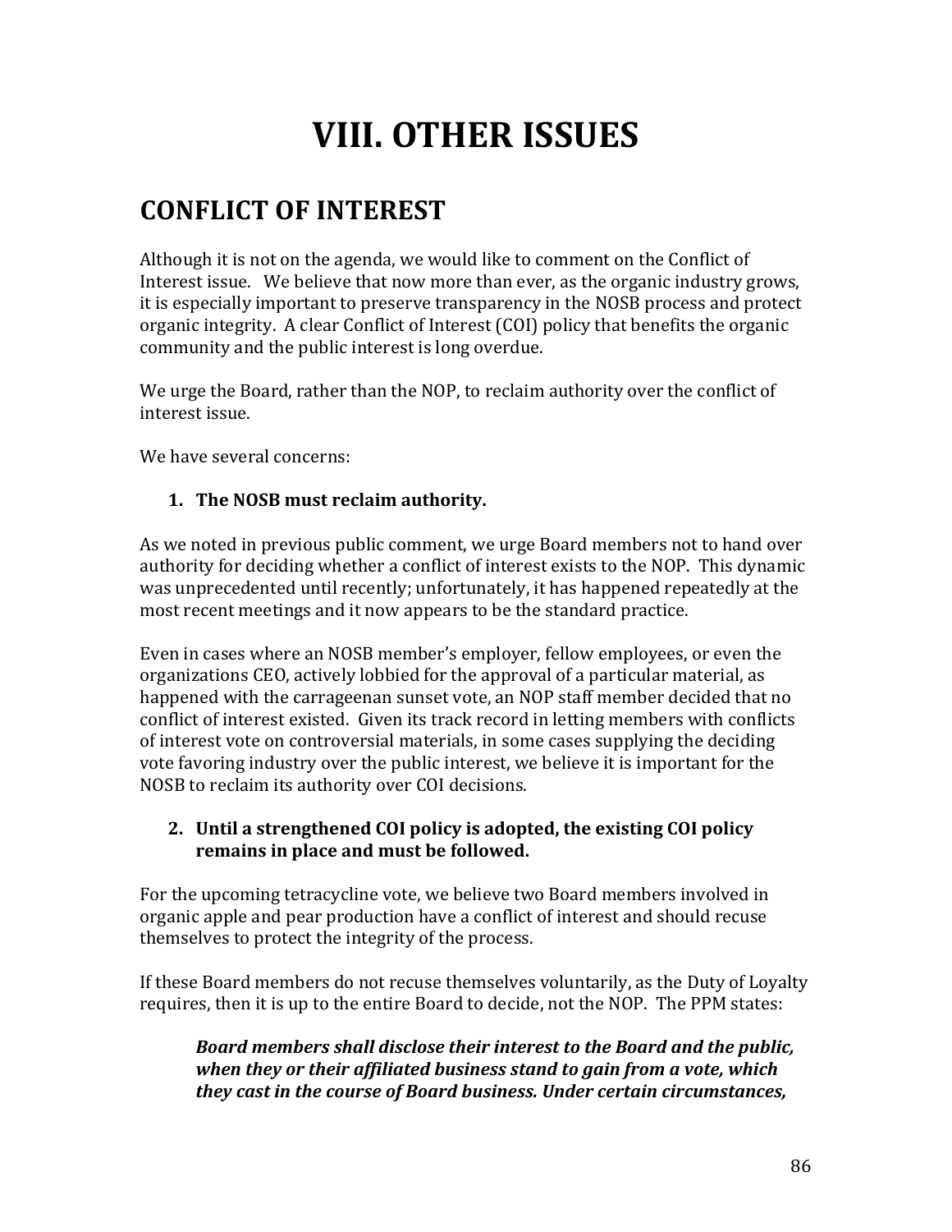# VIII. OTHER ISSUES

## CONFLICT OF INTEREST

Although it is not on the agenda, we would like to comment on the Conflict of Interest issue. We believe that now more than ever, as the organic industry grows, it is especially important to preserve transparency in the NOSB process and protect organic integrity. A clear Conflict of Interest (COI) policy that benefits the organic community and the public interest is long overdue.

We urge the Board, rather than the NOP, to reclaim authority over the conflict of interest issue.

We have several concerns:

1. **The NOSB must reclaim authority.**

As we noted in previous public comment, we urge Board members not to hand over authority for deciding whether a conflict of interest exists to the NOP. This dynamic was unprecedented until recently; unfortunately, it has happened repeatedly at the most recent meetings and it now appears to be the standard practice.

Even in cases where an NOSB member's employer, fellow employees, or even the organizations CEO, actively lobbied for the approval of a particular material, as happened with the carrageenan sunset vote, an NOP staff member decided that no conflict of interest existed. Given its track record in letting members with conflicts of interest vote on controversial materials, in some cases supplying the deciding vote favoring industry over the public interest, we believe it is important for the NOSB to reclaim its authority over COI decisions.

2. **Until a strengthened COI policy is adopted, the existing COI policy remains in place and must be followed.**

For the upcoming tetracycline vote, we believe two Board members involved in organic apple and pear production have a conflict of interest and should recuse themselves to protect the integrity of the process.

If these Board members do not recuse themselves voluntarily, as the Duty of Loyalty requires, then it is up to the entire Board to decide, not the NOP. The PPM states:

> ***Board members shall disclose their interest to the Board and the public, when they or their affiliated business stand to gain from a vote, which they cast in the course of Board business. Under certain circumstances,***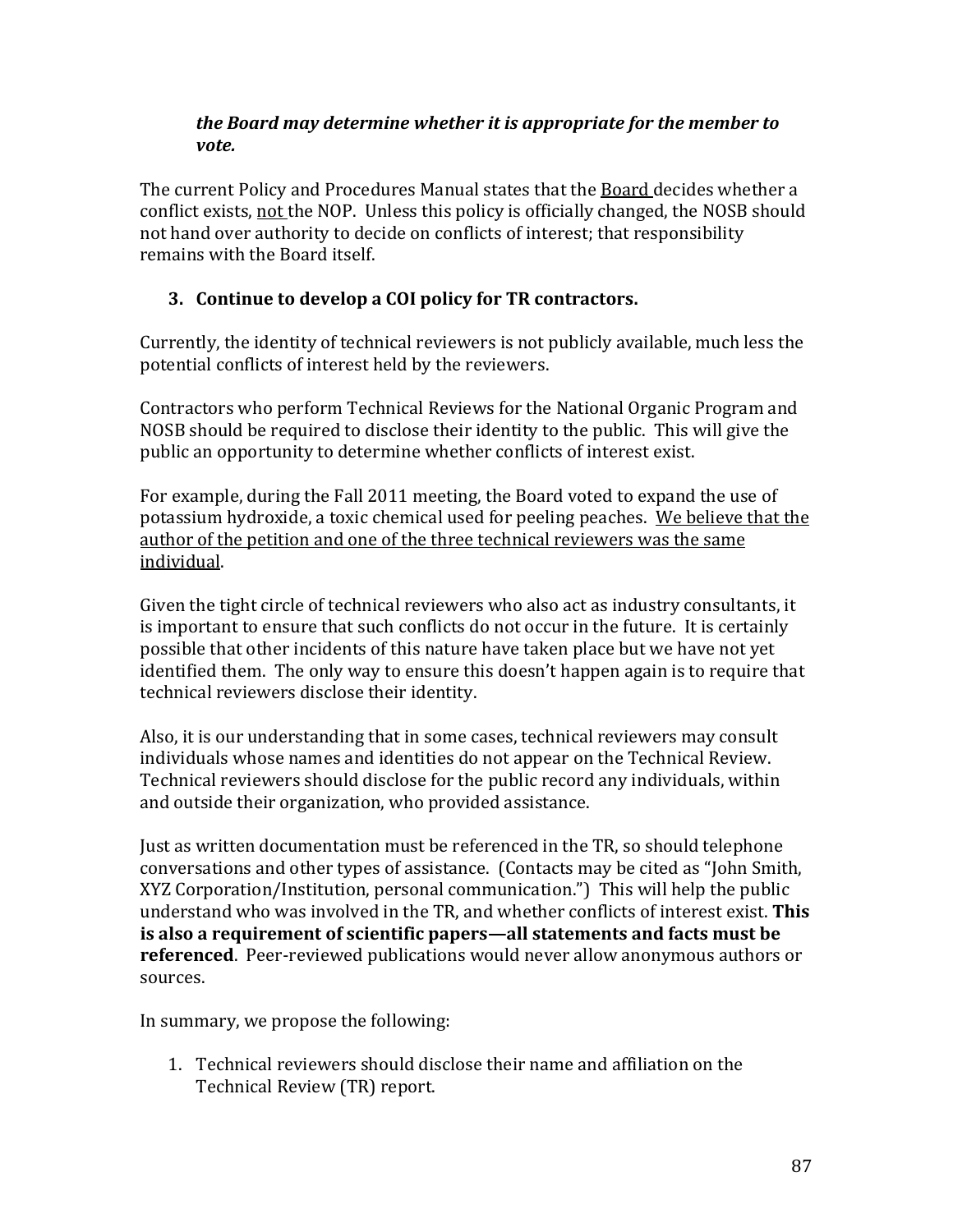*the Board may determine whether it is appropriate for the member to vote.*

The current Policy and Procedures Manual states that the Board decides whether a conflict exists, not the NOP. Unless this policy is officially changed, the NOSB should not hand over authority to decide on conflicts of interest; that responsibility remains with the Board itself.

3. **Continue to develop a COI policy for TR contractors.**

Currently, the identity of technical reviewers is not publicly available, much less the potential conflicts of interest held by the reviewers.

Contractors who perform Technical Reviews for the National Organic Program and NOSB should be required to disclose their identity to the public. This will give the public an opportunity to determine whether conflicts of interest exist.

For example, during the Fall 2011 meeting, the Board voted to expand the use of potassium hydroxide, a toxic chemical used for peeling peaches. We believe that the author of the petition and one of the three technical reviewers was the same individual.

Given the tight circle of technical reviewers who also act as industry consultants, it is important to ensure that such conflicts do not occur in the future. It is certainly possible that other incidents of this nature have taken place but we have not yet identified them. The only way to ensure this doesn't happen again is to require that technical reviewers disclose their identity.

Also, it is our understanding that in some cases, technical reviewers may consult individuals whose names and identities do not appear on the Technical Review. Technical reviewers should disclose for the public record any individuals, within and outside their organization, who provided assistance.

Just as written documentation must be referenced in the TR, so should telephone conversations and other types of assistance. (Contacts may be cited as "John Smith, XYZ Corporation/Institution, personal communication.") This will help the public understand who was involved in the TR, and whether conflicts of interest exist. **This is also a requirement of scientific papers—all statements and facts must be referenced**. Peer-reviewed publications would never allow anonymous authors or sources.

In summary, we propose the following:

1. Technical reviewers should disclose their name and affiliation on the Technical Review (TR) report.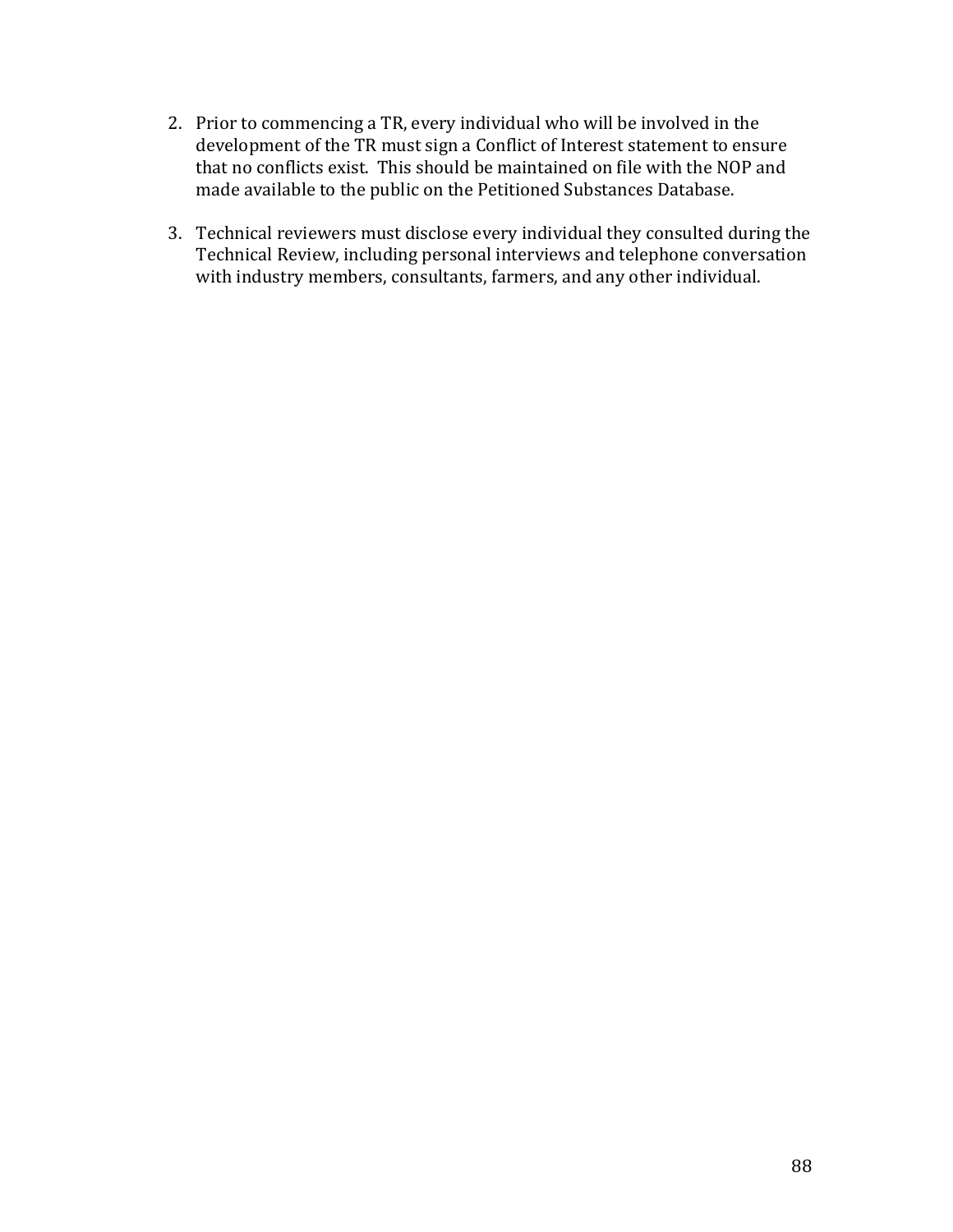2. Prior to commencing a TR, every individual who will be involved in the development of the TR must sign a Conflict of Interest statement to ensure that no conflicts exist. This should be maintained on file with the NOP and made available to the public on the Petitioned Substances Database.

3. Technical reviewers must disclose every individual they consulted during the Technical Review, including personal interviews and telephone conversation with industry members, consultants, farmers, and any other individual.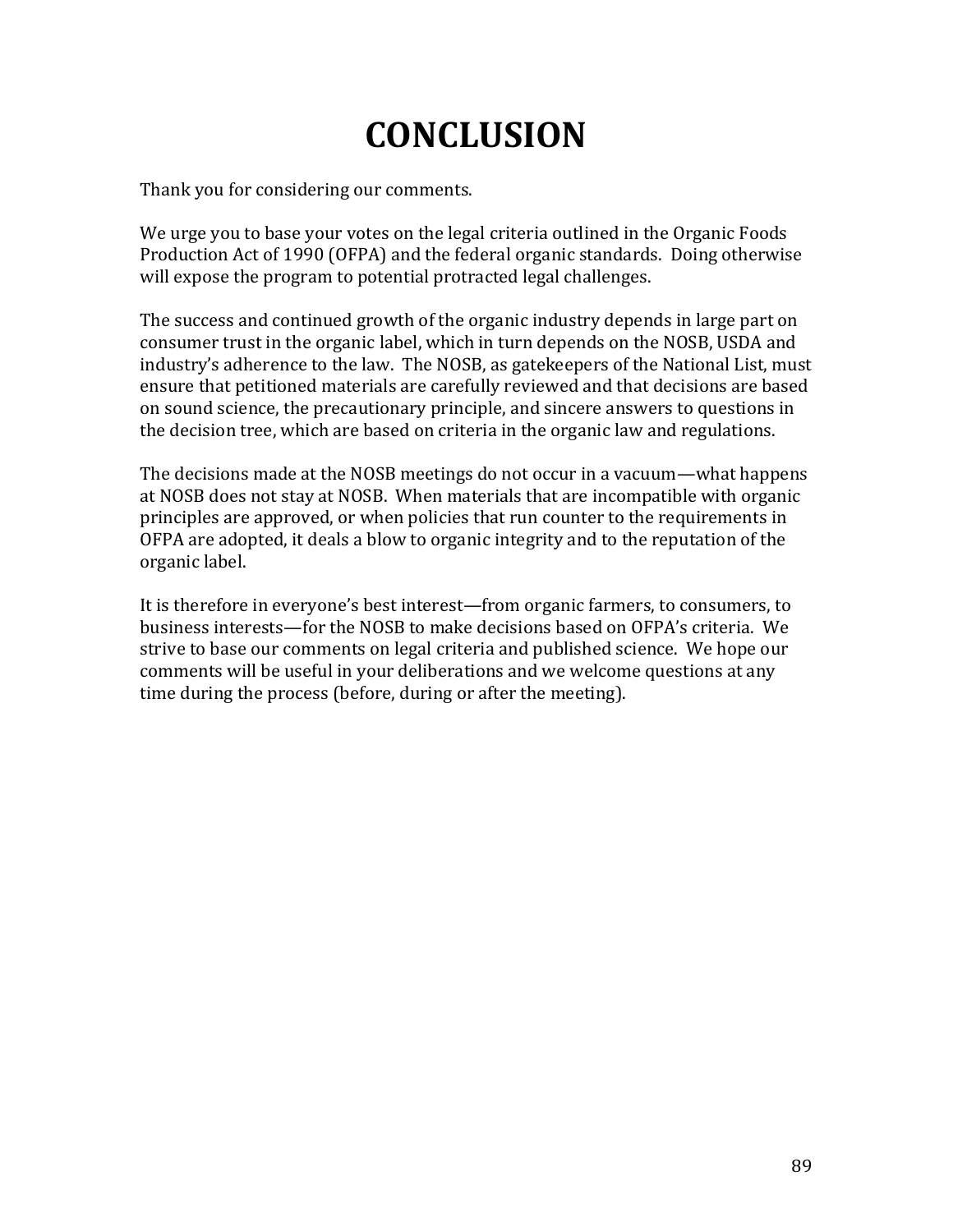# CONCLUSION

Thank you for considering our comments.

We urge you to base your votes on the legal criteria outlined in the Organic Foods Production Act of 1990 (OFPA) and the federal organic standards. Doing otherwise will expose the program to potential protracted legal challenges.

The success and continued growth of the organic industry depends in large part on consumer trust in the organic label, which in turn depends on the NOSB, USDA and industry's adherence to the law. The NOSB, as gatekeepers of the National List, must ensure that petitioned materials are carefully reviewed and that decisions are based on sound science, the precautionary principle, and sincere answers to questions in the decision tree, which are based on criteria in the organic law and regulations.

The decisions made at the NOSB meetings do not occur in a vacuum—what happens at NOSB does not stay at NOSB. When materials that are incompatible with organic principles are approved, or when policies that run counter to the requirements in OFPA are adopted, it deals a blow to organic integrity and to the reputation of the organic label.

It is therefore in everyone's best interest—from organic farmers, to consumers, to business interests—for the NOSB to make decisions based on OFPA's criteria. We strive to base our comments on legal criteria and published science. We hope our comments will be useful in your deliberations and we welcome questions at any time during the process (before, during or after the meeting).